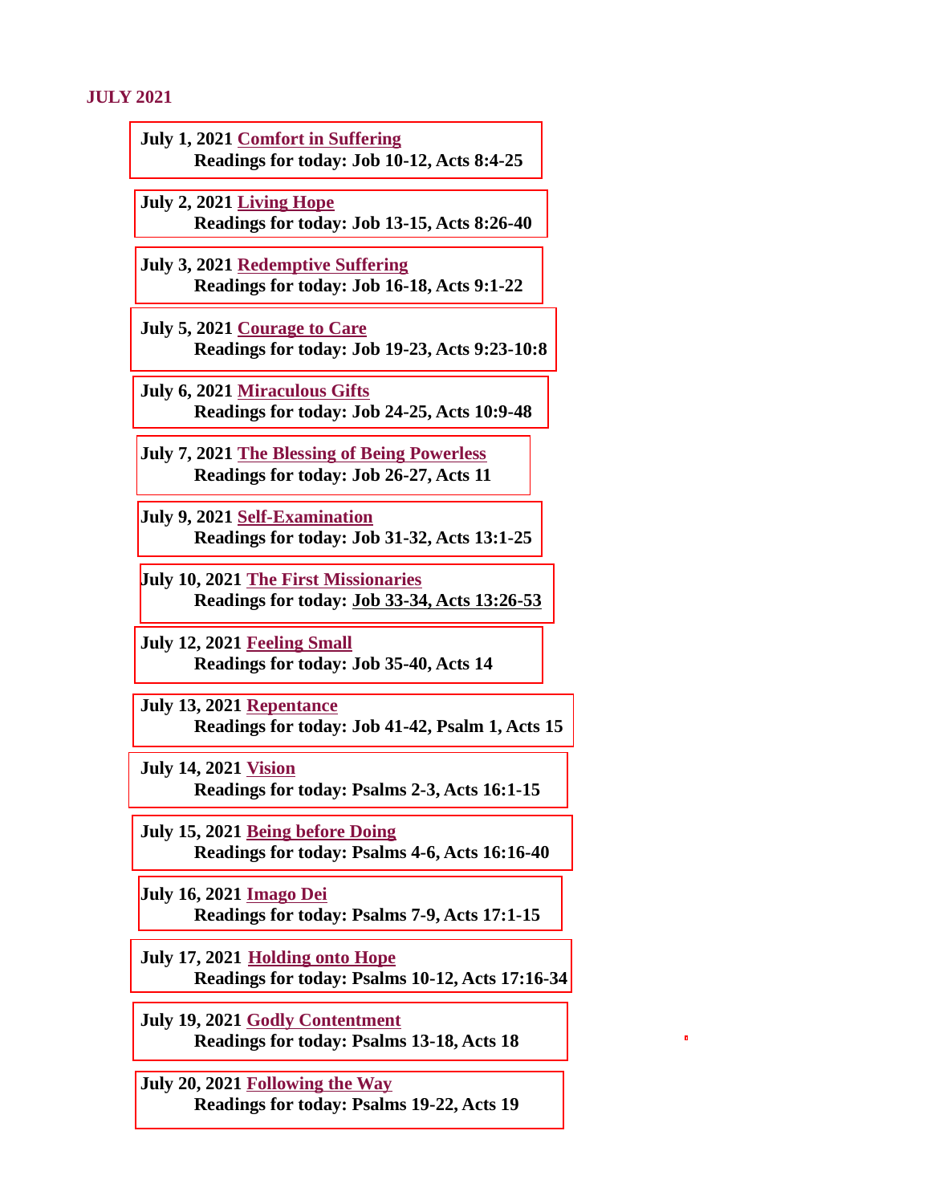**JULY 2021**

**July 1, 2021 Comfort in Suffering**
**Readings for today: Job 10-12, Acts 8:4-25**

**July 2, 2021 Living Hope**
**Readings for today: Job 13-15, Acts 8:26-40**

**July 3, 2021 Redemptive Suffering**
**Readings for today: Job 16-18, Acts 9:1-22**

**July 5, 2021 Courage to Care**
**Readings for today: Job 19-23, Acts 9:23-10:8**

**July 6, 2021 Miraculous Gifts**
**Readings for today: Job 24-25, Acts 10:9-48**

**July 7, 2021 The Blessing of Being Powerless**
**Readings for today: Job 26-27, Acts 11**

**July 9, 2021 Self-Examination**
**Readings for today: Job 31-32, Acts 13:1-25**

**July 10, 2021 The First Missionaries**
**Readings for today: Job 33-34, Acts 13:26-53**

**July 12, 2021 Feeling Small**
**Readings for today: Job 35-40, Acts 14**

**July 13, 2021 Repentance**
**Readings for today: Job 41-42, Psalm 1, Acts 15**

**July 14, 2021 Vision**
**Readings for today: Psalms 2-3, Acts 16:1-15**

**July 15, 2021 Being before Doing**
**Readings for today: Psalms 4-6, Acts 16:16-40**

**July 16, 2021 Imago Dei**
**Readings for today: Psalms 7-9, Acts 17:1-15**

**July 17, 2021 Holding onto Hope**
**Readings for today: Psalms 10-12, Acts 17:16-34**

**July 19, 2021 Godly Contentment**
**Readings for today: Psalms 13-18, Acts 18**

**July 20, 2021 Following the Way**
**Readings for today: Psalms 19-22, Acts 19**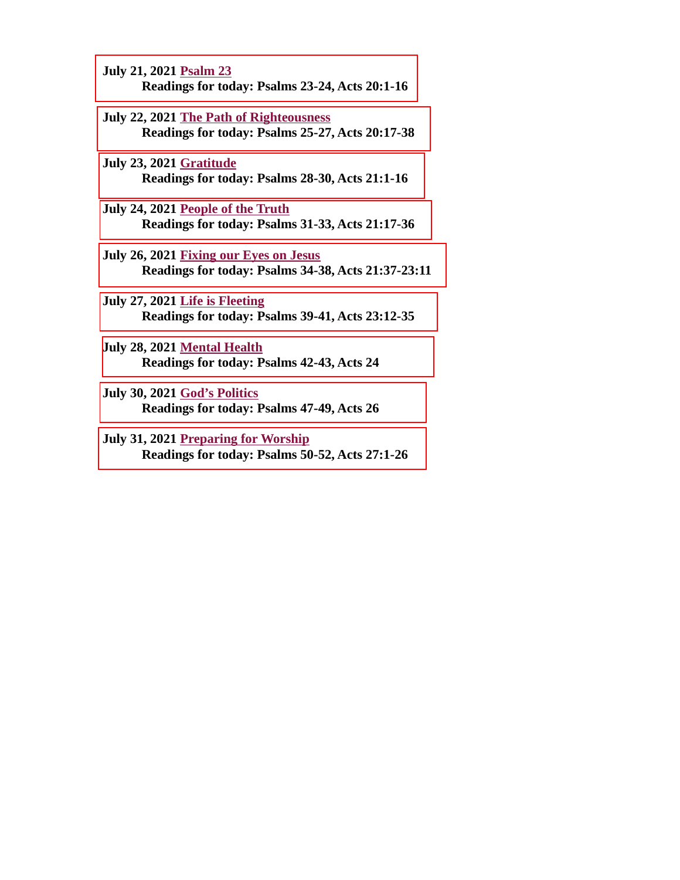**July 21, 2021** **Psalm 23**
**Readings for today: Psalms 23-24, Acts 20:1-16**

**July 22, 2021** **The Path of Righteousness**
**Readings for today: Psalms 25-27, Acts 20:17-38**

**July 23, 2021** **Gratitude**
**Readings for today: Psalms 28-30, Acts 21:1-16**

**July 24, 2021** **People of the Truth**
**Readings for today: Psalms 31-33, Acts 21:17-36**

**July 26, 2021** **Fixing our Eyes on Jesus**
**Readings for today: Psalms 34-38, Acts 21:37-23:11**

**July 27, 2021** **Life is Fleeting**
**Readings for today: Psalms 39-41, Acts 23:12-35**

**July 28, 2021** **Mental Health**
**Readings for today: Psalms 42-43, Acts 24**

**July 30, 2021** **God's Politics**
**Readings for today: Psalms 47-49, Acts 26**

**July 31, 2021** **Preparing for Worship**
**Readings for today: Psalms 50-52, Acts 27:1-26**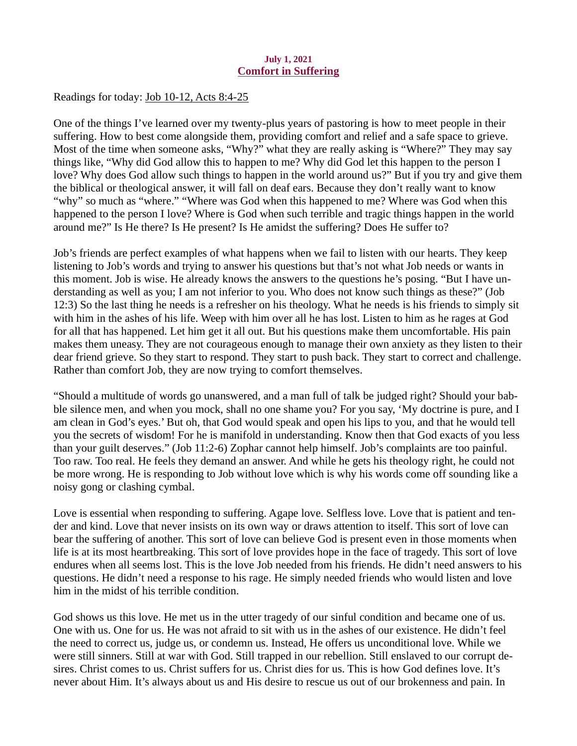**July 1, 2021**

## Comfort in Suffering

Readings for today: Job 10-12, Acts 8:4-25

One of the things I've learned over my twenty-plus years of pastoring is how to meet people in their suffering. How to best come alongside them, providing comfort and relief and a safe space to grieve. Most of the time when someone asks, "Why?" what they are really asking is "Where?" They may say things like, "Why did God allow this to happen to me? Why did God let this happen to the person I love? Why does God allow such things to happen in the world around us?" But if you try and give them the biblical or theological answer, it will fall on deaf ears. Because they don't really want to know "why" so much as "where." "Where was God when this happened to me? Where was God when this happened to the person I love? Where is God when such terrible and tragic things happen in the world around me?" Is He there? Is He present? Is He amidst the suffering? Does He suffer to?

Job's friends are perfect examples of what happens when we fail to listen with our hearts. They keep listening to Job's words and trying to answer his questions but that's not what Job needs or wants in this moment. Job is wise. He already knows the answers to the questions he's posing. "But I have understanding as well as you; I am not inferior to you. Who does not know such things as these?" (Job 12:3) So the last thing he needs is a refresher on his theology. What he needs is his friends to simply sit with him in the ashes of his life. Weep with him over all he has lost. Listen to him as he rages at God for all that has happened. Let him get it all out. But his questions make them uncomfortable. His pain makes them uneasy. They are not courageous enough to manage their own anxiety as they listen to their dear friend grieve. So they start to respond. They start to push back. They start to correct and challenge. Rather than comfort Job, they are now trying to comfort themselves.

"Should a multitude of words go unanswered, and a man full of talk be judged right? Should your babble silence men, and when you mock, shall no one shame you? For you say, 'My doctrine is pure, and I am clean in God's eyes.' But oh, that God would speak and open his lips to you, and that he would tell you the secrets of wisdom! For he is manifold in understanding. Know then that God exacts of you less than your guilt deserves." (Job 11:2-6) Zophar cannot help himself. Job's complaints are too painful. Too raw. Too real. He feels they demand an answer. And while he gets his theology right, he could not be more wrong. He is responding to Job without love which is why his words come off sounding like a noisy gong or clashing cymbal.

Love is essential when responding to suffering. Agape love. Selfless love. Love that is patient and tender and kind. Love that never insists on its own way or draws attention to itself. This sort of love can bear the suffering of another. This sort of love can believe God is present even in those moments when life is at its most heartbreaking. This sort of love provides hope in the face of tragedy. This sort of love endures when all seems lost. This is the love Job needed from his friends. He didn't need answers to his questions. He didn't need a response to his rage. He simply needed friends who would listen and love him in the midst of his terrible condition.

God shows us this love. He met us in the utter tragedy of our sinful condition and became one of us. One with us. One for us. He was not afraid to sit with us in the ashes of our existence. He didn't feel the need to correct us, judge us, or condemn us. Instead, He offers us unconditional love. While we were still sinners. Still at war with God. Still trapped in our rebellion. Still enslaved to our corrupt desires. Christ comes to us. Christ suffers for us. Christ dies for us. This is how God defines love. It's never about Him. It's always about us and His desire to rescue us out of our brokenness and pain. In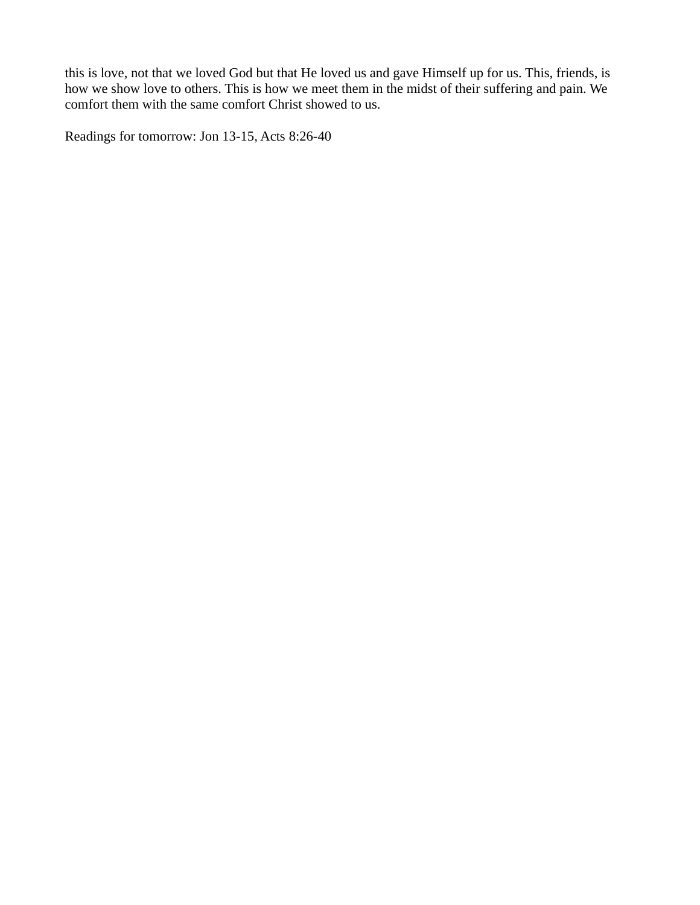this is love, not that we loved God but that He loved us and gave Himself up for us. This, friends, is how we show love to others. This is how we meet them in the midst of their suffering and pain. We comfort them with the same comfort Christ showed to us.

Readings for tomorrow: Jon 13-15, Acts 8:26-40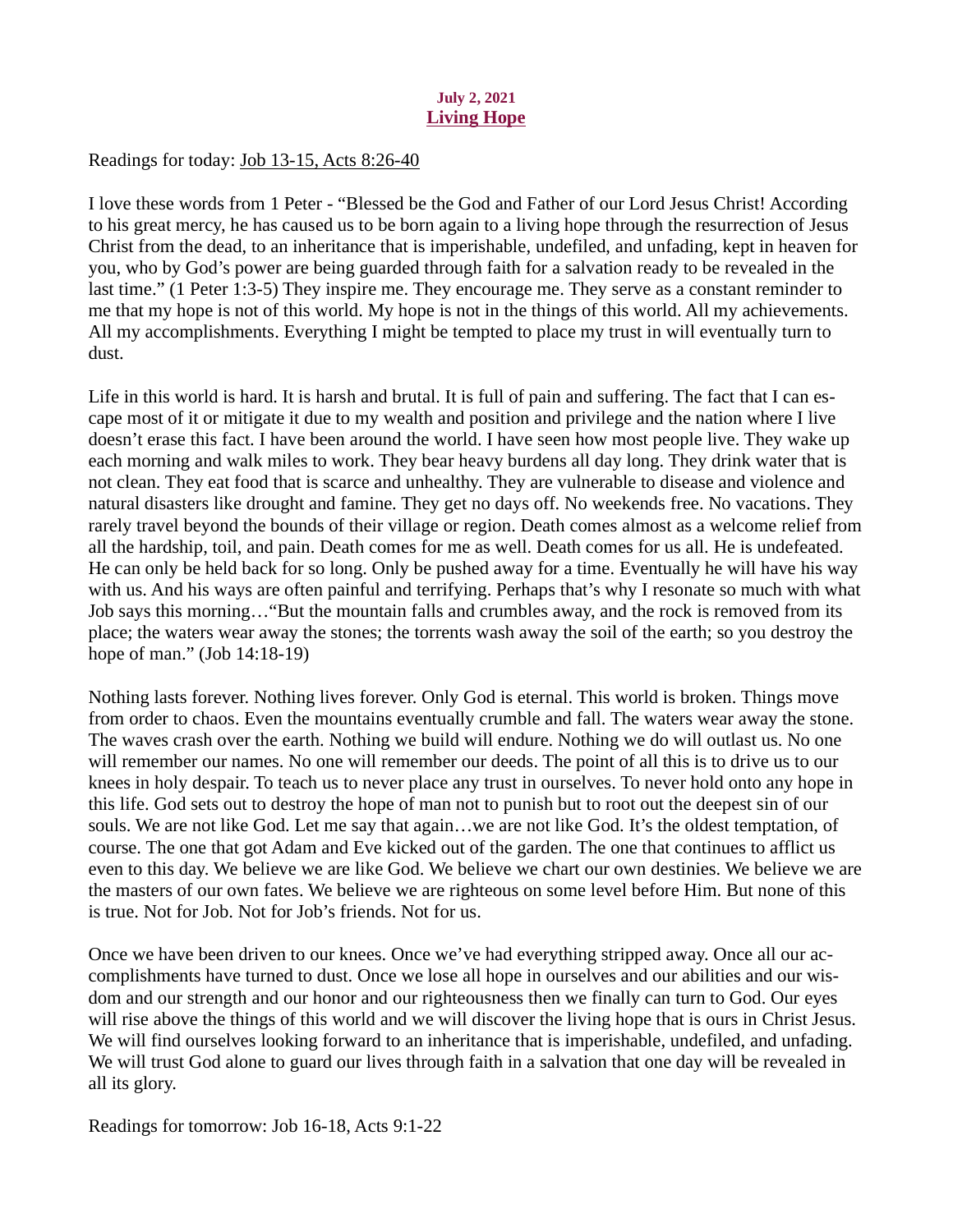**July 2, 2021**
## Living Hope

Readings for today: Job 13-15, Acts 8:26-40

I love these words from 1 Peter - "Blessed be the God and Father of our Lord Jesus Christ! According to his great mercy, he has caused us to be born again to a living hope through the resurrection of Jesus Christ from the dead, to an inheritance that is imperishable, undefiled, and unfading, kept in heaven for you, who by God's power are being guarded through faith for a salvation ready to be revealed in the last time." (1 Peter 1:3-5) They inspire me. They encourage me. They serve as a constant reminder to me that my hope is not of this world. My hope is not in the things of this world. All my achievements. All my accomplishments. Everything I might be tempted to place my trust in will eventually turn to dust.

Life in this world is hard. It is harsh and brutal. It is full of pain and suffering. The fact that I can escape most of it or mitigate it due to my wealth and position and privilege and the nation where I live doesn't erase this fact. I have been around the world. I have seen how most people live. They wake up each morning and walk miles to work. They bear heavy burdens all day long. They drink water that is not clean. They eat food that is scarce and unhealthy. They are vulnerable to disease and violence and natural disasters like drought and famine. They get no days off. No weekends free. No vacations. They rarely travel beyond the bounds of their village or region. Death comes almost as a welcome relief from all the hardship, toil, and pain. Death comes for me as well. Death comes for us all. He is undefeated. He can only be held back for so long. Only be pushed away for a time. Eventually he will have his way with us. And his ways are often painful and terrifying. Perhaps that's why I resonate so much with what Job says this morning…"But the mountain falls and crumbles away, and the rock is removed from its place; the waters wear away the stones; the torrents wash away the soil of the earth; so you destroy the hope of man." (Job 14:18-19)

Nothing lasts forever. Nothing lives forever. Only God is eternal. This world is broken. Things move from order to chaos. Even the mountains eventually crumble and fall. The waters wear away the stone. The waves crash over the earth. Nothing we build will endure. Nothing we do will outlast us. No one will remember our names. No one will remember our deeds. The point of all this is to drive us to our knees in holy despair. To teach us to never place any trust in ourselves. To never hold onto any hope in this life. God sets out to destroy the hope of man not to punish but to root out the deepest sin of our souls. We are not like God. Let me say that again…we are not like God. It's the oldest temptation, of course. The one that got Adam and Eve kicked out of the garden. The one that continues to afflict us even to this day. We believe we are like God. We believe we chart our own destinies. We believe we are the masters of our own fates. We believe we are righteous on some level before Him. But none of this is true. Not for Job. Not for Job's friends. Not for us.

Once we have been driven to our knees. Once we've had everything stripped away. Once all our accomplishments have turned to dust. Once we lose all hope in ourselves and our abilities and our wisdom and our strength and our honor and our righteousness then we finally can turn to God. Our eyes will rise above the things of this world and we will discover the living hope that is ours in Christ Jesus. We will find ourselves looking forward to an inheritance that is imperishable, undefiled, and unfading. We will trust God alone to guard our lives through faith in a salvation that one day will be revealed in all its glory.

Readings for tomorrow: Job 16-18, Acts 9:1-22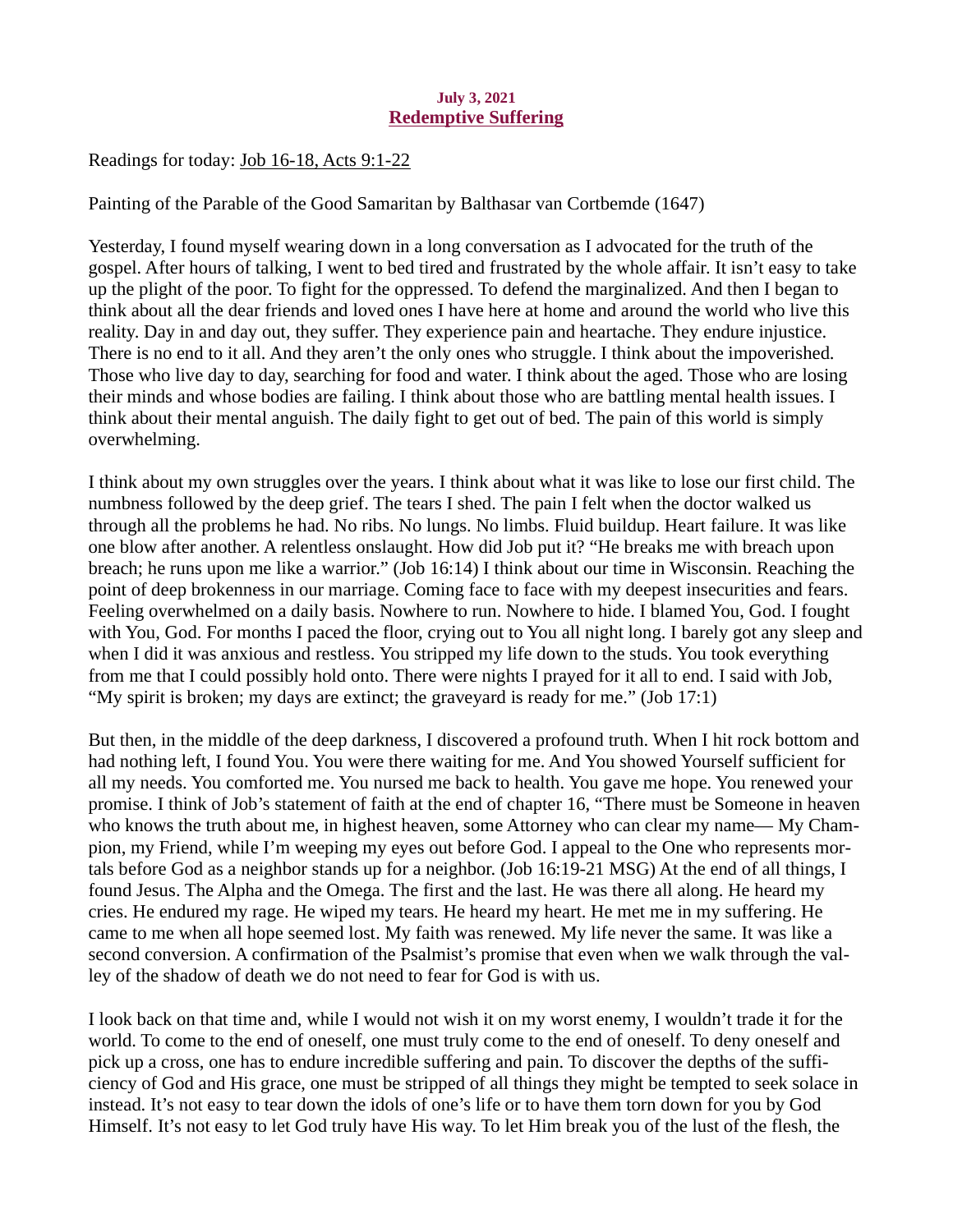**July 3, 2021**

# Redemptive Suffering

Readings for today: Job 16-18, Acts 9:1-22

Painting of the Parable of the Good Samaritan by Balthasar van Cortbemde (1647)

Yesterday, I found myself wearing down in a long conversation as I advocated for the truth of the gospel. After hours of talking, I went to bed tired and frustrated by the whole affair. It isn't easy to take up the plight of the poor. To fight for the oppressed. To defend the marginalized. And then I began to think about all the dear friends and loved ones I have here at home and around the world who live this reality. Day in and day out, they suffer. They experience pain and heartache. They endure injustice. There is no end to it all. And they aren't the only ones who struggle. I think about the impoverished. Those who live day to day, searching for food and water. I think about the aged. Those who are losing their minds and whose bodies are failing. I think about those who are battling mental health issues. I think about their mental anguish. The daily fight to get out of bed. The pain of this world is simply overwhelming.

I think about my own struggles over the years. I think about what it was like to lose our first child. The numbness followed by the deep grief. The tears I shed. The pain I felt when the doctor walked us through all the problems he had. No ribs. No lungs. No limbs. Fluid buildup. Heart failure. It was like one blow after another. A relentless onslaught. How did Job put it? "He breaks me with breach upon breach; he runs upon me like a warrior." (Job 16:14) I think about our time in Wisconsin. Reaching the point of deep brokenness in our marriage. Coming face to face with my deepest insecurities and fears. Feeling overwhelmed on a daily basis. Nowhere to run. Nowhere to hide. I blamed You, God. I fought with You, God. For months I paced the floor, crying out to You all night long. I barely got any sleep and when I did it was anxious and restless. You stripped my life down to the studs. You took everything from me that I could possibly hold onto. There were nights I prayed for it all to end. I said with Job, "My spirit is broken; my days are extinct; the graveyard is ready for me." (Job 17:1)

But then, in the middle of the deep darkness, I discovered a profound truth. When I hit rock bottom and had nothing left, I found You. You were there waiting for me. And You showed Yourself sufficient for all my needs. You comforted me. You nursed me back to health. You gave me hope. You renewed your promise. I think of Job's statement of faith at the end of chapter 16, "There must be Someone in heaven who knows the truth about me, in highest heaven, some Attorney who can clear my name— My Champion, my Friend, while I'm weeping my eyes out before God. I appeal to the One who represents mortals before God as a neighbor stands up for a neighbor. (Job 16:19-21 MSG) At the end of all things, I found Jesus. The Alpha and the Omega. The first and the last. He was there all along. He heard my cries. He endured my rage. He wiped my tears. He heard my heart. He met me in my suffering. He came to me when all hope seemed lost. My faith was renewed. My life never the same. It was like a second conversion. A confirmation of the Psalmist's promise that even when we walk through the valley of the shadow of death we do not need to fear for God is with us.

I look back on that time and, while I would not wish it on my worst enemy, I wouldn't trade it for the world. To come to the end of oneself, one must truly come to the end of oneself. To deny oneself and pick up a cross, one has to endure incredible suffering and pain. To discover the depths of the sufficiency of God and His grace, one must be stripped of all things they might be tempted to seek solace in instead. It's not easy to tear down the idols of one's life or to have them torn down for you by God Himself. It's not easy to let God truly have His way. To let Him break you of the lust of the flesh, the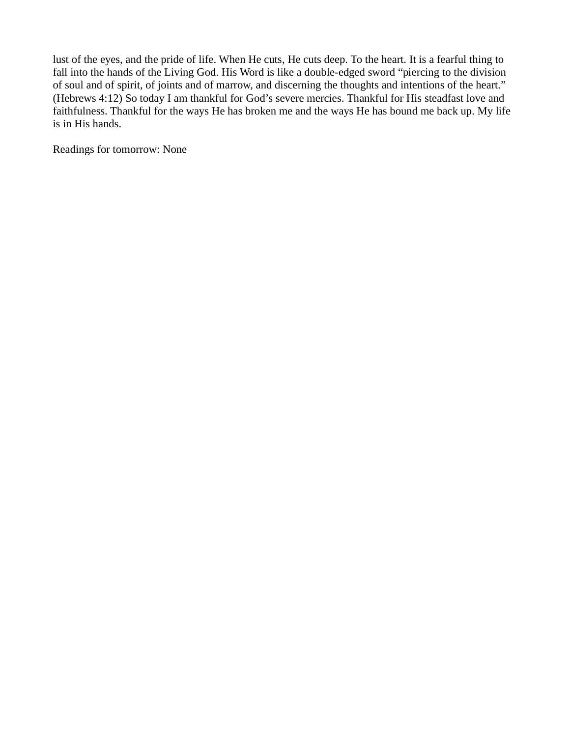lust of the eyes, and the pride of life. When He cuts, He cuts deep. To the heart. It is a fearful thing to fall into the hands of the Living God. His Word is like a double-edged sword "piercing to the division of soul and of spirit, of joints and of marrow, and discerning the thoughts and intentions of the heart." (Hebrews 4:12) So today I am thankful for God's severe mercies. Thankful for His steadfast love and faithfulness. Thankful for the ways He has broken me and the ways He has bound me back up. My life is in His hands.

Readings for tomorrow: None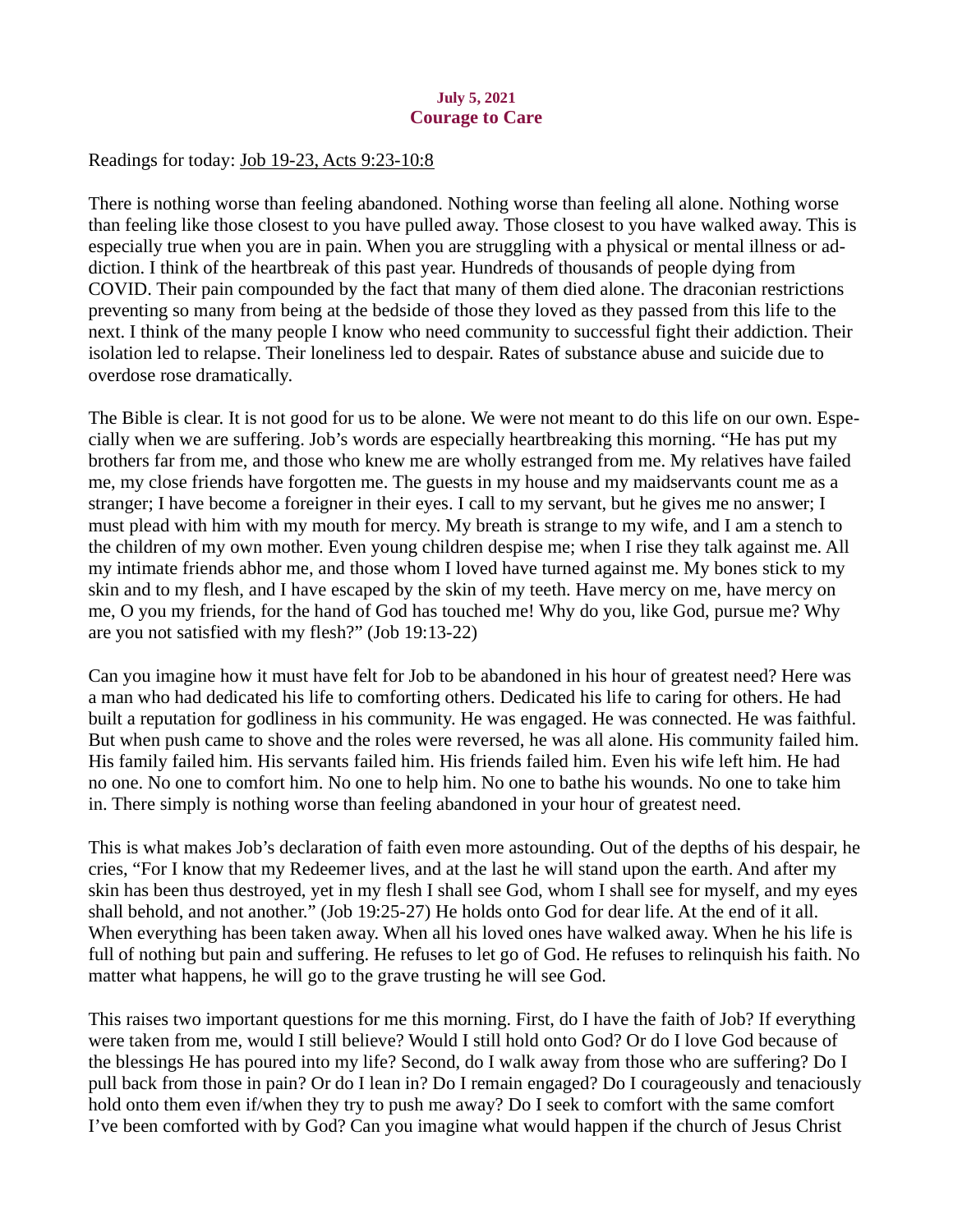**July 5, 2021**
## Courage to Care

Readings for today: Job 19-23, Acts 9:23-10:8

There is nothing worse than feeling abandoned. Nothing worse than feeling all alone. Nothing worse than feeling like those closest to you have pulled away. Those closest to you have walked away. This is especially true when you are in pain. When you are struggling with a physical or mental illness or addiction. I think of the heartbreak of this past year. Hundreds of thousands of people dying from COVID. Their pain compounded by the fact that many of them died alone. The draconian restrictions preventing so many from being at the bedside of those they loved as they passed from this life to the next. I think of the many people I know who need community to successful fight their addiction. Their isolation led to relapse. Their loneliness led to despair. Rates of substance abuse and suicide due to overdose rose dramatically.

The Bible is clear. It is not good for us to be alone. We were not meant to do this life on our own. Especially when we are suffering. Job's words are especially heartbreaking this morning. "He has put my brothers far from me, and those who knew me are wholly estranged from me. My relatives have failed me, my close friends have forgotten me. The guests in my house and my maidservants count me as a stranger; I have become a foreigner in their eyes. I call to my servant, but he gives me no answer; I must plead with him with my mouth for mercy. My breath is strange to my wife, and I am a stench to the children of my own mother. Even young children despise me; when I rise they talk against me. All my intimate friends abhor me, and those whom I loved have turned against me. My bones stick to my skin and to my flesh, and I have escaped by the skin of my teeth. Have mercy on me, have mercy on me, O you my friends, for the hand of God has touched me! Why do you, like God, pursue me? Why are you not satisfied with my flesh?" (Job 19:13-22)

Can you imagine how it must have felt for Job to be abandoned in his hour of greatest need? Here was a man who had dedicated his life to comforting others. Dedicated his life to caring for others. He had built a reputation for godliness in his community. He was engaged. He was connected. He was faithful. But when push came to shove and the roles were reversed, he was all alone. His community failed him. His family failed him. His servants failed him. His friends failed him. Even his wife left him. He had no one. No one to comfort him. No one to help him. No one to bathe his wounds. No one to take him in. There simply is nothing worse than feeling abandoned in your hour of greatest need.

This is what makes Job's declaration of faith even more astounding. Out of the depths of his despair, he cries, "For I know that my Redeemer lives, and at the last he will stand upon the earth. And after my skin has been thus destroyed, yet in my flesh I shall see God, whom I shall see for myself, and my eyes shall behold, and not another." (Job 19:25-27) He holds onto God for dear life. At the end of it all. When everything has been taken away. When all his loved ones have walked away. When he his life is full of nothing but pain and suffering. He refuses to let go of God. He refuses to relinquish his faith. No matter what happens, he will go to the grave trusting he will see God.

This raises two important questions for me this morning. First, do I have the faith of Job? If everything were taken from me, would I still believe? Would I still hold onto God? Or do I love God because of the blessings He has poured into my life? Second, do I walk away from those who are suffering? Do I pull back from those in pain? Or do I lean in? Do I remain engaged? Do I courageously and tenaciously hold onto them even if/when they try to push me away? Do I seek to comfort with the same comfort I've been comforted with by God? Can you imagine what would happen if the church of Jesus Christ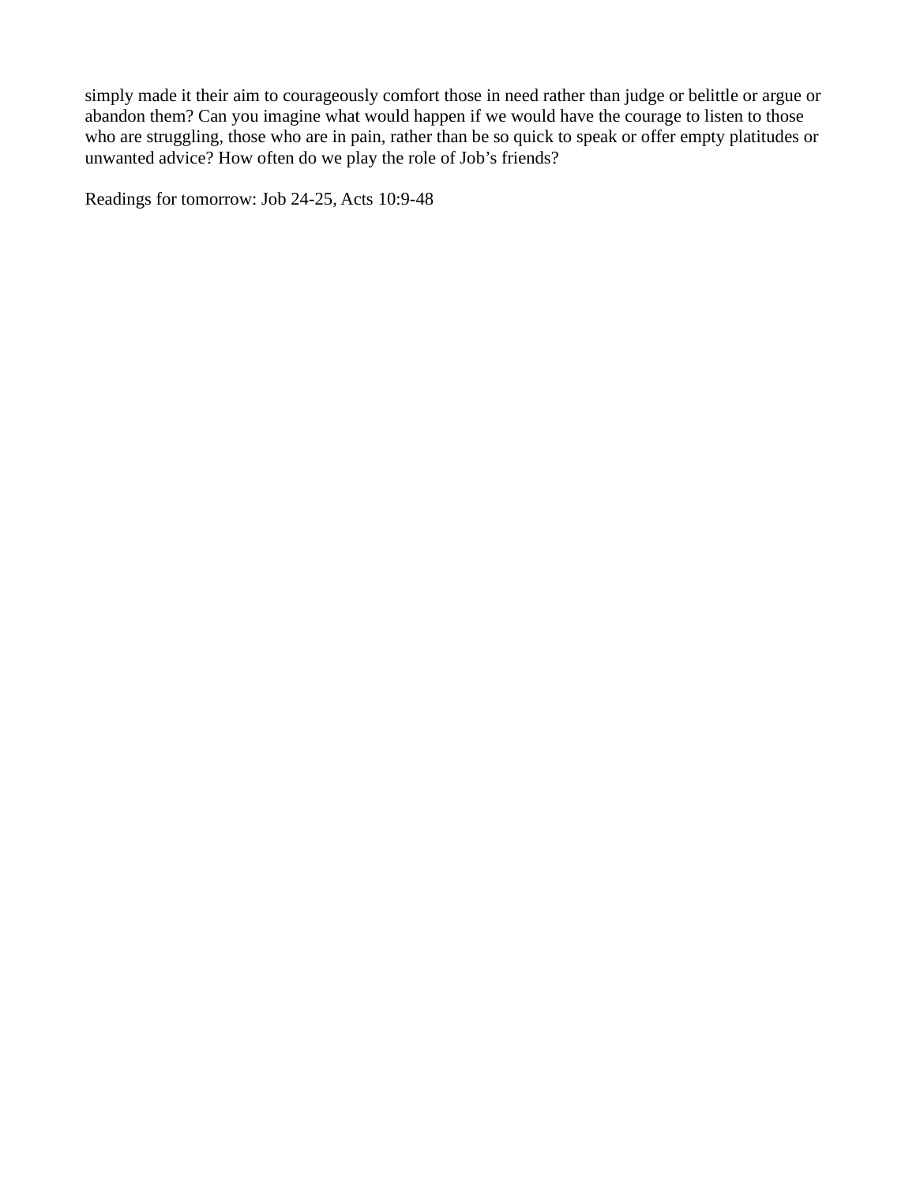simply made it their aim to courageously comfort those in need rather than judge or belittle or argue or abandon them? Can you imagine what would happen if we would have the courage to listen to those who are struggling, those who are in pain, rather than be so quick to speak or offer empty platitudes or unwanted advice? How often do we play the role of Job's friends?

Readings for tomorrow: Job 24-25, Acts 10:9-48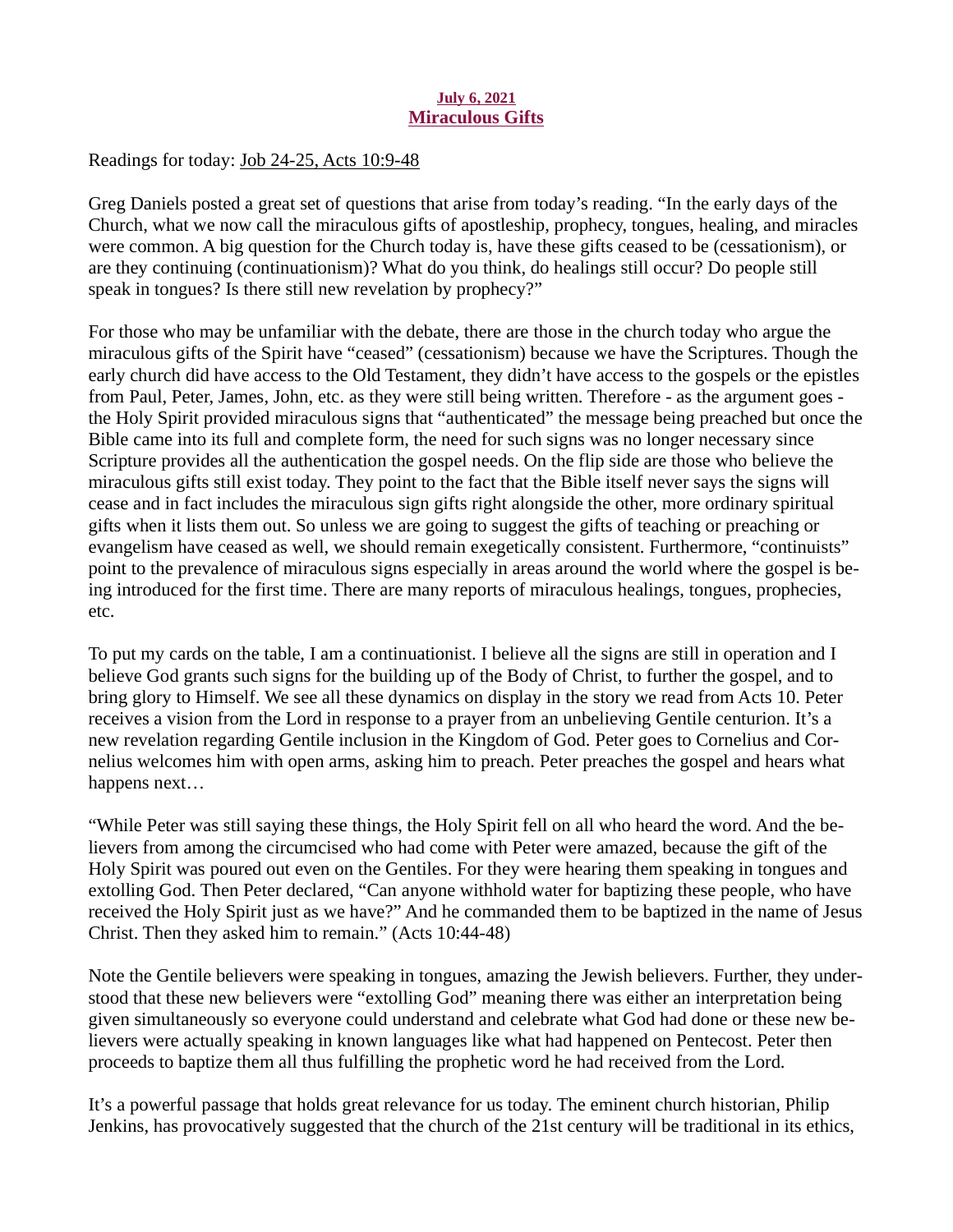**July 6, 2021**
## Miraculous Gifts

Readings for today: Job 24-25, Acts 10:9-48

Greg Daniels posted a great set of questions that arise from today's reading. "In the early days of the Church, what we now call the miraculous gifts of apostleship, prophecy, tongues, healing, and miracles were common. A big question for the Church today is, have these gifts ceased to be (cessationism), or are they continuing (continuationism)? What do you think, do healings still occur? Do people still speak in tongues? Is there still new revelation by prophecy?"

For those who may be unfamiliar with the debate, there are those in the church today who argue the miraculous gifts of the Spirit have "ceased" (cessationism) because we have the Scriptures. Though the early church did have access to the Old Testament, they didn't have access to the gospels or the epistles from Paul, Peter, James, John, etc. as they were still being written. Therefore - as the argument goes - the Holy Spirit provided miraculous signs that "authenticated" the message being preached but once the Bible came into its full and complete form, the need for such signs was no longer necessary since Scripture provides all the authentication the gospel needs. On the flip side are those who believe the miraculous gifts still exist today. They point to the fact that the Bible itself never says the signs will cease and in fact includes the miraculous sign gifts right alongside the other, more ordinary spiritual gifts when it lists them out. So unless we are going to suggest the gifts of teaching or preaching or evangelism have ceased as well, we should remain exegetically consistent. Furthermore, "continuists" point to the prevalence of miraculous signs especially in areas around the world where the gospel is being introduced for the first time. There are many reports of miraculous healings, tongues, prophecies, etc.

To put my cards on the table, I am a continuationist. I believe all the signs are still in operation and I believe God grants such signs for the building up of the Body of Christ, to further the gospel, and to bring glory to Himself. We see all these dynamics on display in the story we read from Acts 10. Peter receives a vision from the Lord in response to a prayer from an unbelieving Gentile centurion. It's a new revelation regarding Gentile inclusion in the Kingdom of God. Peter goes to Cornelius and Cornelius welcomes him with open arms, asking him to preach. Peter preaches the gospel and hears what happens next…

"While Peter was still saying these things, the Holy Spirit fell on all who heard the word. And the believers from among the circumcised who had come with Peter were amazed, because the gift of the Holy Spirit was poured out even on the Gentiles. For they were hearing them speaking in tongues and extolling God. Then Peter declared, "Can anyone withhold water for baptizing these people, who have received the Holy Spirit just as we have?" And he commanded them to be baptized in the name of Jesus Christ. Then they asked him to remain." (Acts 10:44-48)

Note the Gentile believers were speaking in tongues, amazing the Jewish believers. Further, they understood that these new believers were "extolling God" meaning there was either an interpretation being given simultaneously so everyone could understand and celebrate what God had done or these new believers were actually speaking in known languages like what had happened on Pentecost. Peter then proceeds to baptize them all thus fulfilling the prophetic word he had received from the Lord.

It's a powerful passage that holds great relevance for us today. The eminent church historian, Philip Jenkins, has provocatively suggested that the church of the 21st century will be traditional in its ethics,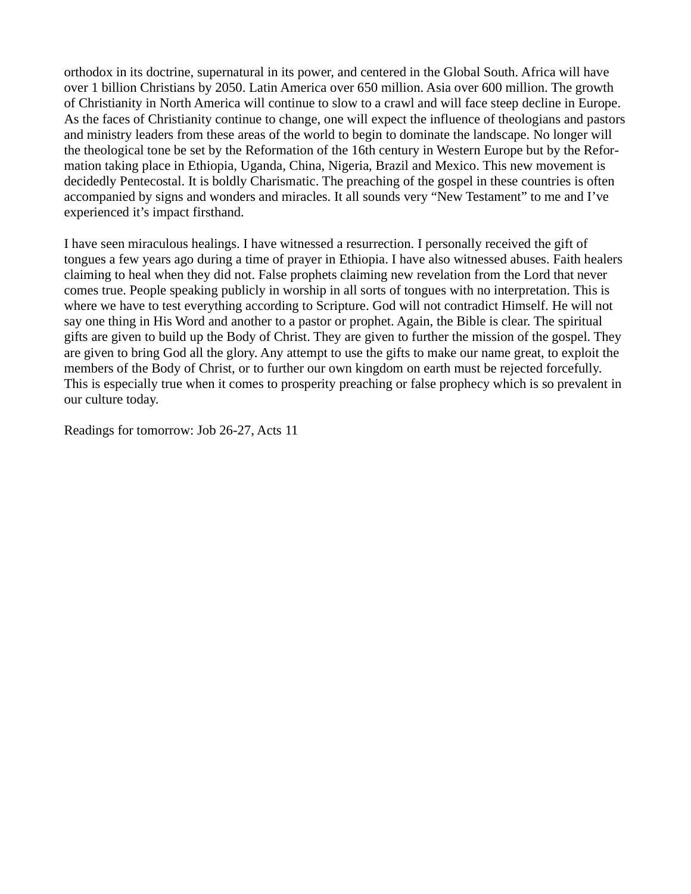orthodox in its doctrine, supernatural in its power, and centered in the Global South. Africa will have over 1 billion Christians by 2050. Latin America over 650 million. Asia over 600 million. The growth of Christianity in North America will continue to slow to a crawl and will face steep decline in Europe. As the faces of Christianity continue to change, one will expect the influence of theologians and pastors and ministry leaders from these areas of the world to begin to dominate the landscape. No longer will the theological tone be set by the Reformation of the 16th century in Western Europe but by the Reformation taking place in Ethiopia, Uganda, China, Nigeria, Brazil and Mexico. This new movement is decidedly Pentecostal. It is boldly Charismatic. The preaching of the gospel in these countries is often accompanied by signs and wonders and miracles. It all sounds very "New Testament" to me and I've experienced it's impact firsthand.

I have seen miraculous healings. I have witnessed a resurrection. I personally received the gift of tongues a few years ago during a time of prayer in Ethiopia. I have also witnessed abuses. Faith healers claiming to heal when they did not. False prophets claiming new revelation from the Lord that never comes true. People speaking publicly in worship in all sorts of tongues with no interpretation. This is where we have to test everything according to Scripture. God will not contradict Himself. He will not say one thing in His Word and another to a pastor or prophet. Again, the Bible is clear. The spiritual gifts are given to build up the Body of Christ. They are given to further the mission of the gospel. They are given to bring God all the glory. Any attempt to use the gifts to make our name great, to exploit the members of the Body of Christ, or to further our own kingdom on earth must be rejected forcefully. This is especially true when it comes to prosperity preaching or false prophecy which is so prevalent in our culture today.

Readings for tomorrow: Job 26-27, Acts 11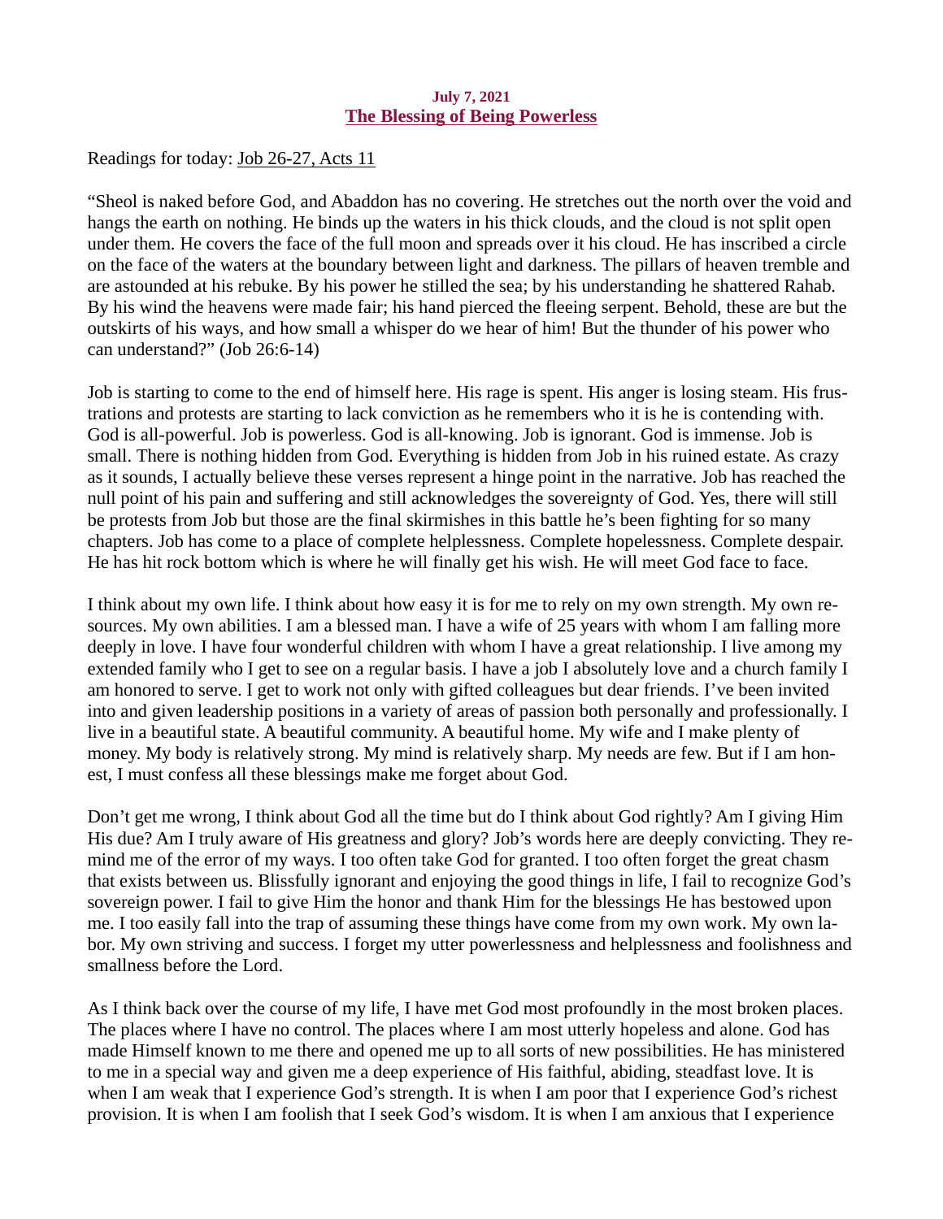**July 7, 2021**

## The Blessing of Being Powerless

Readings for today: Job 26-27, Acts 11

"Sheol is naked before God, and Abaddon has no covering. He stretches out the north over the void and hangs the earth on nothing. He binds up the waters in his thick clouds, and the cloud is not split open under them. He covers the face of the full moon and spreads over it his cloud. He has inscribed a circle on the face of the waters at the boundary between light and darkness. The pillars of heaven tremble and are astounded at his rebuke. By his power he stilled the sea; by his understanding he shattered Rahab. By his wind the heavens were made fair; his hand pierced the fleeing serpent. Behold, these are but the outskirts of his ways, and how small a whisper do we hear of him! But the thunder of his power who can understand?" (Job 26:6-14)

Job is starting to come to the end of himself here. His rage is spent. His anger is losing steam. His frustrations and protests are starting to lack conviction as he remembers who it is he is contending with. God is all-powerful. Job is powerless. God is all-knowing. Job is ignorant. God is immense. Job is small. There is nothing hidden from God. Everything is hidden from Job in his ruined estate. As crazy as it sounds, I actually believe these verses represent a hinge point in the narrative. Job has reached the null point of his pain and suffering and still acknowledges the sovereignty of God. Yes, there will still be protests from Job but those are the final skirmishes in this battle he's been fighting for so many chapters. Job has come to a place of complete helplessness. Complete hopelessness. Complete despair. He has hit rock bottom which is where he will finally get his wish. He will meet God face to face.

I think about my own life. I think about how easy it is for me to rely on my own strength. My own resources. My own abilities. I am a blessed man. I have a wife of 25 years with whom I am falling more deeply in love. I have four wonderful children with whom I have a great relationship. I live among my extended family who I get to see on a regular basis. I have a job I absolutely love and a church family I am honored to serve. I get to work not only with gifted colleagues but dear friends. I've been invited into and given leadership positions in a variety of areas of passion both personally and professionally. I live in a beautiful state. A beautiful community. A beautiful home. My wife and I make plenty of money. My body is relatively strong. My mind is relatively sharp. My needs are few. But if I am honest, I must confess all these blessings make me forget about God.

Don't get me wrong, I think about God all the time but do I think about God rightly? Am I giving Him His due? Am I truly aware of His greatness and glory? Job's words here are deeply convicting. They remind me of the error of my ways. I too often take God for granted. I too often forget the great chasm that exists between us. Blissfully ignorant and enjoying the good things in life, I fail to recognize God's sovereign power. I fail to give Him the honor and thank Him for the blessings He has bestowed upon me. I too easily fall into the trap of assuming these things have come from my own work. My own labor. My own striving and success. I forget my utter powerlessness and helplessness and foolishness and smallness before the Lord.

As I think back over the course of my life, I have met God most profoundly in the most broken places. The places where I have no control. The places where I am most utterly hopeless and alone. God has made Himself known to me there and opened me up to all sorts of new possibilities. He has ministered to me in a special way and given me a deep experience of His faithful, abiding, steadfast love. It is when I am weak that I experience God's strength. It is when I am poor that I experience God's richest provision. It is when I am foolish that I seek God's wisdom. It is when I am anxious that I experience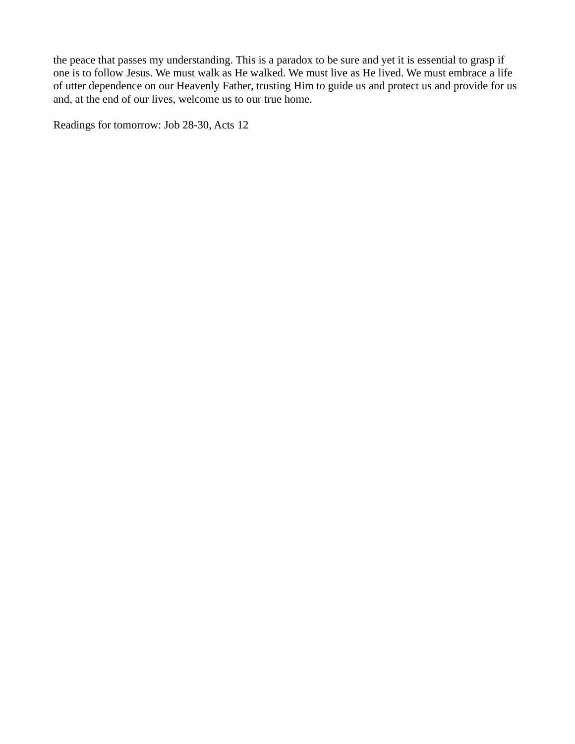the peace that passes my understanding. This is a paradox to be sure and yet it is essential to grasp if one is to follow Jesus. We must walk as He walked. We must live as He lived. We must embrace a life of utter dependence on our Heavenly Father, trusting Him to guide us and protect us and provide for us and, at the end of our lives, welcome us to our true home.

Readings for tomorrow: Job 28-30, Acts 12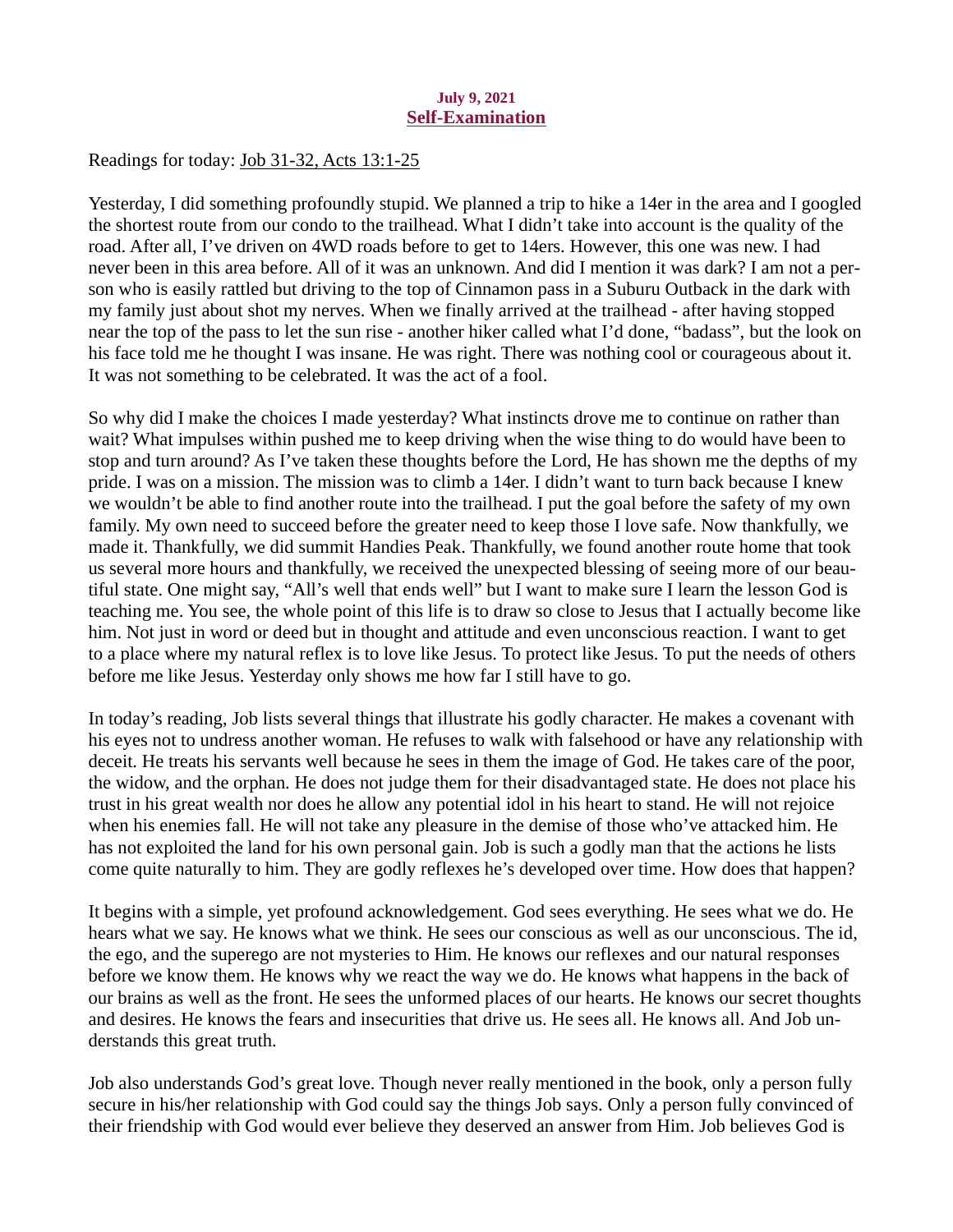**July 9, 2021**

## Self-Examination

Readings for today: Job 31-32, Acts 13:1-25

Yesterday, I did something profoundly stupid. We planned a trip to hike a 14er in the area and I googled the shortest route from our condo to the trailhead. What I didn't take into account is the quality of the road. After all, I've driven on 4WD roads before to get to 14ers. However, this one was new. I had never been in this area before. All of it was an unknown. And did I mention it was dark? I am not a person who is easily rattled but driving to the top of Cinnamon pass in a Suburu Outback in the dark with my family just about shot my nerves. When we finally arrived at the trailhead - after having stopped near the top of the pass to let the sun rise - another hiker called what I'd done, "badass", but the look on his face told me he thought I was insane. He was right. There was nothing cool or courageous about it. It was not something to be celebrated. It was the act of a fool.

So why did I make the choices I made yesterday? What instincts drove me to continue on rather than wait? What impulses within pushed me to keep driving when the wise thing to do would have been to stop and turn around? As I've taken these thoughts before the Lord, He has shown me the depths of my pride. I was on a mission. The mission was to climb a 14er. I didn't want to turn back because I knew we wouldn't be able to find another route into the trailhead. I put the goal before the safety of my own family. My own need to succeed before the greater need to keep those I love safe. Now thankfully, we made it. Thankfully, we did summit Handies Peak. Thankfully, we found another route home that took us several more hours and thankfully, we received the unexpected blessing of seeing more of our beautiful state. One might say, "All's well that ends well" but I want to make sure I learn the lesson God is teaching me. You see, the whole point of this life is to draw so close to Jesus that I actually become like him. Not just in word or deed but in thought and attitude and even unconscious reaction. I want to get to a place where my natural reflex is to love like Jesus. To protect like Jesus. To put the needs of others before me like Jesus. Yesterday only shows me how far I still have to go.

In today's reading, Job lists several things that illustrate his godly character. He makes a covenant with his eyes not to undress another woman. He refuses to walk with falsehood or have any relationship with deceit. He treats his servants well because he sees in them the image of God. He takes care of the poor, the widow, and the orphan. He does not judge them for their disadvantaged state. He does not place his trust in his great wealth nor does he allow any potential idol in his heart to stand. He will not rejoice when his enemies fall. He will not take any pleasure in the demise of those who've attacked him. He has not exploited the land for his own personal gain. Job is such a godly man that the actions he lists come quite naturally to him. They are godly reflexes he's developed over time. How does that happen?

It begins with a simple, yet profound acknowledgement. God sees everything. He sees what we do. He hears what we say. He knows what we think. He sees our conscious as well as our unconscious. The id, the ego, and the superego are not mysteries to Him. He knows our reflexes and our natural responses before we know them. He knows why we react the way we do. He knows what happens in the back of our brains as well as the front. He sees the unformed places of our hearts. He knows our secret thoughts and desires. He knows the fears and insecurities that drive us. He sees all. He knows all. And Job understands this great truth.

Job also understands God's great love. Though never really mentioned in the book, only a person fully secure in his/her relationship with God could say the things Job says. Only a person fully convinced of their friendship with God would ever believe they deserved an answer from Him. Job believes God is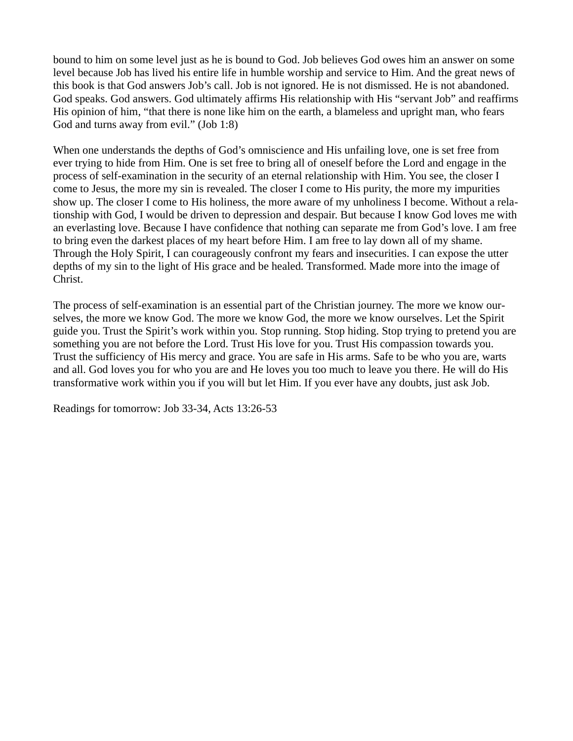bound to him on some level just as he is bound to God. Job believes God owes him an answer on some level because Job has lived his entire life in humble worship and service to Him. And the great news of this book is that God answers Job's call. Job is not ignored. He is not dismissed. He is not abandoned. God speaks. God answers. God ultimately affirms His relationship with His "servant Job" and reaffirms His opinion of him, "that there is none like him on the earth, a blameless and upright man, who fears God and turns away from evil." (Job 1:8)

When one understands the depths of God's omniscience and His unfailing love, one is set free from ever trying to hide from Him. One is set free to bring all of oneself before the Lord and engage in the process of self-examination in the security of an eternal relationship with Him. You see, the closer I come to Jesus, the more my sin is revealed. The closer I come to His purity, the more my impurities show up. The closer I come to His holiness, the more aware of my unholiness I become. Without a relationship with God, I would be driven to depression and despair. But because I know God loves me with an everlasting love. Because I have confidence that nothing can separate me from God's love. I am free to bring even the darkest places of my heart before Him. I am free to lay down all of my shame. Through the Holy Spirit, I can courageously confront my fears and insecurities. I can expose the utter depths of my sin to the light of His grace and be healed. Transformed. Made more into the image of Christ.

The process of self-examination is an essential part of the Christian journey. The more we know ourselves, the more we know God. The more we know God, the more we know ourselves. Let the Spirit guide you. Trust the Spirit's work within you. Stop running. Stop hiding. Stop trying to pretend you are something you are not before the Lord. Trust His love for you. Trust His compassion towards you. Trust the sufficiency of His mercy and grace. You are safe in His arms. Safe to be who you are, warts and all. God loves you for who you are and He loves you too much to leave you there. He will do His transformative work within you if you will but let Him. If you ever have any doubts, just ask Job.

Readings for tomorrow: Job 33-34, Acts 13:26-53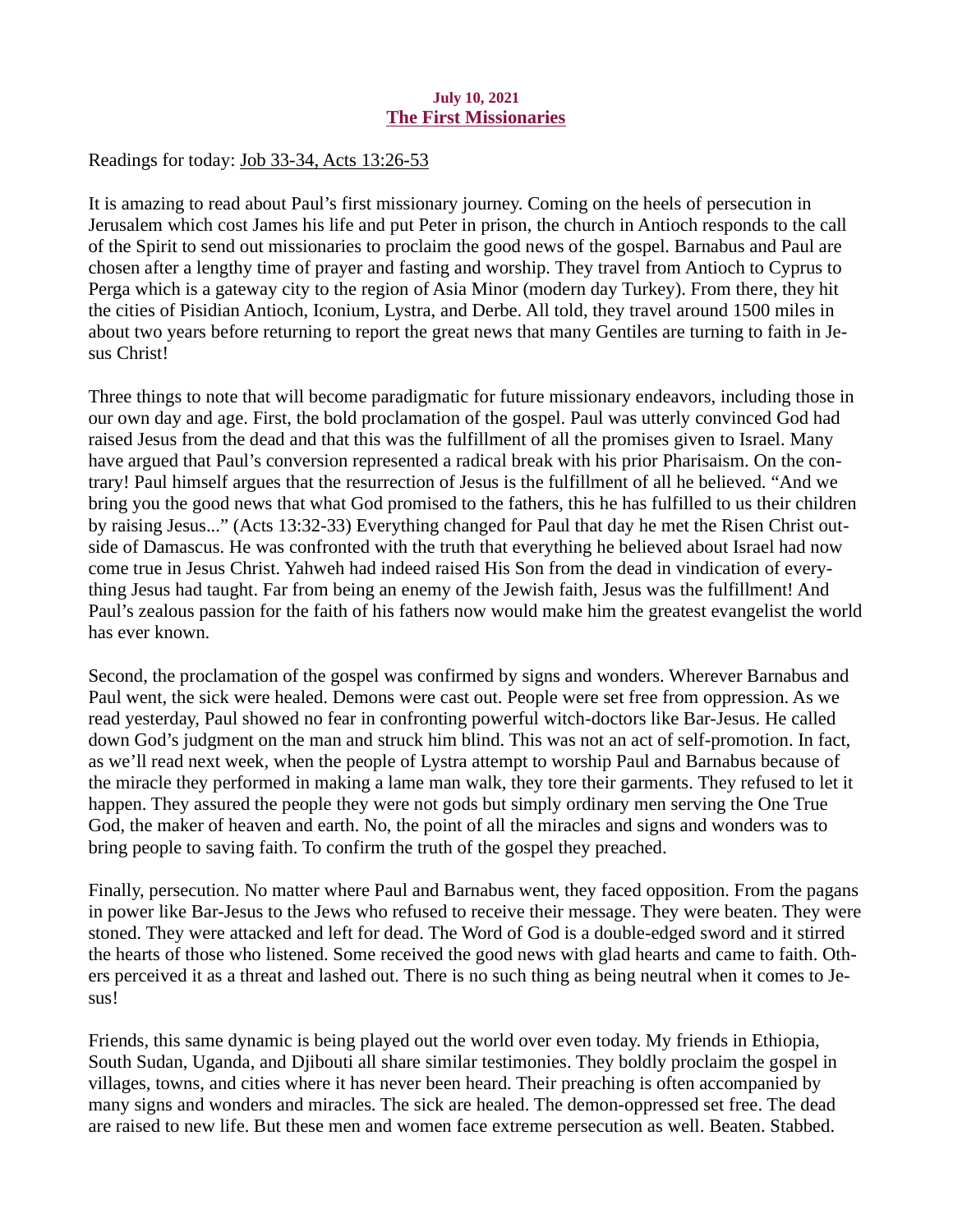**July 10, 2021**

## The First Missionaries

Readings for today: Job 33-34, Acts 13:26-53

It is amazing to read about Paul's first missionary journey. Coming on the heels of persecution in Jerusalem which cost James his life and put Peter in prison, the church in Antioch responds to the call of the Spirit to send out missionaries to proclaim the good news of the gospel. Barnabus and Paul are chosen after a lengthy time of prayer and fasting and worship. They travel from Antioch to Cyprus to Perga which is a gateway city to the region of Asia Minor (modern day Turkey). From there, they hit the cities of Pisidian Antioch, Iconium, Lystra, and Derbe. All told, they travel around 1500 miles in about two years before returning to report the great news that many Gentiles are turning to faith in Jesus Christ!

Three things to note that will become paradigmatic for future missionary endeavors, including those in our own day and age. First, the bold proclamation of the gospel. Paul was utterly convinced God had raised Jesus from the dead and that this was the fulfillment of all the promises given to Israel. Many have argued that Paul's conversion represented a radical break with his prior Pharisaism. On the contrary! Paul himself argues that the resurrection of Jesus is the fulfillment of all he believed. "And we bring you the good news that what God promised to the fathers, this he has fulfilled to us their children by raising Jesus..." (Acts 13:32-33) Everything changed for Paul that day he met the Risen Christ outside of Damascus. He was confronted with the truth that everything he believed about Israel had now come true in Jesus Christ. Yahweh had indeed raised His Son from the dead in vindication of everything Jesus had taught. Far from being an enemy of the Jewish faith, Jesus was the fulfillment! And Paul's zealous passion for the faith of his fathers now would make him the greatest evangelist the world has ever known.

Second, the proclamation of the gospel was confirmed by signs and wonders. Wherever Barnabus and Paul went, the sick were healed. Demons were cast out. People were set free from oppression. As we read yesterday, Paul showed no fear in confronting powerful witch-doctors like Bar-Jesus. He called down God's judgment on the man and struck him blind. This was not an act of self-promotion. In fact, as we'll read next week, when the people of Lystra attempt to worship Paul and Barnabus because of the miracle they performed in making a lame man walk, they tore their garments. They refused to let it happen. They assured the people they were not gods but simply ordinary men serving the One True God, the maker of heaven and earth. No, the point of all the miracles and signs and wonders was to bring people to saving faith. To confirm the truth of the gospel they preached.

Finally, persecution. No matter where Paul and Barnabus went, they faced opposition. From the pagans in power like Bar-Jesus to the Jews who refused to receive their message. They were beaten. They were stoned. They were attacked and left for dead. The Word of God is a double-edged sword and it stirred the hearts of those who listened. Some received the good news with glad hearts and came to faith. Others perceived it as a threat and lashed out. There is no such thing as being neutral when it comes to Jesus!

Friends, this same dynamic is being played out the world over even today. My friends in Ethiopia, South Sudan, Uganda, and Djibouti all share similar testimonies. They boldly proclaim the gospel in villages, towns, and cities where it has never been heard. Their preaching is often accompanied by many signs and wonders and miracles. The sick are healed. The demon-oppressed set free. The dead are raised to new life. But these men and women face extreme persecution as well. Beaten. Stabbed.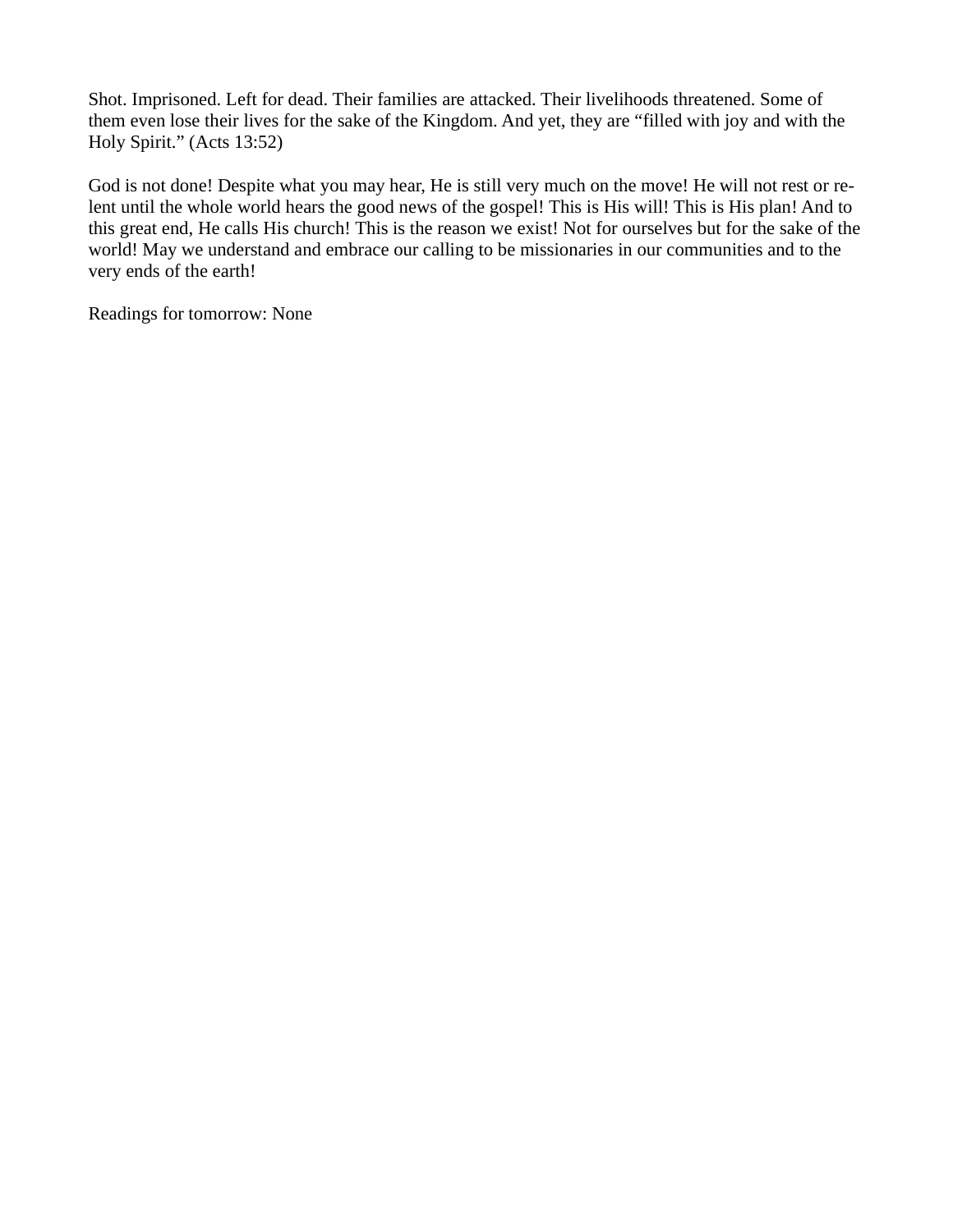Shot. Imprisoned. Left for dead. Their families are attacked. Their livelihoods threatened. Some of them even lose their lives for the sake of the Kingdom. And yet, they are “filled with joy and with the Holy Spirit.” (Acts 13:52)

God is not done! Despite what you may hear, He is still very much on the move! He will not rest or relent until the whole world hears the good news of the gospel! This is His will! This is His plan! And to this great end, He calls His church! This is the reason we exist! Not for ourselves but for the sake of the world! May we understand and embrace our calling to be missionaries in our communities and to the very ends of the earth!

Readings for tomorrow: None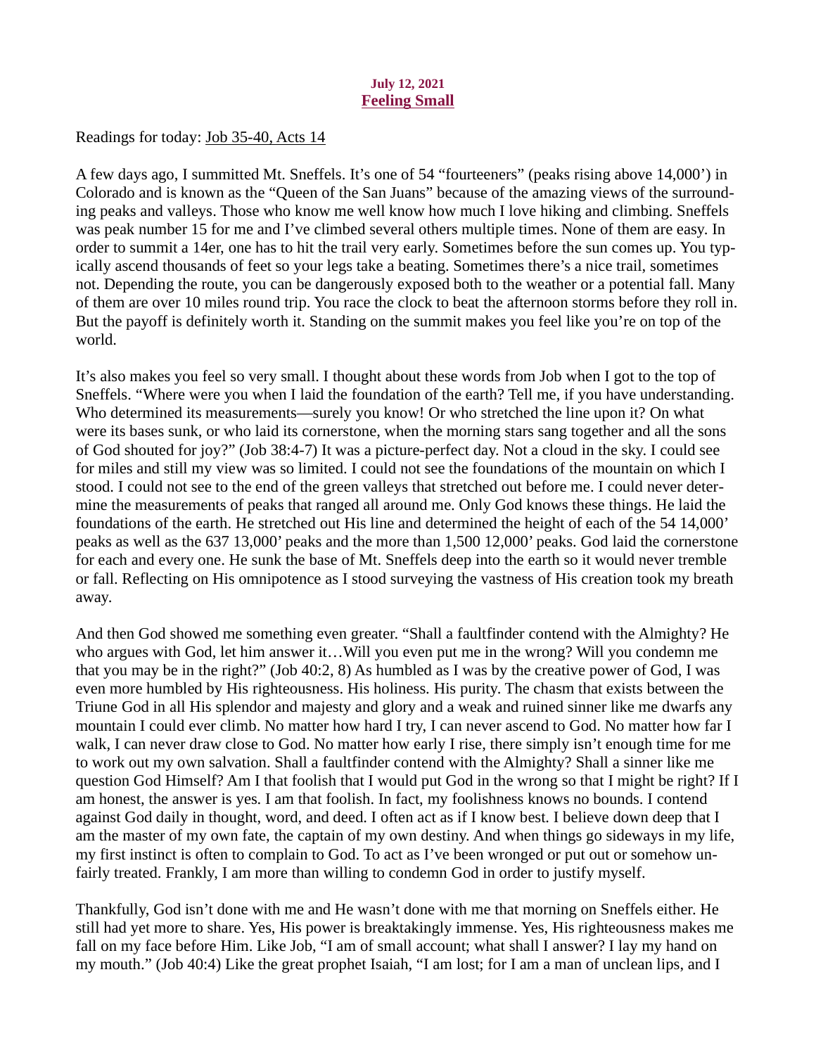**July 12, 2021**

## Feeling Small

Readings for today: Job 35-40, Acts 14

A few days ago, I summitted Mt. Sneffels. It's one of 54 "fourteeners" (peaks rising above 14,000') in Colorado and is known as the "Queen of the San Juans" because of the amazing views of the surrounding peaks and valleys. Those who know me well know how much I love hiking and climbing. Sneffels was peak number 15 for me and I've climbed several others multiple times. None of them are easy. In order to summit a 14er, one has to hit the trail very early. Sometimes before the sun comes up. You typically ascend thousands of feet so your legs take a beating. Sometimes there's a nice trail, sometimes not. Depending the route, you can be dangerously exposed both to the weather or a potential fall. Many of them are over 10 miles round trip. You race the clock to beat the afternoon storms before they roll in. But the payoff is definitely worth it. Standing on the summit makes you feel like you're on top of the world.

It's also makes you feel so very small. I thought about these words from Job when I got to the top of Sneffels. "Where were you when I laid the foundation of the earth? Tell me, if you have understanding. Who determined its measurements—surely you know! Or who stretched the line upon it? On what were its bases sunk, or who laid its cornerstone, when the morning stars sang together and all the sons of God shouted for joy?" (Job 38:4-7) It was a picture-perfect day. Not a cloud in the sky. I could see for miles and still my view was so limited. I could not see the foundations of the mountain on which I stood. I could not see to the end of the green valleys that stretched out before me. I could never determine the measurements of peaks that ranged all around me. Only God knows these things. He laid the foundations of the earth. He stretched out His line and determined the height of each of the 54 14,000' peaks as well as the 637 13,000' peaks and the more than 1,500 12,000' peaks. God laid the cornerstone for each and every one. He sunk the base of Mt. Sneffels deep into the earth so it would never tremble or fall. Reflecting on His omnipotence as I stood surveying the vastness of His creation took my breath away.

And then God showed me something even greater. "Shall a faultfinder contend with the Almighty? He who argues with God, let him answer it…Will you even put me in the wrong? Will you condemn me that you may be in the right?" (Job 40:2, 8) As humbled as I was by the creative power of God, I was even more humbled by His righteousness. His holiness. His purity. The chasm that exists between the Triune God in all His splendor and majesty and glory and a weak and ruined sinner like me dwarfs any mountain I could ever climb. No matter how hard I try, I can never ascend to God. No matter how far I walk, I can never draw close to God. No matter how early I rise, there simply isn't enough time for me to work out my own salvation. Shall a faultfinder contend with the Almighty? Shall a sinner like me question God Himself? Am I that foolish that I would put God in the wrong so that I might be right? If I am honest, the answer is yes. I am that foolish. In fact, my foolishness knows no bounds. I contend against God daily in thought, word, and deed. I often act as if I know best. I believe down deep that I am the master of my own fate, the captain of my own destiny. And when things go sideways in my life, my first instinct is often to complain to God. To act as I've been wronged or put out or somehow unfairly treated. Frankly, I am more than willing to condemn God in order to justify myself.

Thankfully, God isn't done with me and He wasn't done with me that morning on Sneffels either. He still had yet more to share. Yes, His power is breaktakingly immense. Yes, His righteousness makes me fall on my face before Him. Like Job, "I am of small account; what shall I answer? I lay my hand on my mouth." (Job 40:4) Like the great prophet Isaiah, "I am lost; for I am a man of unclean lips, and I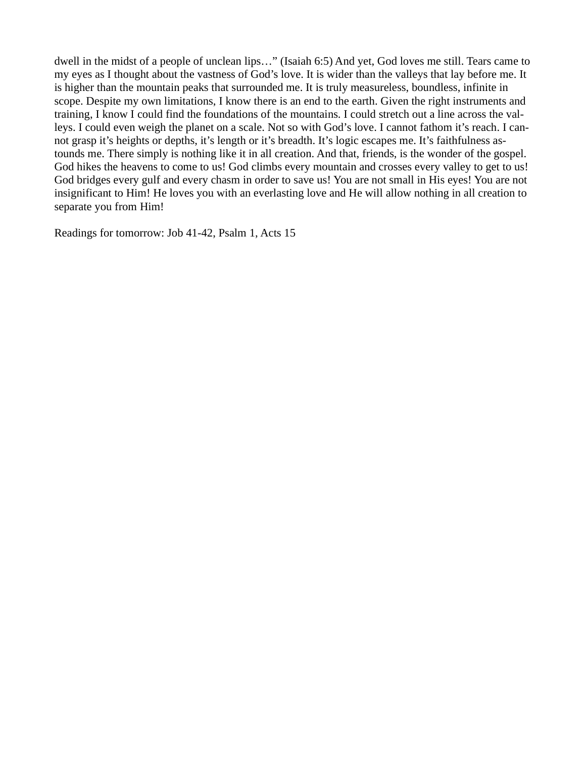dwell in the midst of a people of unclean lips…" (Isaiah 6:5) And yet, God loves me still. Tears came to my eyes as I thought about the vastness of God's love. It is wider than the valleys that lay before me. It is higher than the mountain peaks that surrounded me. It is truly measureless, boundless, infinite in scope. Despite my own limitations, I know there is an end to the earth. Given the right instruments and training, I know I could find the foundations of the mountains. I could stretch out a line across the valleys. I could even weigh the planet on a scale. Not so with God's love. I cannot fathom it's reach. I cannot grasp it's heights or depths, it's length or it's breadth. It's logic escapes me. It's faithfulness astounds me. There simply is nothing like it in all creation. And that, friends, is the wonder of the gospel. God hikes the heavens to come to us! God climbs every mountain and crosses every valley to get to us! God bridges every gulf and every chasm in order to save us! You are not small in His eyes! You are not insignificant to Him! He loves you with an everlasting love and He will allow nothing in all creation to separate you from Him!

Readings for tomorrow: Job 41-42, Psalm 1, Acts 15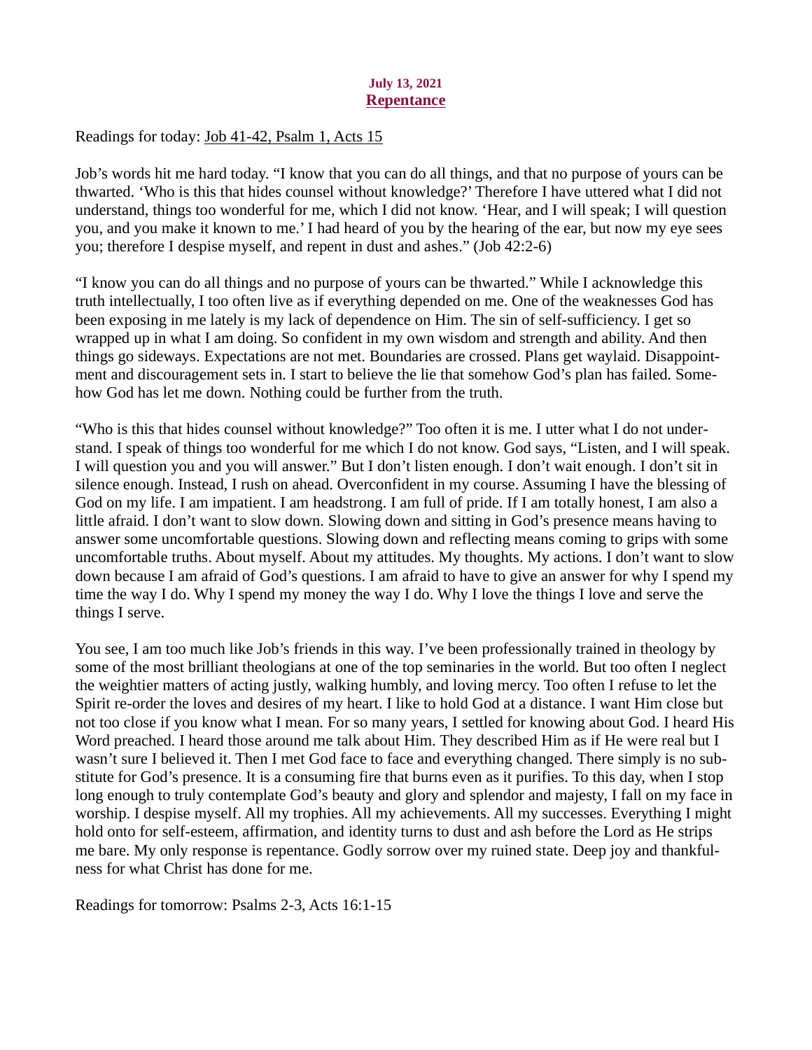**July 13, 2021**

## Repentance

Readings for today: Job 41-42, Psalm 1, Acts 15

Job's words hit me hard today. "I know that you can do all things, and that no purpose of yours can be thwarted. 'Who is this that hides counsel without knowledge?' Therefore I have uttered what I did not understand, things too wonderful for me, which I did not know. 'Hear, and I will speak; I will question you, and you make it known to me.' I had heard of you by the hearing of the ear, but now my eye sees you; therefore I despise myself, and repent in dust and ashes." (Job 42:2-6)

"I know you can do all things and no purpose of yours can be thwarted." While I acknowledge this truth intellectually, I too often live as if everything depended on me. One of the weaknesses God has been exposing in me lately is my lack of dependence on Him. The sin of self-sufficiency. I get so wrapped up in what I am doing. So confident in my own wisdom and strength and ability. And then things go sideways. Expectations are not met. Boundaries are crossed. Plans get waylaid. Disappointment and discouragement sets in. I start to believe the lie that somehow God's plan has failed. Somehow God has let me down. Nothing could be further from the truth.

"Who is this that hides counsel without knowledge?" Too often it is me. I utter what I do not understand. I speak of things too wonderful for me which I do not know. God says, "Listen, and I will speak. I will question you and you will answer." But I don't listen enough. I don't wait enough. I don't sit in silence enough. Instead, I rush on ahead. Overconfident in my course. Assuming I have the blessing of God on my life. I am impatient. I am headstrong. I am full of pride. If I am totally honest, I am also a little afraid. I don't want to slow down. Slowing down and sitting in God's presence means having to answer some uncomfortable questions. Slowing down and reflecting means coming to grips with some uncomfortable truths. About myself. About my attitudes. My thoughts. My actions. I don't want to slow down because I am afraid of God's questions. I am afraid to have to give an answer for why I spend my time the way I do. Why I spend my money the way I do. Why I love the things I love and serve the things I serve.

You see, I am too much like Job's friends in this way. I've been professionally trained in theology by some of the most brilliant theologians at one of the top seminaries in the world. But too often I neglect the weightier matters of acting justly, walking humbly, and loving mercy. Too often I refuse to let the Spirit re-order the loves and desires of my heart. I like to hold God at a distance. I want Him close but not too close if you know what I mean. For so many years, I settled for knowing about God. I heard His Word preached. I heard those around me talk about Him. They described Him as if He were real but I wasn't sure I believed it. Then I met God face to face and everything changed. There simply is no substitute for God's presence. It is a consuming fire that burns even as it purifies. To this day, when I stop long enough to truly contemplate God's beauty and glory and splendor and majesty, I fall on my face in worship. I despise myself. All my trophies. All my achievements. All my successes. Everything I might hold onto for self-esteem, affirmation, and identity turns to dust and ash before the Lord as He strips me bare. My only response is repentance. Godly sorrow over my ruined state. Deep joy and thankfulness for what Christ has done for me.

Readings for tomorrow: Psalms 2-3, Acts 16:1-15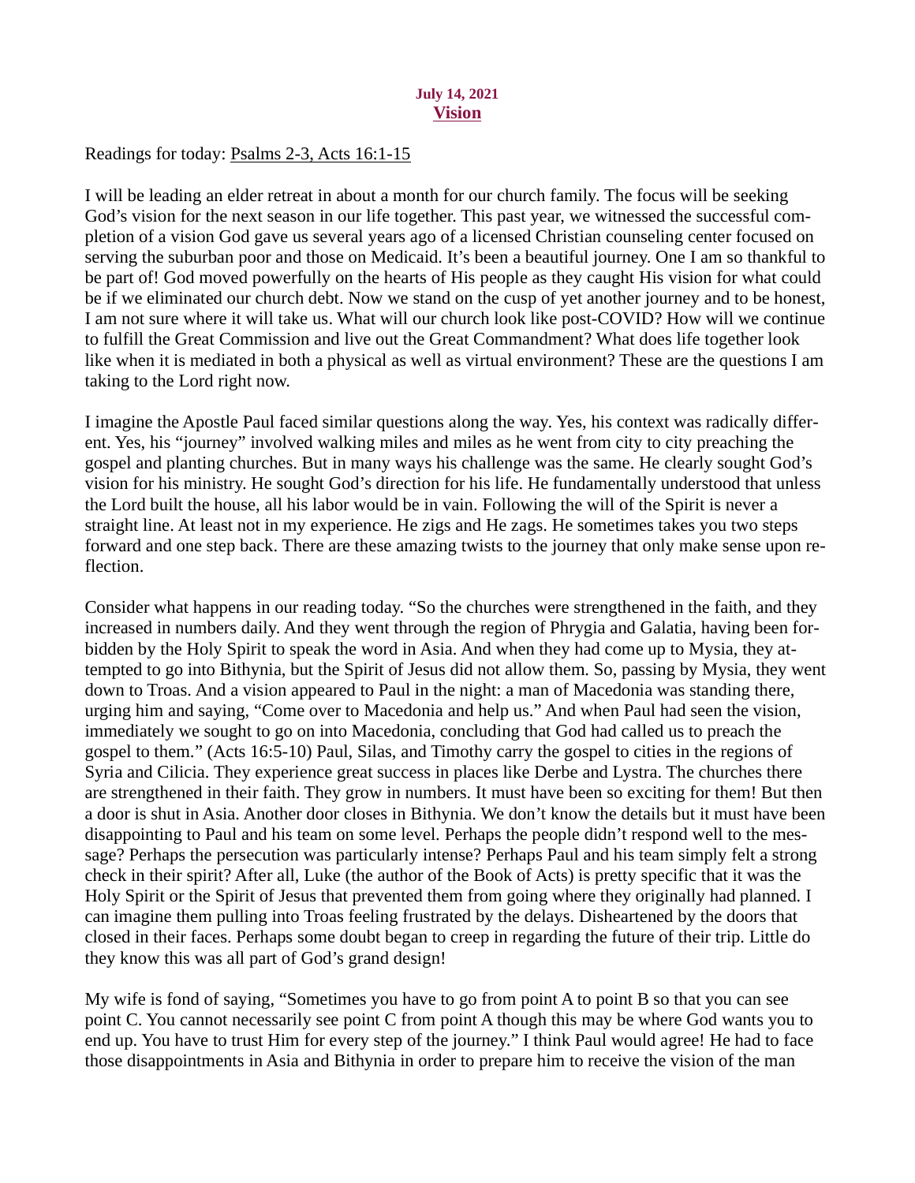**July 14, 2021**

## Vision

Readings for today: Psalms 2-3, Acts 16:1-15

I will be leading an elder retreat in about a month for our church family. The focus will be seeking God's vision for the next season in our life together. This past year, we witnessed the successful completion of a vision God gave us several years ago of a licensed Christian counseling center focused on serving the suburban poor and those on Medicaid. It's been a beautiful journey. One I am so thankful to be part of! God moved powerfully on the hearts of His people as they caught His vision for what could be if we eliminated our church debt. Now we stand on the cusp of yet another journey and to be honest, I am not sure where it will take us. What will our church look like post-COVID? How will we continue to fulfill the Great Commission and live out the Great Commandment? What does life together look like when it is mediated in both a physical as well as virtual environment? These are the questions I am taking to the Lord right now.

I imagine the Apostle Paul faced similar questions along the way. Yes, his context was radically different. Yes, his "journey" involved walking miles and miles as he went from city to city preaching the gospel and planting churches. But in many ways his challenge was the same. He clearly sought God's vision for his ministry. He sought God's direction for his life. He fundamentally understood that unless the Lord built the house, all his labor would be in vain. Following the will of the Spirit is never a straight line. At least not in my experience. He zigs and He zags. He sometimes takes you two steps forward and one step back. There are these amazing twists to the journey that only make sense upon reflection.

Consider what happens in our reading today. "So the churches were strengthened in the faith, and they increased in numbers daily. And they went through the region of Phrygia and Galatia, having been forbidden by the Holy Spirit to speak the word in Asia. And when they had come up to Mysia, they attempted to go into Bithynia, but the Spirit of Jesus did not allow them. So, passing by Mysia, they went down to Troas. And a vision appeared to Paul in the night: a man of Macedonia was standing there, urging him and saying, "Come over to Macedonia and help us." And when Paul had seen the vision, immediately we sought to go on into Macedonia, concluding that God had called us to preach the gospel to them." (Acts 16:5-10) Paul, Silas, and Timothy carry the gospel to cities in the regions of Syria and Cilicia. They experience great success in places like Derbe and Lystra. The churches there are strengthened in their faith. They grow in numbers. It must have been so exciting for them! But then a door is shut in Asia. Another door closes in Bithynia. We don't know the details but it must have been disappointing to Paul and his team on some level. Perhaps the people didn't respond well to the message? Perhaps the persecution was particularly intense? Perhaps Paul and his team simply felt a strong check in their spirit? After all, Luke (the author of the Book of Acts) is pretty specific that it was the Holy Spirit or the Spirit of Jesus that prevented them from going where they originally had planned. I can imagine them pulling into Troas feeling frustrated by the delays. Disheartened by the doors that closed in their faces. Perhaps some doubt began to creep in regarding the future of their trip. Little do they know this was all part of God's grand design!

My wife is fond of saying, "Sometimes you have to go from point A to point B so that you can see point C. You cannot necessarily see point C from point A though this may be where God wants you to end up. You have to trust Him for every step of the journey." I think Paul would agree! He had to face those disappointments in Asia and Bithynia in order to prepare him to receive the vision of the man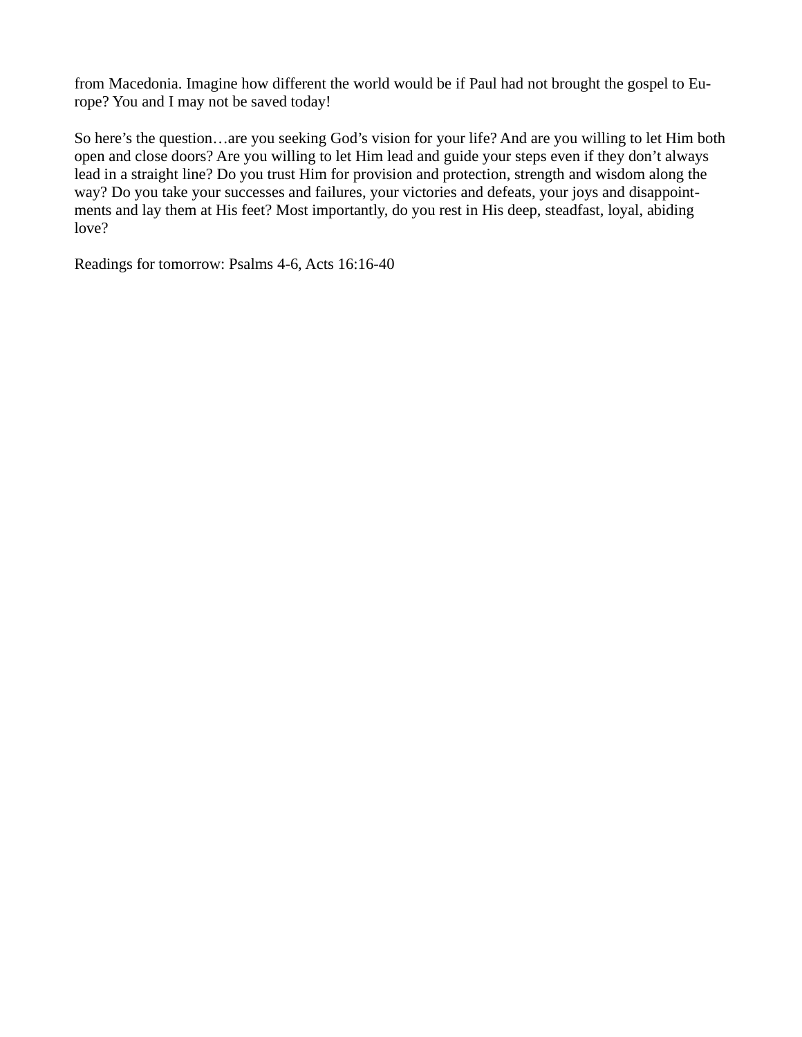from Macedonia. Imagine how different the world would be if Paul had not brought the gospel to Europe? You and I may not be saved today!

So here's the question…are you seeking God's vision for your life? And are you willing to let Him both open and close doors? Are you willing to let Him lead and guide your steps even if they don't always lead in a straight line? Do you trust Him for provision and protection, strength and wisdom along the way? Do you take your successes and failures, your victories and defeats, your joys and disappointments and lay them at His feet? Most importantly, do you rest in His deep, steadfast, loyal, abiding love?

Readings for tomorrow: Psalms 4-6, Acts 16:16-40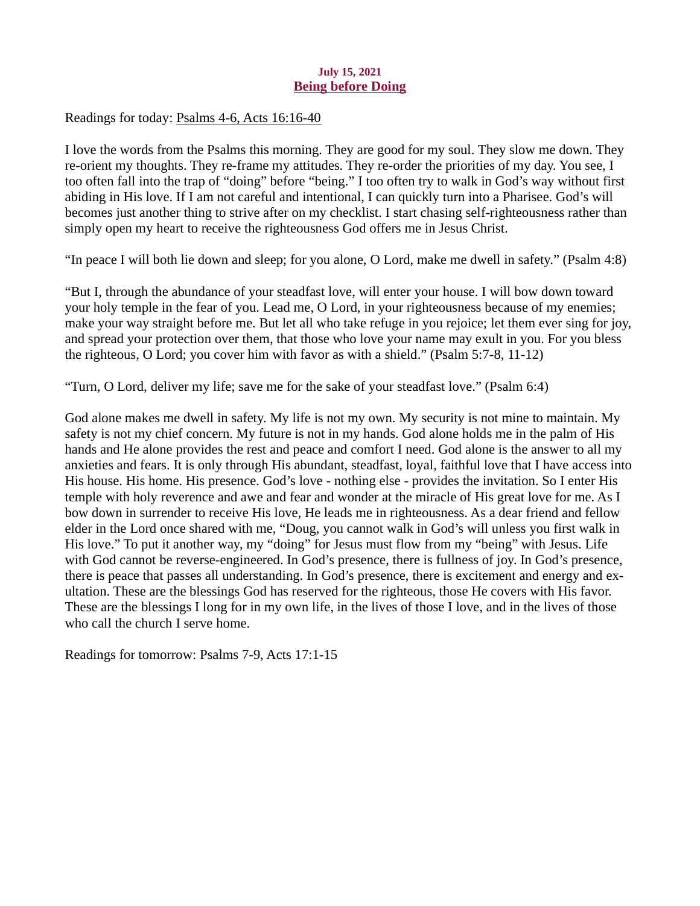**July 15, 2021**

## Being before Doing

Readings for today: Psalms 4-6, Acts 16:16-40

I love the words from the Psalms this morning. They are good for my soul. They slow me down. They re-orient my thoughts. They re-frame my attitudes. They re-order the priorities of my day. You see, I too often fall into the trap of "doing" before "being." I too often try to walk in God's way without first abiding in His love. If I am not careful and intentional, I can quickly turn into a Pharisee. God's will becomes just another thing to strive after on my checklist. I start chasing self-righteousness rather than simply open my heart to receive the righteousness God offers me in Jesus Christ.

"In peace I will both lie down and sleep; for you alone, O Lord, make me dwell in safety." (Psalm 4:8)

"But I, through the abundance of your steadfast love, will enter your house. I will bow down toward your holy temple in the fear of you. Lead me, O Lord, in your righteousness because of my enemies; make your way straight before me. But let all who take refuge in you rejoice; let them ever sing for joy, and spread your protection over them, that those who love your name may exult in you. For you bless the righteous, O Lord; you cover him with favor as with a shield." (Psalm 5:7-8, 11-12)

"Turn, O Lord, deliver my life; save me for the sake of your steadfast love." (Psalm 6:4)

God alone makes me dwell in safety. My life is not my own. My security is not mine to maintain. My safety is not my chief concern. My future is not in my hands. God alone holds me in the palm of His hands and He alone provides the rest and peace and comfort I need. God alone is the answer to all my anxieties and fears. It is only through His abundant, steadfast, loyal, faithful love that I have access into His house. His home. His presence. God's love - nothing else - provides the invitation. So I enter His temple with holy reverence and awe and fear and wonder at the miracle of His great love for me. As I bow down in surrender to receive His love, He leads me in righteousness. As a dear friend and fellow elder in the Lord once shared with me, "Doug, you cannot walk in God's will unless you first walk in His love." To put it another way, my "doing" for Jesus must flow from my "being" with Jesus. Life with God cannot be reverse-engineered. In God's presence, there is fullness of joy. In God's presence, there is peace that passes all understanding. In God's presence, there is excitement and energy and exultation. These are the blessings God has reserved for the righteous, those He covers with His favor. These are the blessings I long for in my own life, in the lives of those I love, and in the lives of those who call the church I serve home.

Readings for tomorrow: Psalms 7-9, Acts 17:1-15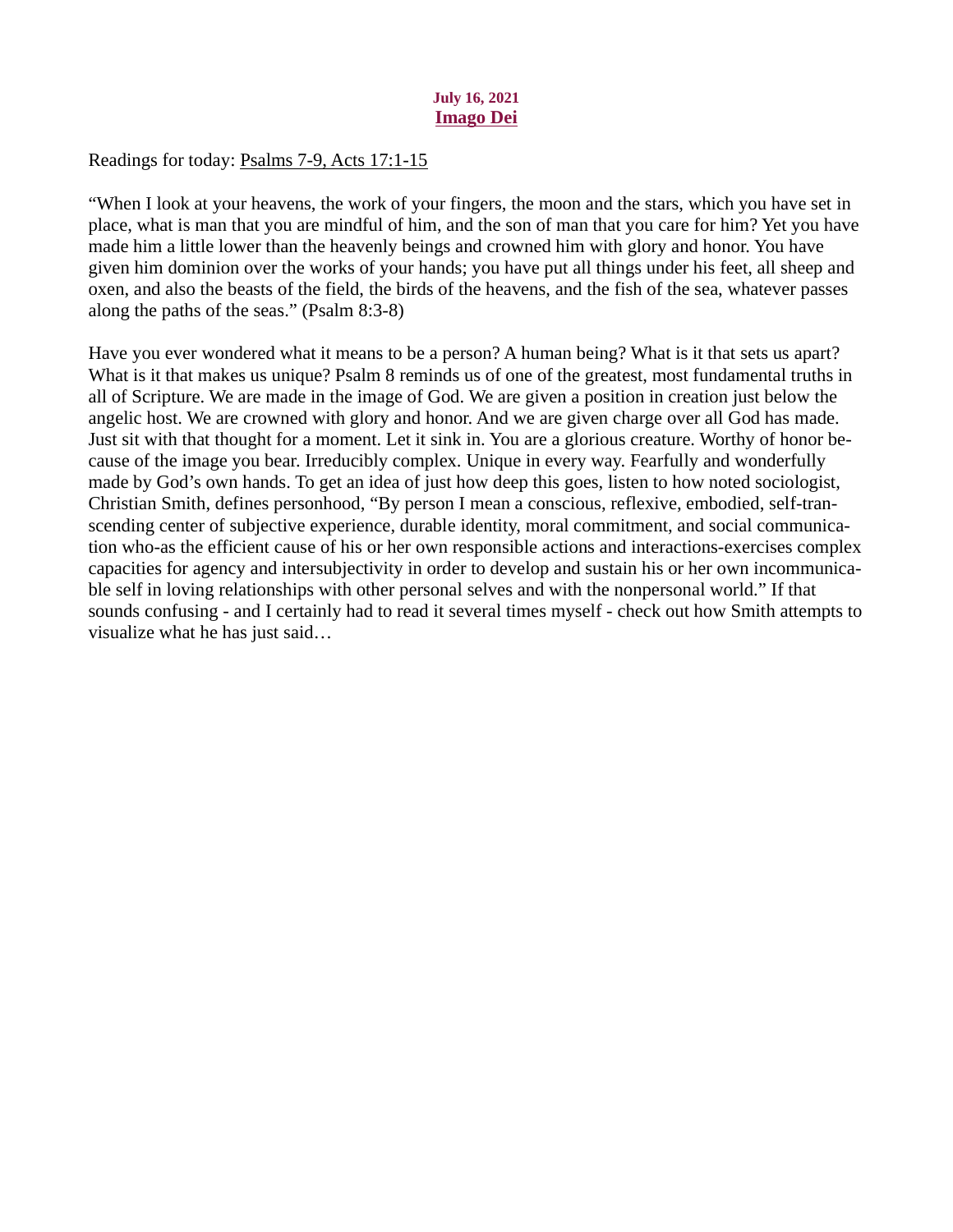**July 16, 2021**

## Imago Dei

Readings for today: Psalms 7-9, Acts 17:1-15

"When I look at your heavens, the work of your fingers, the moon and the stars, which you have set in place, what is man that you are mindful of him, and the son of man that you care for him? Yet you have made him a little lower than the heavenly beings and crowned him with glory and honor. You have given him dominion over the works of your hands; you have put all things under his feet, all sheep and oxen, and also the beasts of the field, the birds of the heavens, and the fish of the sea, whatever passes along the paths of the seas." (Psalm 8:3-8)

Have you ever wondered what it means to be a person? A human being? What is it that sets us apart? What is it that makes us unique? Psalm 8 reminds us of one of the greatest, most fundamental truths in all of Scripture. We are made in the image of God. We are given a position in creation just below the angelic host. We are crowned with glory and honor. And we are given charge over all God has made. Just sit with that thought for a moment. Let it sink in. You are a glorious creature. Worthy of honor because of the image you bear. Irreducibly complex. Unique in every way. Fearfully and wonderfully made by God's own hands. To get an idea of just how deep this goes, listen to how noted sociologist, Christian Smith, defines personhood, "By person I mean a conscious, reflexive, embodied, self-transcending center of subjective experience, durable identity, moral commitment, and social communication who-as the efficient cause of his or her own responsible actions and interactions-exercises complex capacities for agency and intersubjectivity in order to develop and sustain his or her own incommunicable self in loving relationships with other personal selves and with the nonpersonal world." If that sounds confusing - and I certainly had to read it several times myself - check out how Smith attempts to visualize what he has just said…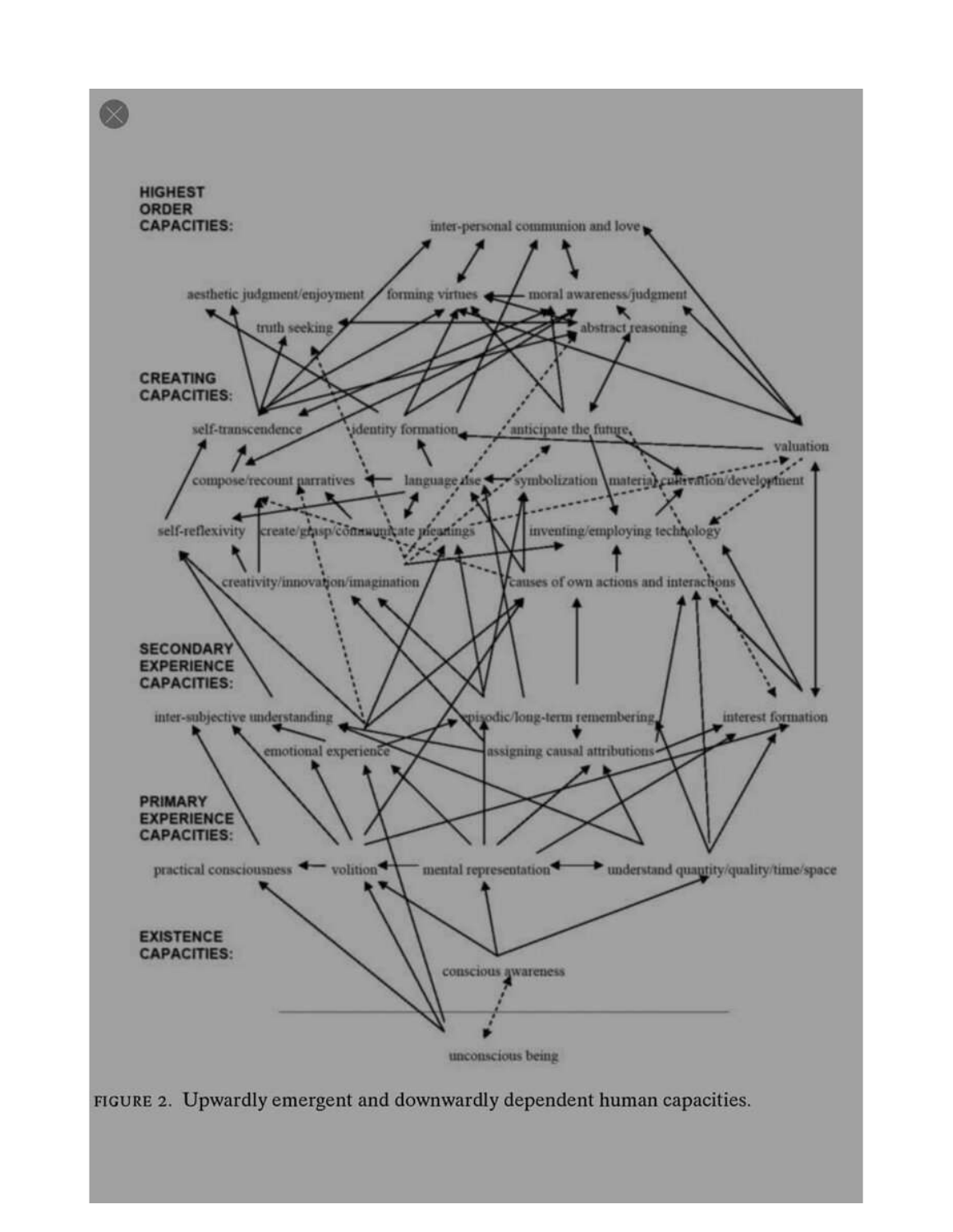**HIGHEST ORDER CAPACITIES:**

inter-personal communion and love

aesthetic judgment/enjoyment

forming virtues

moral awareness/judgment

truth seeking

abstract reasoning

**CREATING CAPACITIES:**

self-transcendence

identity formation

anticipate the future

valuation

compose/recount narratives

language use

symbolization

material cultivation/development

self-reflexivity

create/grasp/communicate meanings

inventing/employing technology

creativity/innovation/imagination

causes of own actions and interactions

**SECONDARY EXPERIENCE CAPACITIES:**

inter-subjective understanding

episodic/long-term remembering

interest formation

emotional experience

assigning causal attributions

**PRIMARY EXPERIENCE CAPACITIES:**

practical consciousness

volition

mental representation

understand quantity/quality/time/space

**EXISTENCE CAPACITIES:**

conscious awareness

unconscious being

FIGURE 2. Upwardly emergent and downwardly dependent human capacities.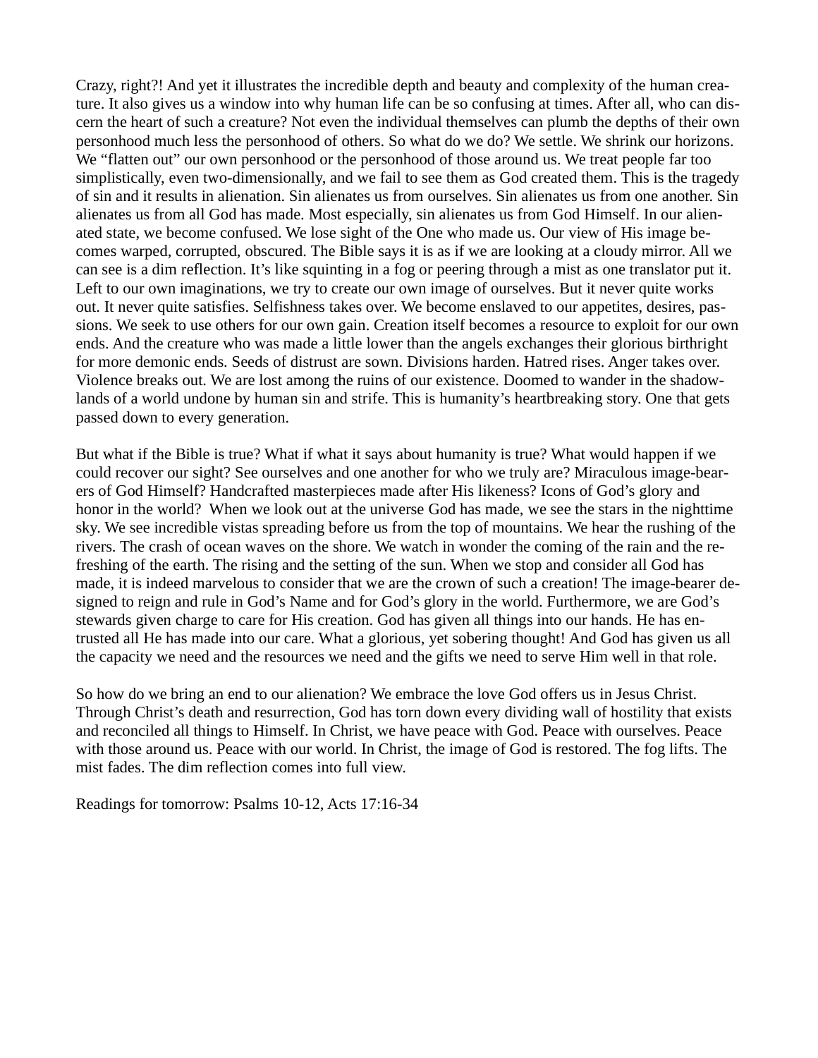Crazy, right?! And yet it illustrates the incredible depth and beauty and complexity of the human creature. It also gives us a window into why human life can be so confusing at times. After all, who can discern the heart of such a creature? Not even the individual themselves can plumb the depths of their own personhood much less the personhood of others. So what do we do? We settle. We shrink our horizons. We "flatten out" our own personhood or the personhood of those around us. We treat people far too simplistically, even two-dimensionally, and we fail to see them as God created them. This is the tragedy of sin and it results in alienation. Sin alienates us from ourselves. Sin alienates us from one another. Sin alienates us from all God has made. Most especially, sin alienates us from God Himself. In our alienated state, we become confused. We lose sight of the One who made us. Our view of His image becomes warped, corrupted, obscured. The Bible says it is as if we are looking at a cloudy mirror. All we can see is a dim reflection. It's like squinting in a fog or peering through a mist as one translator put it. Left to our own imaginations, we try to create our own image of ourselves. But it never quite works out. It never quite satisfies. Selfishness takes over. We become enslaved to our appetites, desires, passions. We seek to use others for our own gain. Creation itself becomes a resource to exploit for our own ends. And the creature who was made a little lower than the angels exchanges their glorious birthright for more demonic ends. Seeds of distrust are sown. Divisions harden. Hatred rises. Anger takes over. Violence breaks out. We are lost among the ruins of our existence. Doomed to wander in the shadowlands of a world undone by human sin and strife. This is humanity's heartbreaking story. One that gets passed down to every generation.

But what if the Bible is true? What if what it says about humanity is true? What would happen if we could recover our sight? See ourselves and one another for who we truly are? Miraculous image-bearers of God Himself? Handcrafted masterpieces made after His likeness? Icons of God's glory and honor in the world? When we look out at the universe God has made, we see the stars in the nighttime sky. We see incredible vistas spreading before us from the top of mountains. We hear the rushing of the rivers. The crash of ocean waves on the shore. We watch in wonder the coming of the rain and the refreshing of the earth. The rising and the setting of the sun. When we stop and consider all God has made, it is indeed marvelous to consider that we are the crown of such a creation! The image-bearer designed to reign and rule in God's Name and for God's glory in the world. Furthermore, we are God's stewards given charge to care for His creation. God has given all things into our hands. He has entrusted all He has made into our care. What a glorious, yet sobering thought! And God has given us all the capacity we need and the resources we need and the gifts we need to serve Him well in that role.

So how do we bring an end to our alienation? We embrace the love God offers us in Jesus Christ. Through Christ's death and resurrection, God has torn down every dividing wall of hostility that exists and reconciled all things to Himself. In Christ, we have peace with God. Peace with ourselves. Peace with those around us. Peace with our world. In Christ, the image of God is restored. The fog lifts. The mist fades. The dim reflection comes into full view.

Readings for tomorrow: Psalms 10-12, Acts 17:16-34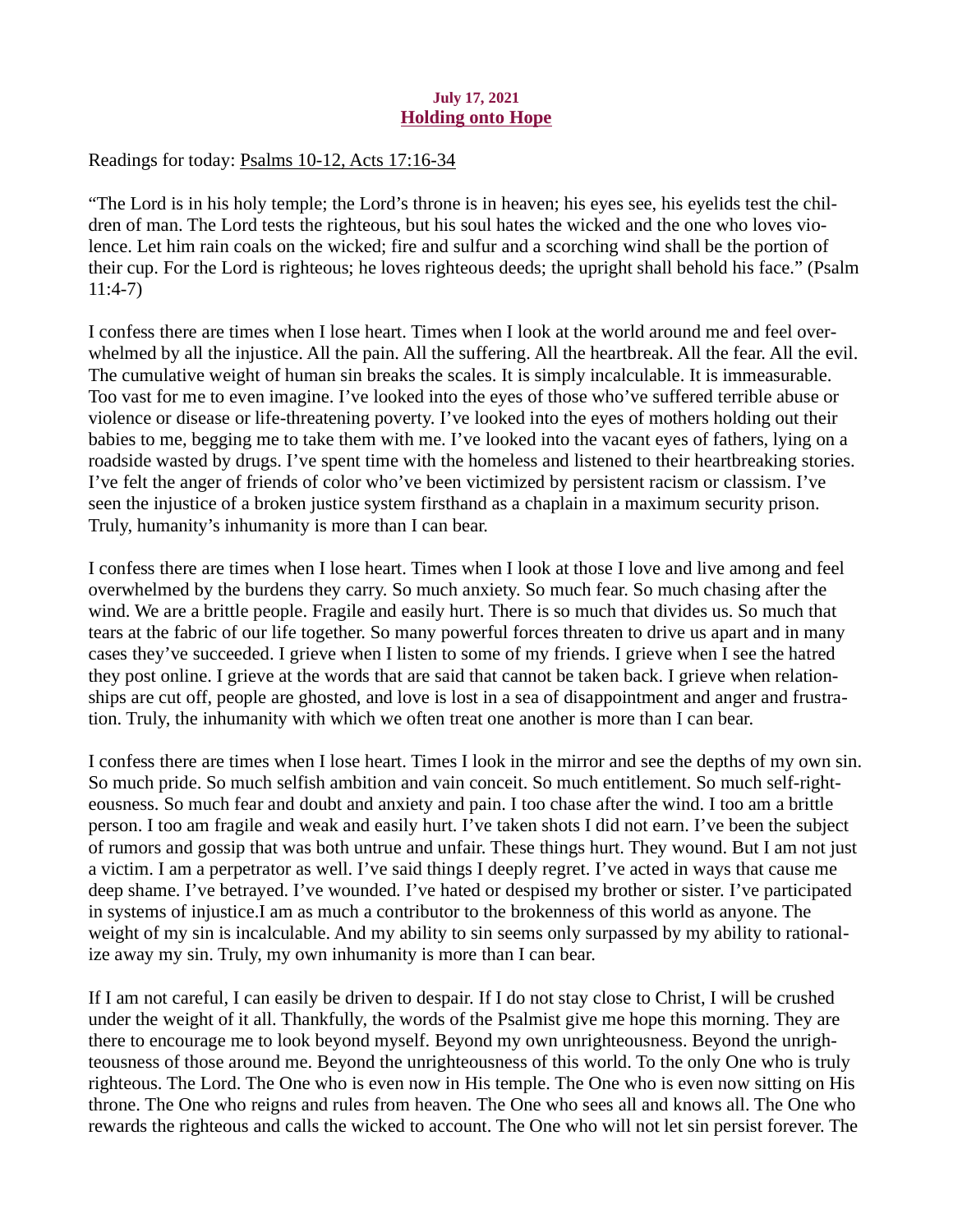**July 17, 2021**
## Holding onto Hope

Readings for today: Psalms 10-12, Acts 17:16-34

"The Lord is in his holy temple; the Lord's throne is in heaven; his eyes see, his eyelids test the children of man. The Lord tests the righteous, but his soul hates the wicked and the one who loves violence. Let him rain coals on the wicked; fire and sulfur and a scorching wind shall be the portion of their cup. For the Lord is righteous; he loves righteous deeds; the upright shall behold his face." (Psalm 11:4-7)

I confess there are times when I lose heart. Times when I look at the world around me and feel overwhelmed by all the injustice. All the pain. All the suffering. All the heartbreak. All the fear. All the evil. The cumulative weight of human sin breaks the scales. It is simply incalculable. It is immeasurable. Too vast for me to even imagine. I've looked into the eyes of those who've suffered terrible abuse or violence or disease or life-threatening poverty. I've looked into the eyes of mothers holding out their babies to me, begging me to take them with me. I've looked into the vacant eyes of fathers, lying on a roadside wasted by drugs. I've spent time with the homeless and listened to their heartbreaking stories. I've felt the anger of friends of color who've been victimized by persistent racism or classism. I've seen the injustice of a broken justice system firsthand as a chaplain in a maximum security prison. Truly, humanity's inhumanity is more than I can bear.

I confess there are times when I lose heart. Times when I look at those I love and live among and feel overwhelmed by the burdens they carry. So much anxiety. So much fear. So much chasing after the wind. We are a brittle people. Fragile and easily hurt. There is so much that divides us. So much that tears at the fabric of our life together. So many powerful forces threaten to drive us apart and in many cases they've succeeded. I grieve when I listen to some of my friends. I grieve when I see the hatred they post online. I grieve at the words that are said that cannot be taken back. I grieve when relationships are cut off, people are ghosted, and love is lost in a sea of disappointment and anger and frustration. Truly, the inhumanity with which we often treat one another is more than I can bear.

I confess there are times when I lose heart. Times I look in the mirror and see the depths of my own sin. So much pride. So much selfish ambition and vain conceit. So much entitlement. So much self-righteousness. So much fear and doubt and anxiety and pain. I too chase after the wind. I too am a brittle person. I too am fragile and weak and easily hurt. I've taken shots I did not earn. I've been the subject of rumors and gossip that was both untrue and unfair. These things hurt. They wound. But I am not just a victim. I am a perpetrator as well. I've said things I deeply regret. I've acted in ways that cause me deep shame. I've betrayed. I've wounded. I've hated or despised my brother or sister. I've participated in systems of injustice.I am as much a contributor to the brokenness of this world as anyone. The weight of my sin is incalculable. And my ability to sin seems only surpassed by my ability to rationalize away my sin. Truly, my own inhumanity is more than I can bear.

If I am not careful, I can easily be driven to despair. If I do not stay close to Christ, I will be crushed under the weight of it all. Thankfully, the words of the Psalmist give me hope this morning. They are there to encourage me to look beyond myself. Beyond my own unrighteousness. Beyond the unrighteousness of those around me. Beyond the unrighteousness of this world. To the only One who is truly righteous. The Lord. The One who is even now in His temple. The One who is even now sitting on His throne. The One who reigns and rules from heaven. The One who sees all and knows all. The One who rewards the righteous and calls the wicked to account. The One who will not let sin persist forever. The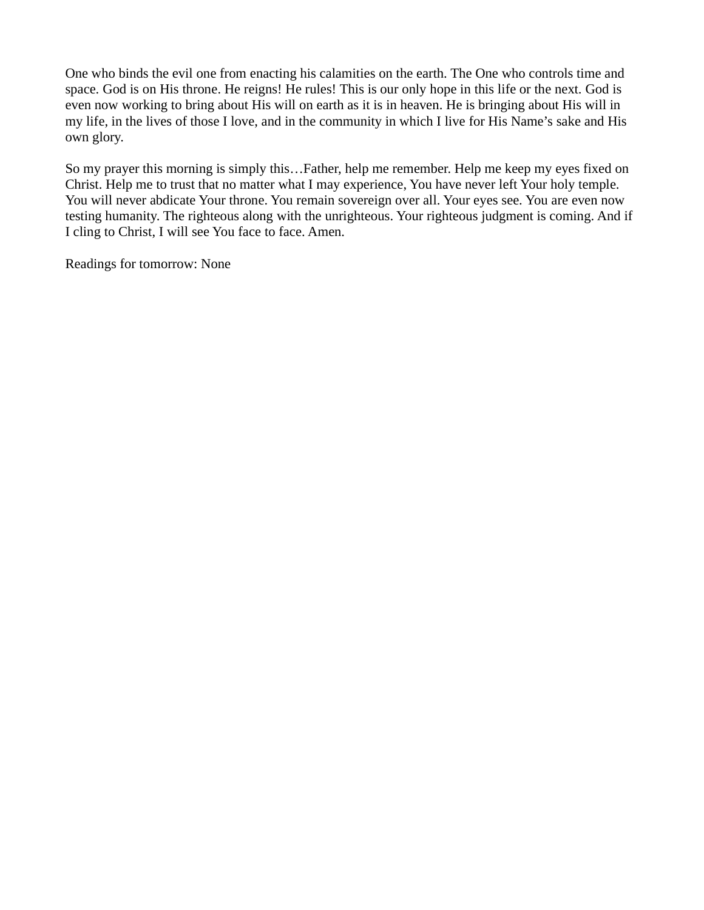One who binds the evil one from enacting his calamities on the earth. The One who controls time and space. God is on His throne. He reigns! He rules! This is our only hope in this life or the next. God is even now working to bring about His will on earth as it is in heaven. He is bringing about His will in my life, in the lives of those I love, and in the community in which I live for His Name's sake and His own glory.

So my prayer this morning is simply this…Father, help me remember. Help me keep my eyes fixed on Christ. Help me to trust that no matter what I may experience, You have never left Your holy temple. You will never abdicate Your throne. You remain sovereign over all. Your eyes see. You are even now testing humanity. The righteous along with the unrighteous. Your righteous judgment is coming. And if I cling to Christ, I will see You face to face. Amen.

Readings for tomorrow: None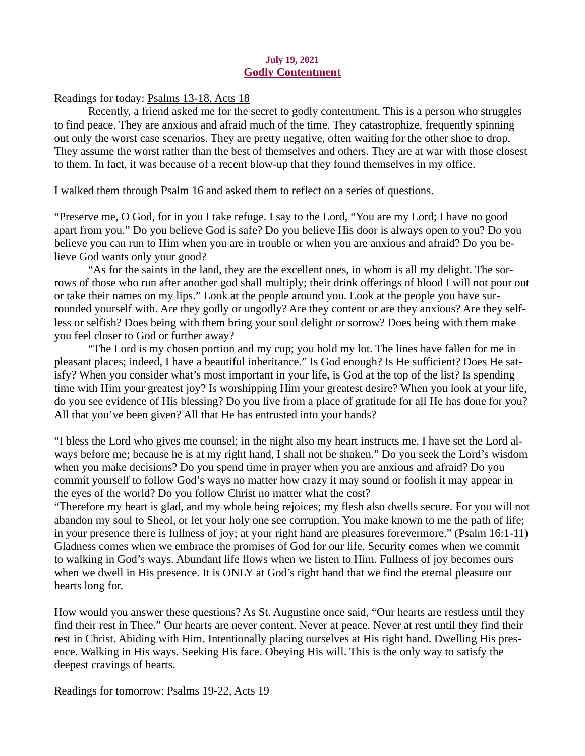**July 19, 2021**

## Godly Contentment

Readings for today: Psalms 13-18, Acts 18

Recently, a friend asked me for the secret to godly contentment. This is a person who struggles to find peace. They are anxious and afraid much of the time. They catastrophize, frequently spinning out only the worst case scenarios. They are pretty negative, often waiting for the other shoe to drop. They assume the worst rather than the best of themselves and others. They are at war with those closest to them. In fact, it was because of a recent blow-up that they found themselves in my office.

I walked them through Psalm 16 and asked them to reflect on a series of questions.

"Preserve me, O God, for in you I take refuge. I say to the Lord, "You are my Lord; I have no good apart from you." Do you believe God is safe? Do you believe His door is always open to you? Do you believe you can run to Him when you are in trouble or when you are anxious and afraid? Do you believe God wants only your good?

"As for the saints in the land, they are the excellent ones, in whom is all my delight. The sorrows of those who run after another god shall multiply; their drink offerings of blood I will not pour out or take their names on my lips." Look at the people around you. Look at the people you have surrounded yourself with. Are they godly or ungodly? Are they content or are they anxious? Are they selfless or selfish? Does being with them bring your soul delight or sorrow? Does being with them make you feel closer to God or further away?

"The Lord is my chosen portion and my cup; you hold my lot. The lines have fallen for me in pleasant places; indeed, I have a beautiful inheritance." Is God enough? Is He sufficient? Does He satisfy? When you consider what's most important in your life, is God at the top of the list? Is spending time with Him your greatest joy? Is worshipping Him your greatest desire? When you look at your life, do you see evidence of His blessing? Do you live from a place of gratitude for all He has done for you? All that you've been given? All that He has entrusted into your hands?

"I bless the Lord who gives me counsel; in the night also my heart instructs me. I have set the Lord always before me; because he is at my right hand, I shall not be shaken." Do you seek the Lord's wisdom when you make decisions? Do you spend time in prayer when you are anxious and afraid? Do you commit yourself to follow God's ways no matter how crazy it may sound or foolish it may appear in the eyes of the world? Do you follow Christ no matter what the cost?

"Therefore my heart is glad, and my whole being rejoices; my flesh also dwells secure. For you will not abandon my soul to Sheol, or let your holy one see corruption. You make known to me the path of life; in your presence there is fullness of joy; at your right hand are pleasures forevermore." (Psalm 16:1-11) Gladness comes when we embrace the promises of God for our life. Security comes when we commit to walking in God's ways. Abundant life flows when we listen to Him. Fullness of joy becomes ours when we dwell in His presence. It is ONLY at God's right hand that we find the eternal pleasure our hearts long for.

How would you answer these questions? As St. Augustine once said, "Our hearts are restless until they find their rest in Thee." Our hearts are never content. Never at peace. Never at rest until they find their rest in Christ. Abiding with Him. Intentionally placing ourselves at His right hand. Dwelling His presence. Walking in His ways. Seeking His face. Obeying His will. This is the only way to satisfy the deepest cravings of hearts.

Readings for tomorrow: Psalms 19-22, Acts 19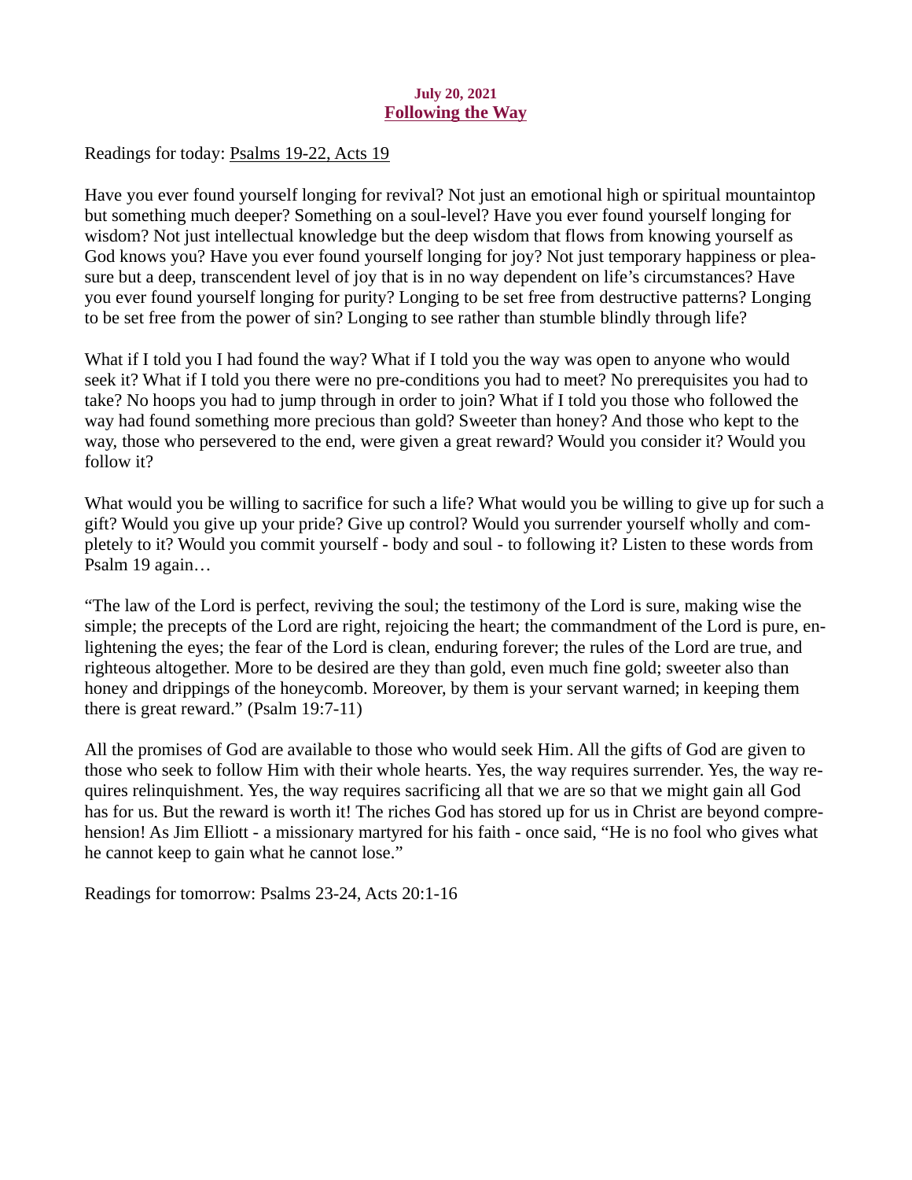**July 20, 2021**

# Following the Way

Readings for today: Psalms 19-22, Acts 19

Have you ever found yourself longing for revival? Not just an emotional high or spiritual mountaintop but something much deeper? Something on a soul-level? Have you ever found yourself longing for wisdom? Not just intellectual knowledge but the deep wisdom that flows from knowing yourself as God knows you? Have you ever found yourself longing for joy? Not just temporary happiness or pleasure but a deep, transcendent level of joy that is in no way dependent on life's circumstances? Have you ever found yourself longing for purity? Longing to be set free from destructive patterns? Longing to be set free from the power of sin? Longing to see rather than stumble blindly through life?

What if I told you I had found the way? What if I told you the way was open to anyone who would seek it? What if I told you there were no pre-conditions you had to meet? No prerequisites you had to take? No hoops you had to jump through in order to join? What if I told you those who followed the way had found something more precious than gold? Sweeter than honey? And those who kept to the way, those who persevered to the end, were given a great reward? Would you consider it? Would you follow it?

What would you be willing to sacrifice for such a life? What would you be willing to give up for such a gift? Would you give up your pride? Give up control? Would you surrender yourself wholly and completely to it? Would you commit yourself - body and soul - to following it? Listen to these words from Psalm 19 again…

"The law of the Lord is perfect, reviving the soul; the testimony of the Lord is sure, making wise the simple; the precepts of the Lord are right, rejoicing the heart; the commandment of the Lord is pure, enlightening the eyes; the fear of the Lord is clean, enduring forever; the rules of the Lord are true, and righteous altogether. More to be desired are they than gold, even much fine gold; sweeter also than honey and drippings of the honeycomb. Moreover, by them is your servant warned; in keeping them there is great reward." (Psalm 19:7-11)

All the promises of God are available to those who would seek Him. All the gifts of God are given to those who seek to follow Him with their whole hearts. Yes, the way requires surrender. Yes, the way requires relinquishment. Yes, the way requires sacrificing all that we are so that we might gain all God has for us. But the reward is worth it! The riches God has stored up for us in Christ are beyond comprehension! As Jim Elliott - a missionary martyred for his faith - once said, "He is no fool who gives what he cannot keep to gain what he cannot lose."

Readings for tomorrow: Psalms 23-24, Acts 20:1-16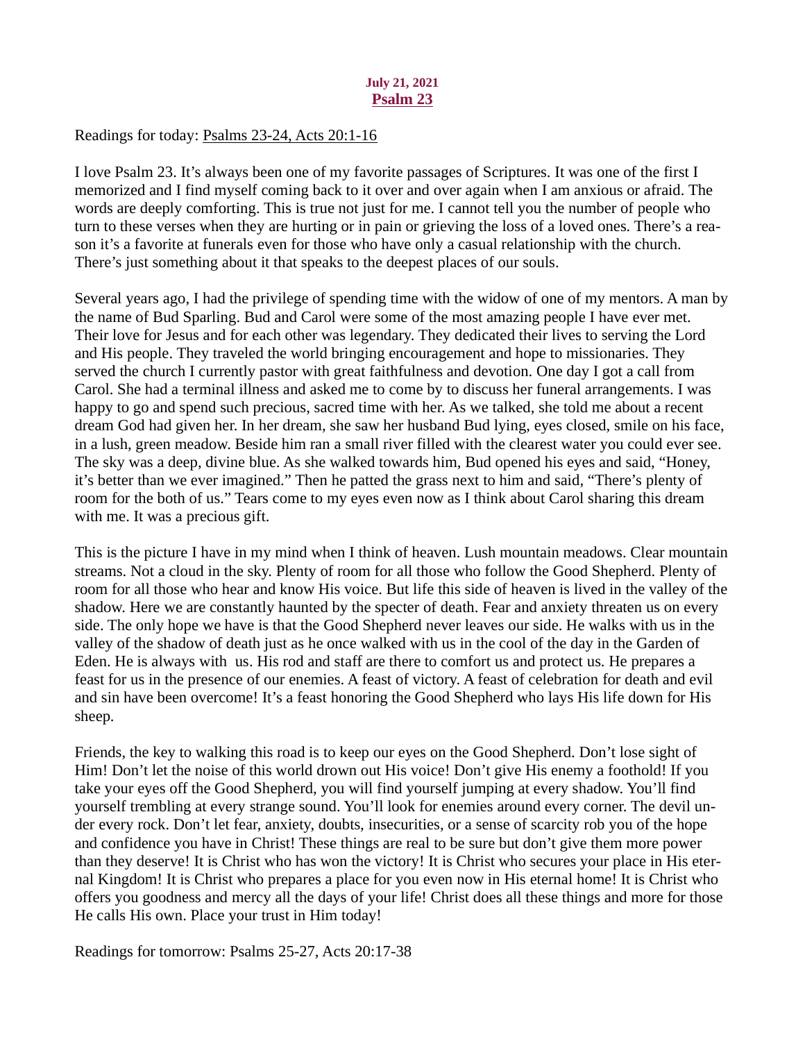**July 21, 2021**

# Psalm 23

Readings for today: Psalms 23-24, Acts 20:1-16

I love Psalm 23. It's always been one of my favorite passages of Scriptures. It was one of the first I memorized and I find myself coming back to it over and over again when I am anxious or afraid. The words are deeply comforting. This is true not just for me. I cannot tell you the number of people who turn to these verses when they are hurting or in pain or grieving the loss of a loved ones. There's a reason it's a favorite at funerals even for those who have only a casual relationship with the church. There's just something about it that speaks to the deepest places of our souls.

Several years ago, I had the privilege of spending time with the widow of one of my mentors. A man by the name of Bud Sparling. Bud and Carol were some of the most amazing people I have ever met. Their love for Jesus and for each other was legendary. They dedicated their lives to serving the Lord and His people. They traveled the world bringing encouragement and hope to missionaries. They served the church I currently pastor with great faithfulness and devotion. One day I got a call from Carol. She had a terminal illness and asked me to come by to discuss her funeral arrangements. I was happy to go and spend such precious, sacred time with her. As we talked, she told me about a recent dream God had given her. In her dream, she saw her husband Bud lying, eyes closed, smile on his face, in a lush, green meadow. Beside him ran a small river filled with the clearest water you could ever see. The sky was a deep, divine blue. As she walked towards him, Bud opened his eyes and said, "Honey, it's better than we ever imagined." Then he patted the grass next to him and said, "There's plenty of room for the both of us." Tears come to my eyes even now as I think about Carol sharing this dream with me. It was a precious gift.

This is the picture I have in my mind when I think of heaven. Lush mountain meadows. Clear mountain streams. Not a cloud in the sky. Plenty of room for all those who follow the Good Shepherd. Plenty of room for all those who hear and know His voice. But life this side of heaven is lived in the valley of the shadow. Here we are constantly haunted by the specter of death. Fear and anxiety threaten us on every side. The only hope we have is that the Good Shepherd never leaves our side. He walks with us in the valley of the shadow of death just as he once walked with us in the cool of the day in the Garden of Eden. He is always with us. His rod and staff are there to comfort us and protect us. He prepares a feast for us in the presence of our enemies. A feast of victory. A feast of celebration for death and evil and sin have been overcome! It's a feast honoring the Good Shepherd who lays His life down for His sheep.

Friends, the key to walking this road is to keep our eyes on the Good Shepherd. Don't lose sight of Him! Don't let the noise of this world drown out His voice! Don't give His enemy a foothold! If you take your eyes off the Good Shepherd, you will find yourself jumping at every shadow. You'll find yourself trembling at every strange sound. You'll look for enemies around every corner. The devil under every rock. Don't let fear, anxiety, doubts, insecurities, or a sense of scarcity rob you of the hope and confidence you have in Christ! These things are real to be sure but don't give them more power than they deserve! It is Christ who has won the victory! It is Christ who secures your place in His eternal Kingdom! It is Christ who prepares a place for you even now in His eternal home! It is Christ who offers you goodness and mercy all the days of your life! Christ does all these things and more for those He calls His own. Place your trust in Him today!

Readings for tomorrow: Psalms 25-27, Acts 20:17-38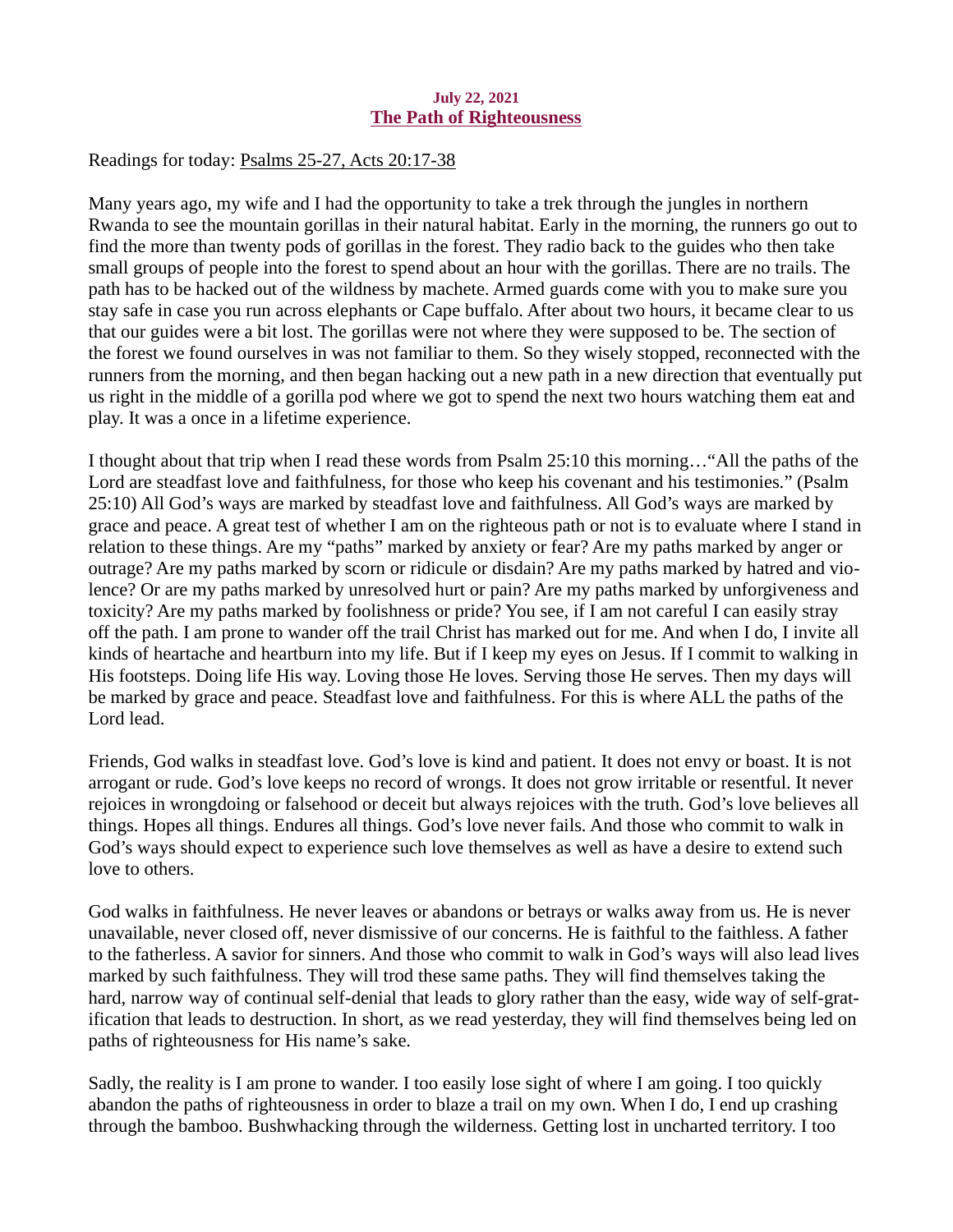**July 22, 2021**

## The Path of Righteousness

Readings for today: Psalms 25-27, Acts 20:17-38

Many years ago, my wife and I had the opportunity to take a trek through the jungles in northern Rwanda to see the mountain gorillas in their natural habitat. Early in the morning, the runners go out to find the more than twenty pods of gorillas in the forest. They radio back to the guides who then take small groups of people into the forest to spend about an hour with the gorillas. There are no trails. The path has to be hacked out of the wildness by machete. Armed guards come with you to make sure you stay safe in case you run across elephants or Cape buffalo. After about two hours, it became clear to us that our guides were a bit lost. The gorillas were not where they were supposed to be. The section of the forest we found ourselves in was not familiar to them. So they wisely stopped, reconnected with the runners from the morning, and then began hacking out a new path in a new direction that eventually put us right in the middle of a gorilla pod where we got to spend the next two hours watching them eat and play. It was a once in a lifetime experience.

I thought about that trip when I read these words from Psalm 25:10 this morning…"All the paths of the Lord are steadfast love and faithfulness, for those who keep his covenant and his testimonies." (Psalm 25:10) All God's ways are marked by steadfast love and faithfulness. All God's ways are marked by grace and peace. A great test of whether I am on the righteous path or not is to evaluate where I stand in relation to these things. Are my "paths" marked by anxiety or fear? Are my paths marked by anger or outrage? Are my paths marked by scorn or ridicule or disdain? Are my paths marked by hatred and violence? Or are my paths marked by unresolved hurt or pain? Are my paths marked by unforgiveness and toxicity? Are my paths marked by foolishness or pride? You see, if I am not careful I can easily stray off the path. I am prone to wander off the trail Christ has marked out for me. And when I do, I invite all kinds of heartache and heartburn into my life. But if I keep my eyes on Jesus. If I commit to walking in His footsteps. Doing life His way. Loving those He loves. Serving those He serves. Then my days will be marked by grace and peace. Steadfast love and faithfulness. For this is where ALL the paths of the Lord lead.

Friends, God walks in steadfast love. God's love is kind and patient. It does not envy or boast. It is not arrogant or rude. God's love keeps no record of wrongs. It does not grow irritable or resentful. It never rejoices in wrongdoing or falsehood or deceit but always rejoices with the truth. God's love believes all things. Hopes all things. Endures all things. God's love never fails. And those who commit to walk in God's ways should expect to experience such love themselves as well as have a desire to extend such love to others.

God walks in faithfulness. He never leaves or abandons or betrays or walks away from us. He is never unavailable, never closed off, never dismissive of our concerns. He is faithful to the faithless. A father to the fatherless. A savior for sinners. And those who commit to walk in God's ways will also lead lives marked by such faithfulness. They will trod these same paths. They will find themselves taking the hard, narrow way of continual self-denial that leads to glory rather than the easy, wide way of self-gratification that leads to destruction. In short, as we read yesterday, they will find themselves being led on paths of righteousness for His name's sake.

Sadly, the reality is I am prone to wander. I too easily lose sight of where I am going. I too quickly abandon the paths of righteousness in order to blaze a trail on my own. When I do, I end up crashing through the bamboo. Bushwhacking through the wilderness. Getting lost in uncharted territory. I too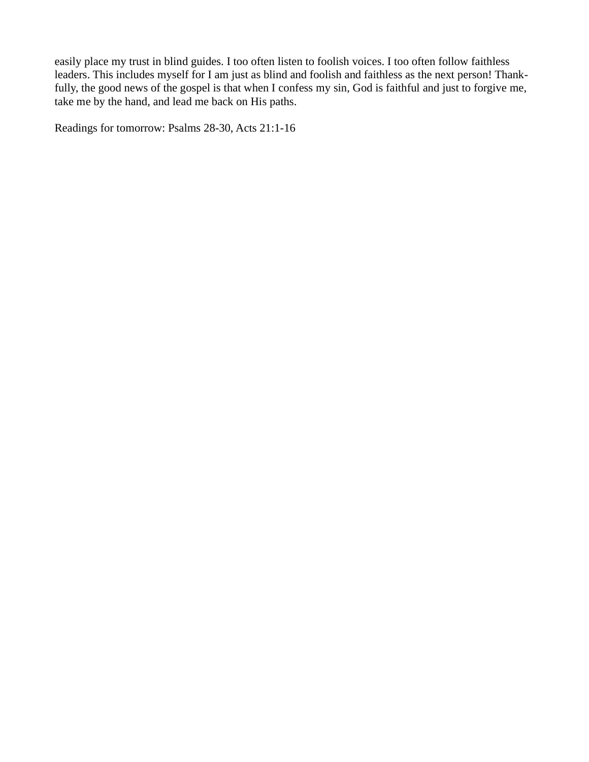easily place my trust in blind guides. I too often listen to foolish voices. I too often follow faithless leaders. This includes myself for I am just as blind and foolish and faithless as the next person! Thankfully, the good news of the gospel is that when I confess my sin, God is faithful and just to forgive me, take me by the hand, and lead me back on His paths.

Readings for tomorrow: Psalms 28-30, Acts 21:1-16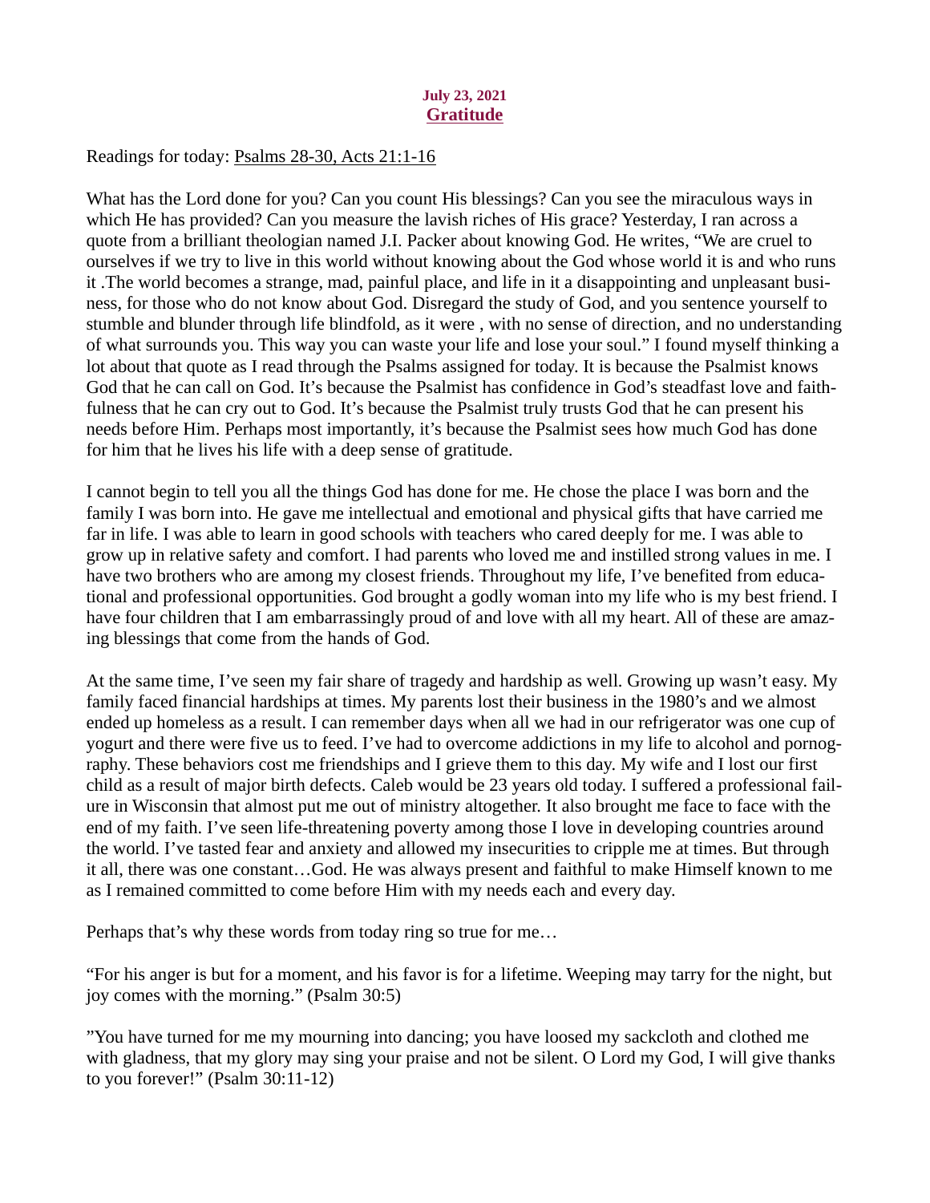**July 23, 2021**

## Gratitude

Readings for today: Psalms 28-30, Acts 21:1-16

What has the Lord done for you? Can you count His blessings? Can you see the miraculous ways in which He has provided? Can you measure the lavish riches of His grace? Yesterday, I ran across a quote from a brilliant theologian named J.I. Packer about knowing God. He writes, "We are cruel to ourselves if we try to live in this world without knowing about the God whose world it is and who runs it .The world becomes a strange, mad, painful place, and life in it a disappointing and unpleasant business, for those who do not know about God. Disregard the study of God, and you sentence yourself to stumble and blunder through life blindfold, as it were , with no sense of direction, and no understanding of what surrounds you. This way you can waste your life and lose your soul." I found myself thinking a lot about that quote as I read through the Psalms assigned for today. It is because the Psalmist knows God that he can call on God. It's because the Psalmist has confidence in God's steadfast love and faithfulness that he can cry out to God. It's because the Psalmist truly trusts God that he can present his needs before Him. Perhaps most importantly, it's because the Psalmist sees how much God has done for him that he lives his life with a deep sense of gratitude.

I cannot begin to tell you all the things God has done for me. He chose the place I was born and the family I was born into. He gave me intellectual and emotional and physical gifts that have carried me far in life. I was able to learn in good schools with teachers who cared deeply for me. I was able to grow up in relative safety and comfort. I had parents who loved me and instilled strong values in me. I have two brothers who are among my closest friends. Throughout my life, I've benefited from educational and professional opportunities. God brought a godly woman into my life who is my best friend. I have four children that I am embarrassingly proud of and love with all my heart. All of these are amazing blessings that come from the hands of God.

At the same time, I've seen my fair share of tragedy and hardship as well. Growing up wasn't easy. My family faced financial hardships at times. My parents lost their business in the 1980's and we almost ended up homeless as a result. I can remember days when all we had in our refrigerator was one cup of yogurt and there were five us to feed. I've had to overcome addictions in my life to alcohol and pornography. These behaviors cost me friendships and I grieve them to this day. My wife and I lost our first child as a result of major birth defects. Caleb would be 23 years old today. I suffered a professional failure in Wisconsin that almost put me out of ministry altogether. It also brought me face to face with the end of my faith. I've seen life-threatening poverty among those I love in developing countries around the world. I've tasted fear and anxiety and allowed my insecurities to cripple me at times. But through it all, there was one constant…God. He was always present and faithful to make Himself known to me as I remained committed to come before Him with my needs each and every day.

Perhaps that's why these words from today ring so true for me…

"For his anger is but for a moment, and his favor is for a lifetime. Weeping may tarry for the night, but joy comes with the morning." (Psalm 30:5)

"You have turned for me my mourning into dancing; you have loosed my sackcloth and clothed me with gladness, that my glory may sing your praise and not be silent. O Lord my God, I will give thanks to you forever!" (Psalm 30:11-12)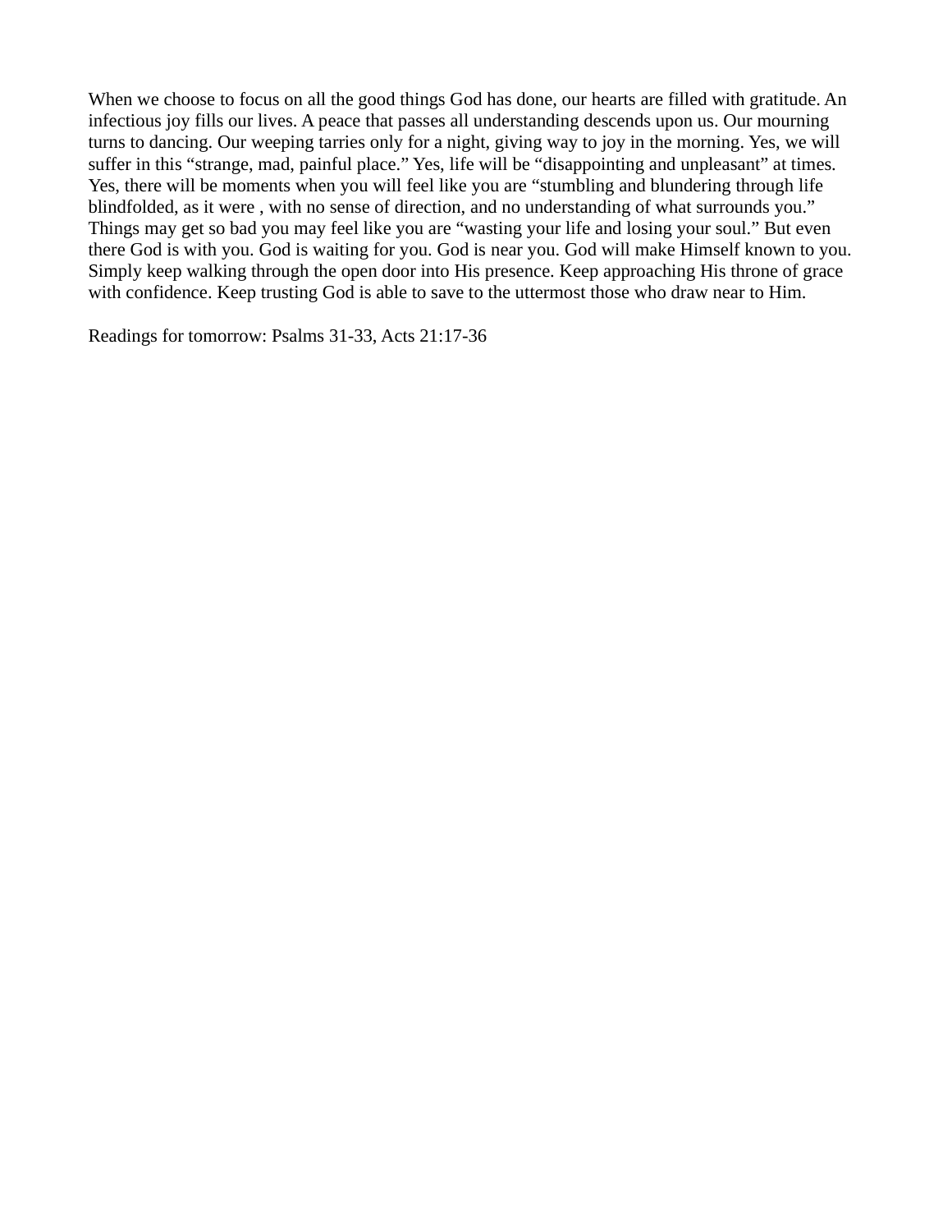When we choose to focus on all the good things God has done, our hearts are filled with gratitude. An infectious joy fills our lives. A peace that passes all understanding descends upon us. Our mourning turns to dancing. Our weeping tarries only for a night, giving way to joy in the morning. Yes, we will suffer in this "strange, mad, painful place." Yes, life will be "disappointing and unpleasant" at times. Yes, there will be moments when you will feel like you are "stumbling and blundering through life blindfolded, as it were , with no sense of direction, and no understanding of what surrounds you." Things may get so bad you may feel like you are "wasting your life and losing your soul." But even there God is with you. God is waiting for you. God is near you. God will make Himself known to you. Simply keep walking through the open door into His presence. Keep approaching His throne of grace with confidence. Keep trusting God is able to save to the uttermost those who draw near to Him.

Readings for tomorrow: Psalms 31-33, Acts 21:17-36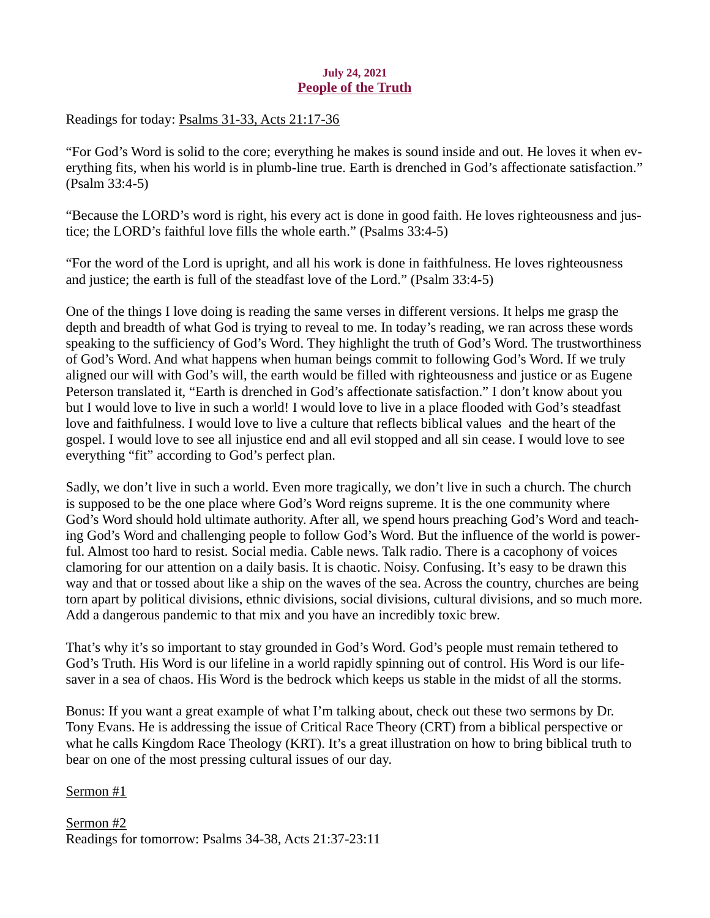**July 24, 2021**
## People of the Truth

Readings for today: Psalms 31-33, Acts 21:17-36

"For God's Word is solid to the core; everything he makes is sound inside and out. He loves it when everything fits, when his world is in plumb-line true. Earth is drenched in God's affectionate satisfaction." (Psalm 33:4-5)

"Because the LORD's word is right, his every act is done in good faith. He loves righteousness and justice; the LORD's faithful love fills the whole earth." (Psalms 33:4-5)

"For the word of the Lord is upright, and all his work is done in faithfulness. He loves righteousness and justice; the earth is full of the steadfast love of the Lord." (Psalm 33:4-5)

One of the things I love doing is reading the same verses in different versions. It helps me grasp the depth and breadth of what God is trying to reveal to me. In today's reading, we ran across these words speaking to the sufficiency of God's Word. They highlight the truth of God's Word. The trustworthiness of God's Word. And what happens when human beings commit to following God's Word. If we truly aligned our will with God's will, the earth would be filled with righteousness and justice or as Eugene Peterson translated it, "Earth is drenched in God's affectionate satisfaction." I don't know about you but I would love to live in such a world! I would love to live in a place flooded with God's steadfast love and faithfulness. I would love to live a culture that reflects biblical values and the heart of the gospel. I would love to see all injustice end and all evil stopped and all sin cease. I would love to see everything "fit" according to God's perfect plan.

Sadly, we don't live in such a world. Even more tragically, we don't live in such a church. The church is supposed to be the one place where God's Word reigns supreme. It is the one community where God's Word should hold ultimate authority. After all, we spend hours preaching God's Word and teaching God's Word and challenging people to follow God's Word. But the influence of the world is powerful. Almost too hard to resist. Social media. Cable news. Talk radio. There is a cacophony of voices clamoring for our attention on a daily basis. It is chaotic. Noisy. Confusing. It's easy to be drawn this way and that or tossed about like a ship on the waves of the sea. Across the country, churches are being torn apart by political divisions, ethnic divisions, social divisions, cultural divisions, and so much more. Add a dangerous pandemic to that mix and you have an incredibly toxic brew.

That's why it's so important to stay grounded in God's Word. God's people must remain tethered to God's Truth. His Word is our lifeline in a world rapidly spinning out of control. His Word is our lifesaver in a sea of chaos. His Word is the bedrock which keeps us stable in the midst of all the storms.

Bonus: If you want a great example of what I'm talking about, check out these two sermons by Dr. Tony Evans. He is addressing the issue of Critical Race Theory (CRT) from a biblical perspective or what he calls Kingdom Race Theology (KRT). It's a great illustration on how to bring biblical truth to bear on one of the most pressing cultural issues of our day.

Sermon #1

Sermon #2

Readings for tomorrow: Psalms 34-38, Acts 21:37-23:11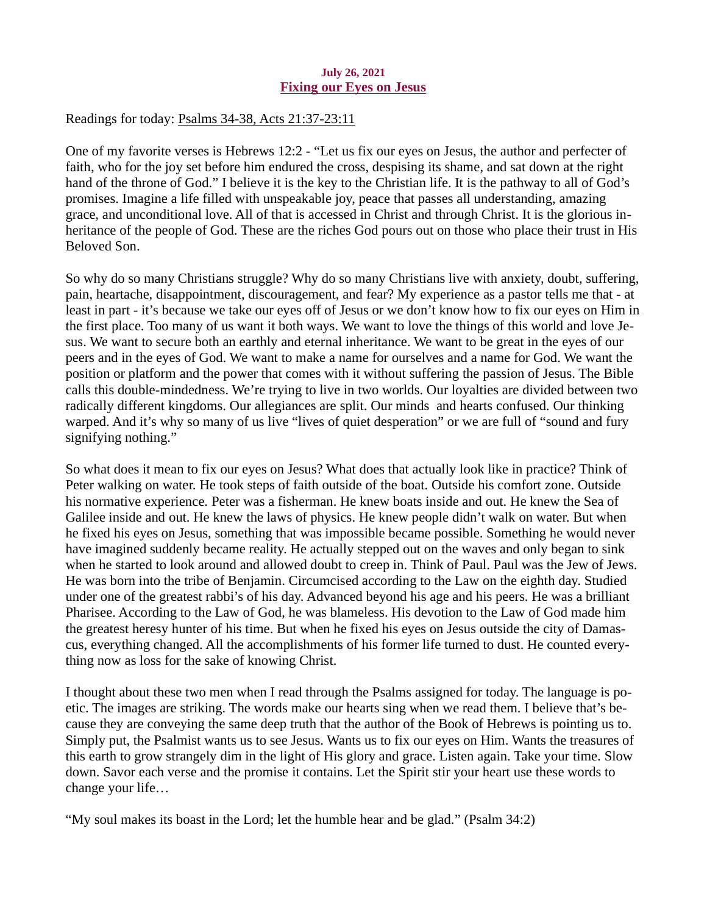**July 26, 2021**

## Fixing our Eyes on Jesus

Readings for today: Psalms 34-38, Acts 21:37-23:11

One of my favorite verses is Hebrews 12:2 - "Let us fix our eyes on Jesus, the author and perfecter of faith, who for the joy set before him endured the cross, despising its shame, and sat down at the right hand of the throne of God." I believe it is the key to the Christian life. It is the pathway to all of God's promises. Imagine a life filled with unspeakable joy, peace that passes all understanding, amazing grace, and unconditional love. All of that is accessed in Christ and through Christ. It is the glorious inheritance of the people of God. These are the riches God pours out on those who place their trust in His Beloved Son.

So why do so many Christians struggle? Why do so many Christians live with anxiety, doubt, suffering, pain, heartache, disappointment, discouragement, and fear? My experience as a pastor tells me that - at least in part - it's because we take our eyes off of Jesus or we don't know how to fix our eyes on Him in the first place. Too many of us want it both ways. We want to love the things of this world and love Jesus. We want to secure both an earthly and eternal inheritance. We want to be great in the eyes of our peers and in the eyes of God. We want to make a name for ourselves and a name for God. We want the position or platform and the power that comes with it without suffering the passion of Jesus. The Bible calls this double-mindedness. We're trying to live in two worlds. Our loyalties are divided between two radically different kingdoms. Our allegiances are split. Our minds and hearts confused. Our thinking warped. And it's why so many of us live "lives of quiet desperation" or we are full of "sound and fury signifying nothing."

So what does it mean to fix our eyes on Jesus? What does that actually look like in practice? Think of Peter walking on water. He took steps of faith outside of the boat. Outside his comfort zone. Outside his normative experience. Peter was a fisherman. He knew boats inside and out. He knew the Sea of Galilee inside and out. He knew the laws of physics. He knew people didn't walk on water. But when he fixed his eyes on Jesus, something that was impossible became possible. Something he would never have imagined suddenly became reality. He actually stepped out on the waves and only began to sink when he started to look around and allowed doubt to creep in. Think of Paul. Paul was the Jew of Jews. He was born into the tribe of Benjamin. Circumcised according to the Law on the eighth day. Studied under one of the greatest rabbi's of his day. Advanced beyond his age and his peers. He was a brilliant Pharisee. According to the Law of God, he was blameless. His devotion to the Law of God made him the greatest heresy hunter of his time. But when he fixed his eyes on Jesus outside the city of Damascus, everything changed. All the accomplishments of his former life turned to dust. He counted everything now as loss for the sake of knowing Christ.

I thought about these two men when I read through the Psalms assigned for today. The language is poetic. The images are striking. The words make our hearts sing when we read them. I believe that's because they are conveying the same deep truth that the author of the Book of Hebrews is pointing us to. Simply put, the Psalmist wants us to see Jesus. Wants us to fix our eyes on Him. Wants the treasures of this earth to grow strangely dim in the light of His glory and grace. Listen again. Take your time. Slow down. Savor each verse and the promise it contains. Let the Spirit stir your heart use these words to change your life…

"My soul makes its boast in the Lord; let the humble hear and be glad." (Psalm 34:2)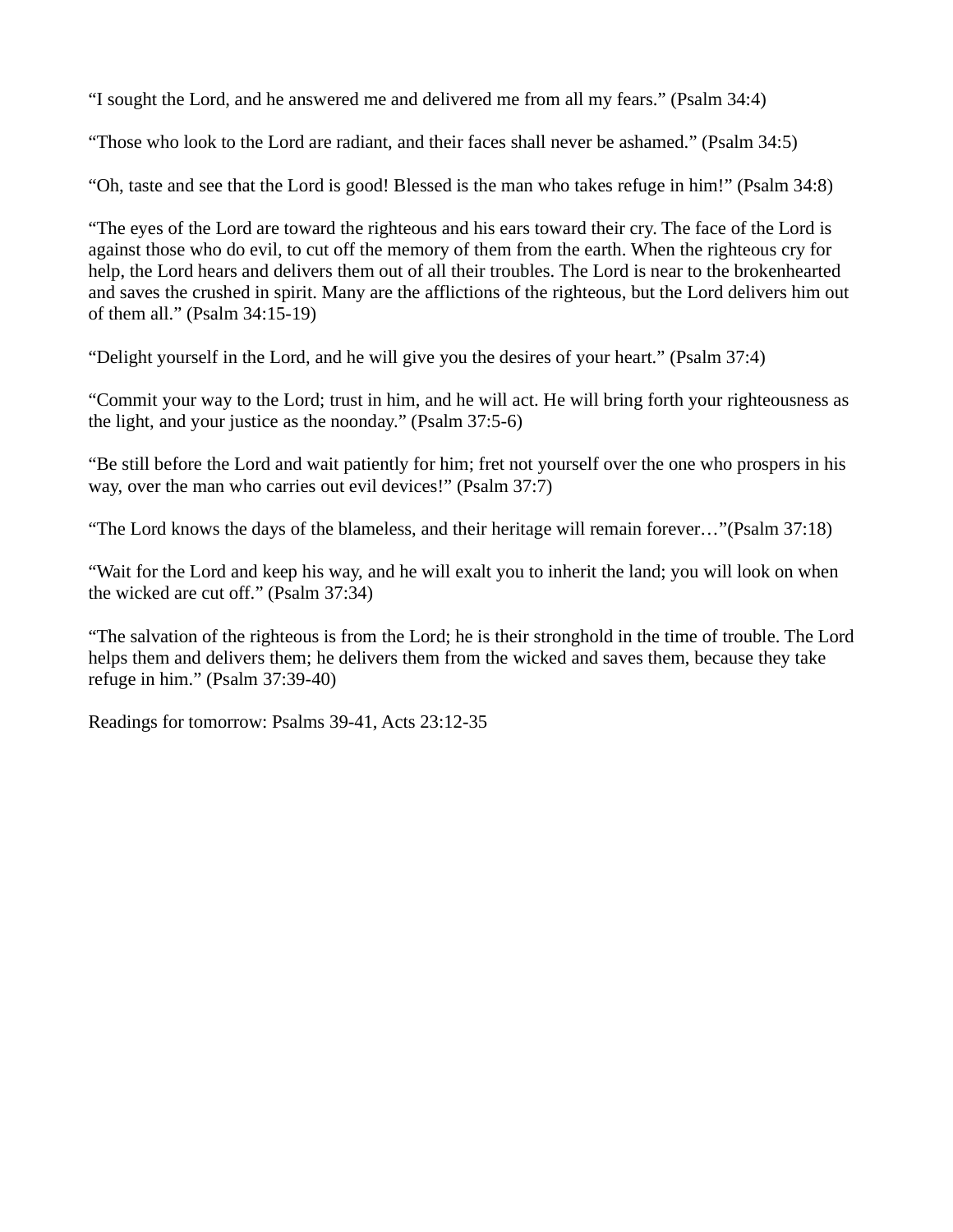“I sought the Lord, and he answered me and delivered me from all my fears.” (Psalm 34:4)

“Those who look to the Lord are radiant, and their faces shall never be ashamed.” (Psalm 34:5)

“Oh, taste and see that the Lord is good! Blessed is the man who takes refuge in him!” (Psalm 34:8)

“The eyes of the Lord are toward the righteous and his ears toward their cry. The face of the Lord is against those who do evil, to cut off the memory of them from the earth. When the righteous cry for help, the Lord hears and delivers them out of all their troubles. The Lord is near to the brokenhearted and saves the crushed in spirit. Many are the afflictions of the righteous, but the Lord delivers him out of them all.” (Psalm 34:15-19)

“Delight yourself in the Lord, and he will give you the desires of your heart.” (Psalm 37:4)

“Commit your way to the Lord; trust in him, and he will act. He will bring forth your righteousness as the light, and your justice as the noonday.” (Psalm 37:5-6)

“Be still before the Lord and wait patiently for him; fret not yourself over the one who prospers in his way, over the man who carries out evil devices!” (Psalm 37:7)

“The Lord knows the days of the blameless, and their heritage will remain forever…”(Psalm 37:18)

“Wait for the Lord and keep his way, and he will exalt you to inherit the land; you will look on when the wicked are cut off.” (Psalm 37:34)

“The salvation of the righteous is from the Lord; he is their stronghold in the time of trouble. The Lord helps them and delivers them; he delivers them from the wicked and saves them, because they take refuge in him.” (Psalm 37:39-40)

Readings for tomorrow: Psalms 39-41, Acts 23:12-35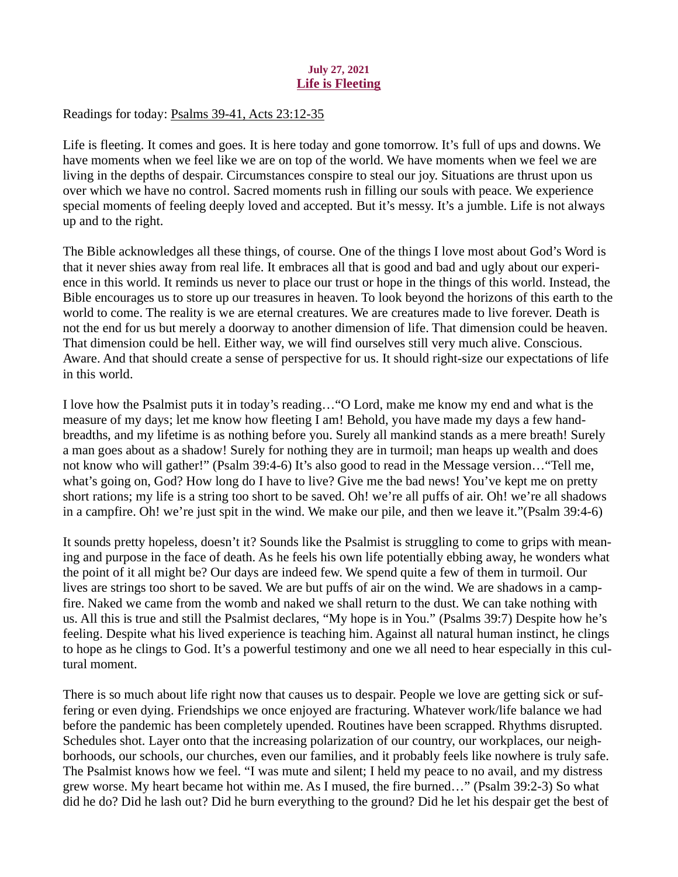**July 27, 2021**

## Life is Fleeting

Readings for today: Psalms 39-41, Acts 23:12-35

Life is fleeting. It comes and goes. It is here today and gone tomorrow. It's full of ups and downs. We have moments when we feel like we are on top of the world. We have moments when we feel we are living in the depths of despair. Circumstances conspire to steal our joy. Situations are thrust upon us over which we have no control. Sacred moments rush in filling our souls with peace. We experience special moments of feeling deeply loved and accepted. But it's messy. It's a jumble. Life is not always up and to the right.

The Bible acknowledges all these things, of course. One of the things I love most about God's Word is that it never shies away from real life. It embraces all that is good and bad and ugly about our experience in this world. It reminds us never to place our trust or hope in the things of this world. Instead, the Bible encourages us to store up our treasures in heaven. To look beyond the horizons of this earth to the world to come. The reality is we are eternal creatures. We are creatures made to live forever. Death is not the end for us but merely a doorway to another dimension of life. That dimension could be heaven. That dimension could be hell. Either way, we will find ourselves still very much alive. Conscious. Aware. And that should create a sense of perspective for us. It should right-size our expectations of life in this world.

I love how the Psalmist puts it in today's reading…"O Lord, make me know my end and what is the measure of my days; let me know how fleeting I am! Behold, you have made my days a few handbreadths, and my lifetime is as nothing before you. Surely all mankind stands as a mere breath! Surely a man goes about as a shadow! Surely for nothing they are in turmoil; man heaps up wealth and does not know who will gather!" (Psalm 39:4-6) It's also good to read in the Message version…"Tell me, what's going on, God? How long do I have to live? Give me the bad news! You've kept me on pretty short rations; my life is a string too short to be saved. Oh! we're all puffs of air. Oh! we're all shadows in a campfire. Oh! we're just spit in the wind. We make our pile, and then we leave it."(Psalm 39:4-6)

It sounds pretty hopeless, doesn't it? Sounds like the Psalmist is struggling to come to grips with meaning and purpose in the face of death. As he feels his own life potentially ebbing away, he wonders what the point of it all might be? Our days are indeed few. We spend quite a few of them in turmoil. Our lives are strings too short to be saved. We are but puffs of air on the wind. We are shadows in a campfire. Naked we came from the womb and naked we shall return to the dust. We can take nothing with us. All this is true and still the Psalmist declares, "My hope is in You." (Psalms 39:7) Despite how he's feeling. Despite what his lived experience is teaching him. Against all natural human instinct, he clings to hope as he clings to God. It's a powerful testimony and one we all need to hear especially in this cultural moment.

There is so much about life right now that causes us to despair. People we love are getting sick or suffering or even dying. Friendships we once enjoyed are fracturing. Whatever work/life balance we had before the pandemic has been completely upended. Routines have been scrapped. Rhythms disrupted. Schedules shot. Layer onto that the increasing polarization of our country, our workplaces, our neighborhoods, our schools, our churches, even our families, and it probably feels like nowhere is truly safe. The Psalmist knows how we feel. "I was mute and silent; I held my peace to no avail, and my distress grew worse. My heart became hot within me. As I mused, the fire burned…" (Psalm 39:2-3) So what did he do? Did he lash out? Did he burn everything to the ground? Did he let his despair get the best of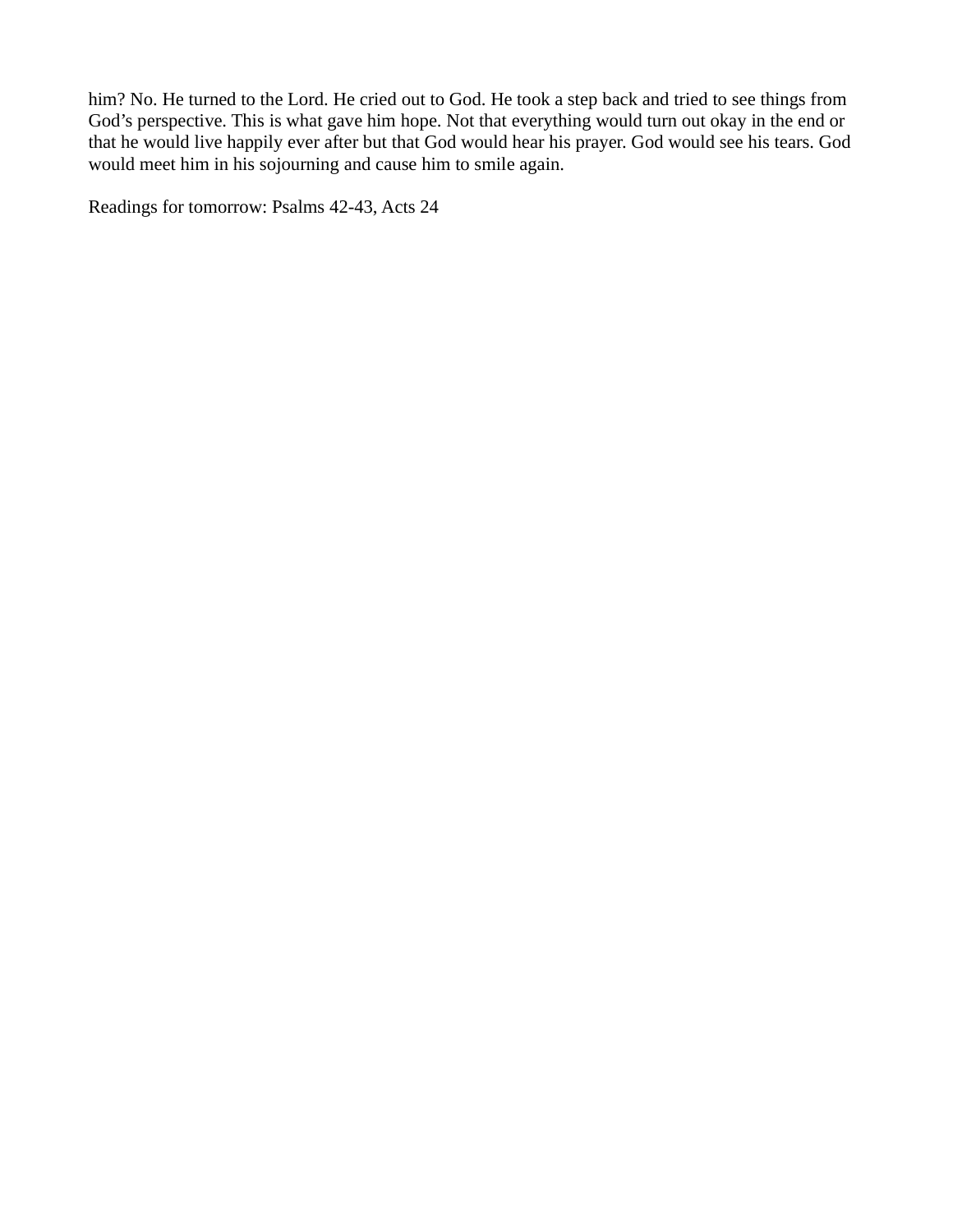him? No. He turned to the Lord. He cried out to God. He took a step back and tried to see things from God’s perspective. This is what gave him hope. Not that everything would turn out okay in the end or that he would live happily ever after but that God would hear his prayer. God would see his tears. God would meet him in his sojourning and cause him to smile again.

Readings for tomorrow: Psalms 42-43, Acts 24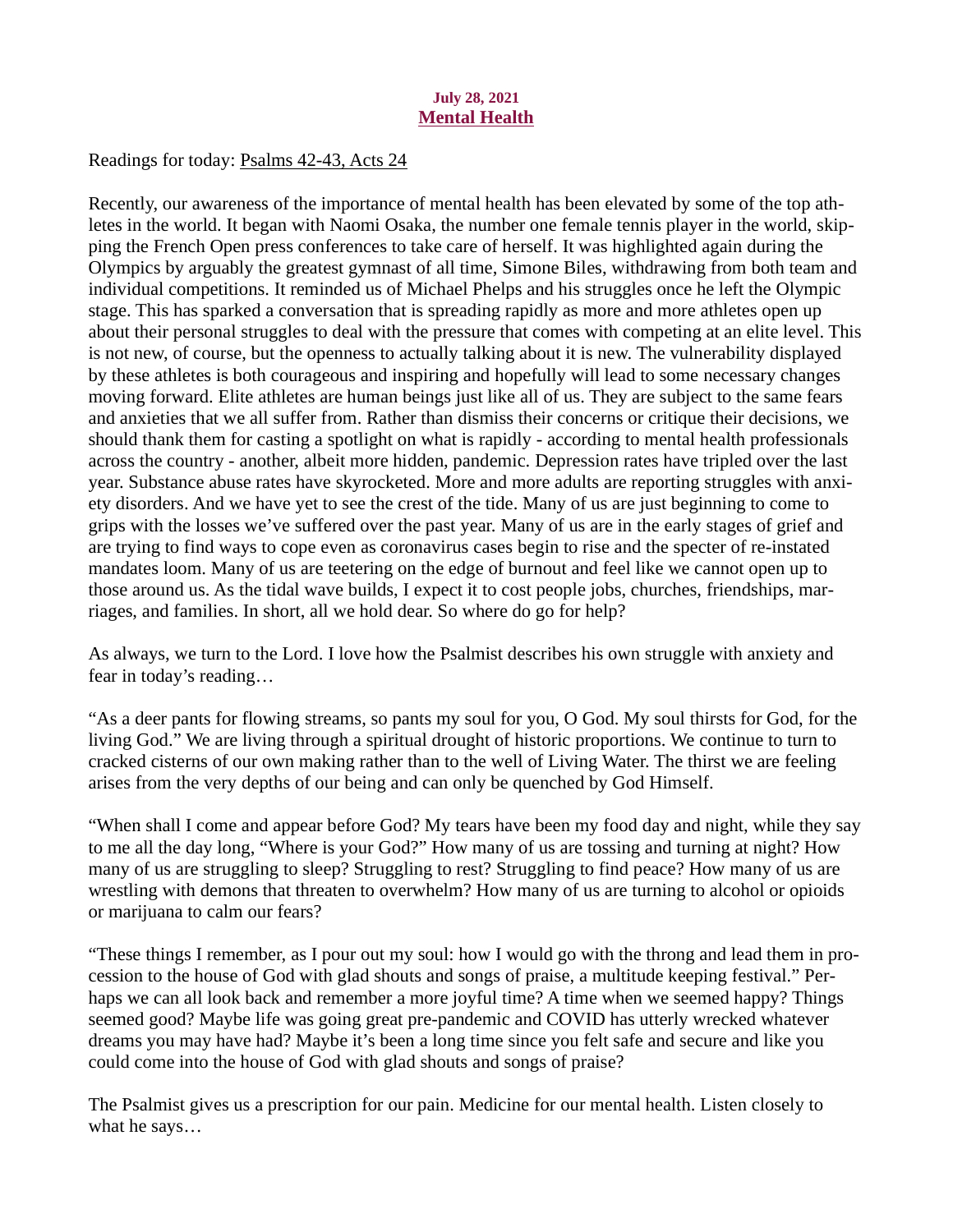**July 28, 2021**

## Mental Health

Readings for today: Psalms 42-43, Acts 24

Recently, our awareness of the importance of mental health has been elevated by some of the top athletes in the world. It began with Naomi Osaka, the number one female tennis player in the world, skipping the French Open press conferences to take care of herself. It was highlighted again during the Olympics by arguably the greatest gymnast of all time, Simone Biles, withdrawing from both team and individual competitions. It reminded us of Michael Phelps and his struggles once he left the Olympic stage. This has sparked a conversation that is spreading rapidly as more and more athletes open up about their personal struggles to deal with the pressure that comes with competing at an elite level. This is not new, of course, but the openness to actually talking about it is new. The vulnerability displayed by these athletes is both courageous and inspiring and hopefully will lead to some necessary changes moving forward. Elite athletes are human beings just like all of us. They are subject to the same fears and anxieties that we all suffer from. Rather than dismiss their concerns or critique their decisions, we should thank them for casting a spotlight on what is rapidly - according to mental health professionals across the country - another, albeit more hidden, pandemic. Depression rates have tripled over the last year. Substance abuse rates have skyrocketed. More and more adults are reporting struggles with anxiety disorders. And we have yet to see the crest of the tide. Many of us are just beginning to come to grips with the losses we've suffered over the past year. Many of us are in the early stages of grief and are trying to find ways to cope even as coronavirus cases begin to rise and the specter of re-instated mandates loom. Many of us are teetering on the edge of burnout and feel like we cannot open up to those around us. As the tidal wave builds, I expect it to cost people jobs, churches, friendships, marriages, and families. In short, all we hold dear. So where do go for help?

As always, we turn to the Lord. I love how the Psalmist describes his own struggle with anxiety and fear in today's reading…

"As a deer pants for flowing streams, so pants my soul for you, O God. My soul thirsts for God, for the living God." We are living through a spiritual drought of historic proportions. We continue to turn to cracked cisterns of our own making rather than to the well of Living Water. The thirst we are feeling arises from the very depths of our being and can only be quenched by God Himself.

"When shall I come and appear before God? My tears have been my food day and night, while they say to me all the day long, "Where is your God?" How many of us are tossing and turning at night? How many of us are struggling to sleep? Struggling to rest? Struggling to find peace? How many of us are wrestling with demons that threaten to overwhelm? How many of us are turning to alcohol or opioids or marijuana to calm our fears?

"These things I remember, as I pour out my soul: how I would go with the throng and lead them in procession to the house of God with glad shouts and songs of praise, a multitude keeping festival." Perhaps we can all look back and remember a more joyful time? A time when we seemed happy? Things seemed good? Maybe life was going great pre-pandemic and COVID has utterly wrecked whatever dreams you may have had? Maybe it's been a long time since you felt safe and secure and like you could come into the house of God with glad shouts and songs of praise?

The Psalmist gives us a prescription for our pain. Medicine for our mental health. Listen closely to what he says…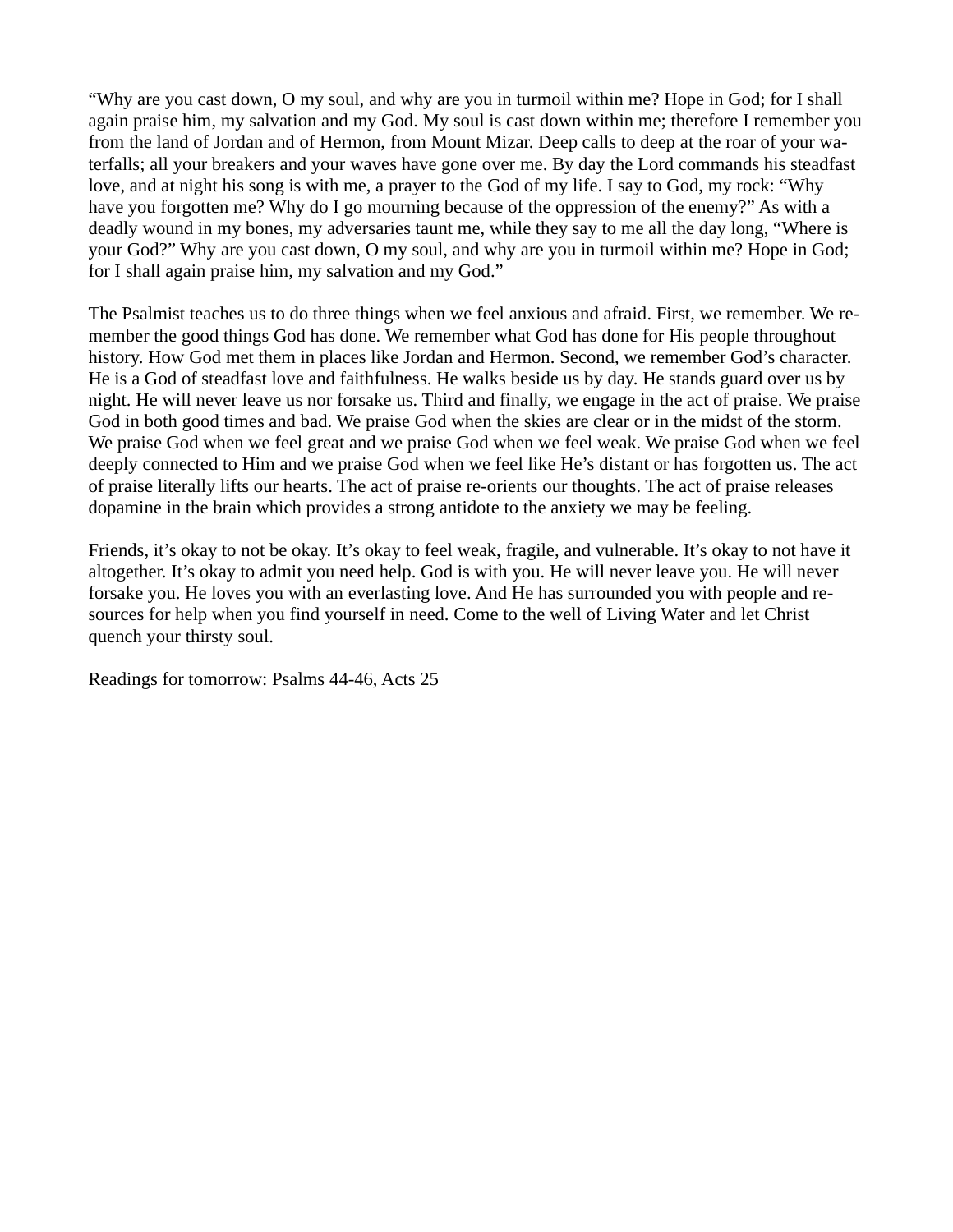“Why are you cast down, O my soul, and why are you in turmoil within me? Hope in God; for I shall again praise him, my salvation and my God. My soul is cast down within me; therefore I remember you from the land of Jordan and of Hermon, from Mount Mizar. Deep calls to deep at the roar of your waterfalls; all your breakers and your waves have gone over me. By day the Lord commands his steadfast love, and at night his song is with me, a prayer to the God of my life. I say to God, my rock: “Why have you forgotten me? Why do I go mourning because of the oppression of the enemy?” As with a deadly wound in my bones, my adversaries taunt me, while they say to me all the day long, “Where is your God?” Why are you cast down, O my soul, and why are you in turmoil within me? Hope in God; for I shall again praise him, my salvation and my God.”

The Psalmist teaches us to do three things when we feel anxious and afraid. First, we remember. We remember the good things God has done. We remember what God has done for His people throughout history. How God met them in places like Jordan and Hermon. Second, we remember God’s character. He is a God of steadfast love and faithfulness. He walks beside us by day. He stands guard over us by night. He will never leave us nor forsake us. Third and finally, we engage in the act of praise. We praise God in both good times and bad. We praise God when the skies are clear or in the midst of the storm. We praise God when we feel great and we praise God when we feel weak. We praise God when we feel deeply connected to Him and we praise God when we feel like He’s distant or has forgotten us. The act of praise literally lifts our hearts. The act of praise re-orients our thoughts. The act of praise releases dopamine in the brain which provides a strong antidote to the anxiety we may be feeling.

Friends, it’s okay to not be okay. It’s okay to feel weak, fragile, and vulnerable. It’s okay to not have it altogether. It’s okay to admit you need help. God is with you. He will never leave you. He will never forsake you. He loves you with an everlasting love. And He has surrounded you with people and resources for help when you find yourself in need. Come to the well of Living Water and let Christ quench your thirsty soul.

Readings for tomorrow: Psalms 44-46, Acts 25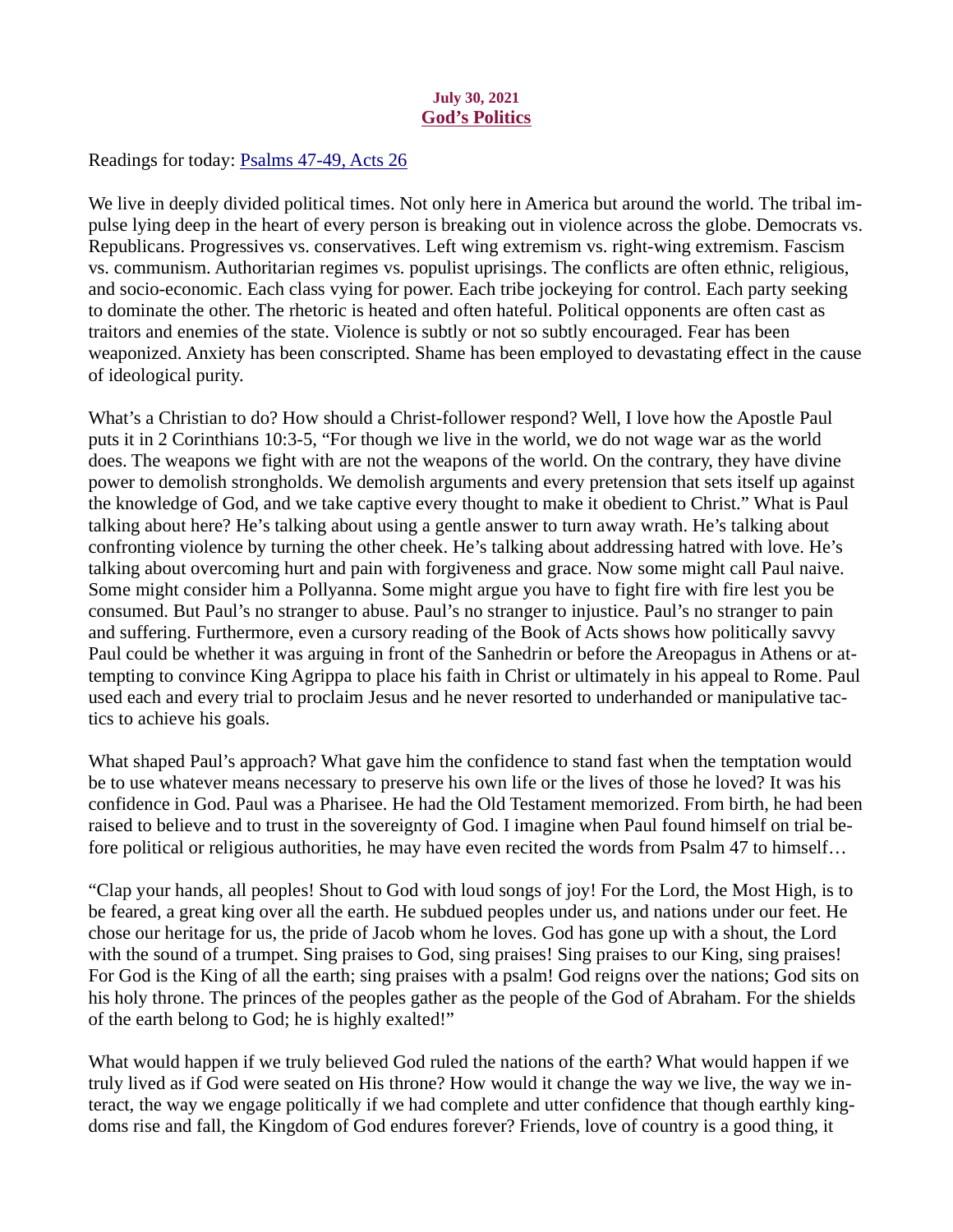**July 30, 2021**

## God's Politics

Readings for today: Psalms 47-49, Acts 26

We live in deeply divided political times. Not only here in America but around the world. The tribal impulse lying deep in the heart of every person is breaking out in violence across the globe. Democrats vs. Republicans. Progressives vs. conservatives. Left wing extremism vs. right-wing extremism. Fascism vs. communism. Authoritarian regimes vs. populist uprisings. The conflicts are often ethnic, religious, and socio-economic. Each class vying for power. Each tribe jockeying for control. Each party seeking to dominate the other. The rhetoric is heated and often hateful. Political opponents are often cast as traitors and enemies of the state. Violence is subtly or not so subtly encouraged. Fear has been weaponized. Anxiety has been conscripted. Shame has been employed to devastating effect in the cause of ideological purity.

What's a Christian to do? How should a Christ-follower respond? Well, I love how the Apostle Paul puts it in 2 Corinthians 10:3-5, "For though we live in the world, we do not wage war as the world does. The weapons we fight with are not the weapons of the world. On the contrary, they have divine power to demolish strongholds. We demolish arguments and every pretension that sets itself up against the knowledge of God, and we take captive every thought to make it obedient to Christ." What is Paul talking about here? He's talking about using a gentle answer to turn away wrath. He's talking about confronting violence by turning the other cheek. He's talking about addressing hatred with love. He's talking about overcoming hurt and pain with forgiveness and grace. Now some might call Paul naive. Some might consider him a Pollyanna. Some might argue you have to fight fire with fire lest you be consumed. But Paul's no stranger to abuse. Paul's no stranger to injustice. Paul's no stranger to pain and suffering. Furthermore, even a cursory reading of the Book of Acts shows how politically savvy Paul could be whether it was arguing in front of the Sanhedrin or before the Areopagus in Athens or attempting to convince King Agrippa to place his faith in Christ or ultimately in his appeal to Rome. Paul used each and every trial to proclaim Jesus and he never resorted to underhanded or manipulative tactics to achieve his goals.

What shaped Paul's approach? What gave him the confidence to stand fast when the temptation would be to use whatever means necessary to preserve his own life or the lives of those he loved? It was his confidence in God. Paul was a Pharisee. He had the Old Testament memorized. From birth, he had been raised to believe and to trust in the sovereignty of God. I imagine when Paul found himself on trial before political or religious authorities, he may have even recited the words from Psalm 47 to himself…

"Clap your hands, all peoples! Shout to God with loud songs of joy! For the Lord, the Most High, is to be feared, a great king over all the earth. He subdued peoples under us, and nations under our feet. He chose our heritage for us, the pride of Jacob whom he loves. God has gone up with a shout, the Lord with the sound of a trumpet. Sing praises to God, sing praises! Sing praises to our King, sing praises! For God is the King of all the earth; sing praises with a psalm! God reigns over the nations; God sits on his holy throne. The princes of the peoples gather as the people of the God of Abraham. For the shields of the earth belong to God; he is highly exalted!"

What would happen if we truly believed God ruled the nations of the earth? What would happen if we truly lived as if God were seated on His throne? How would it change the way we live, the way we interact, the way we engage politically if we had complete and utter confidence that though earthly kingdoms rise and fall, the Kingdom of God endures forever? Friends, love of country is a good thing, it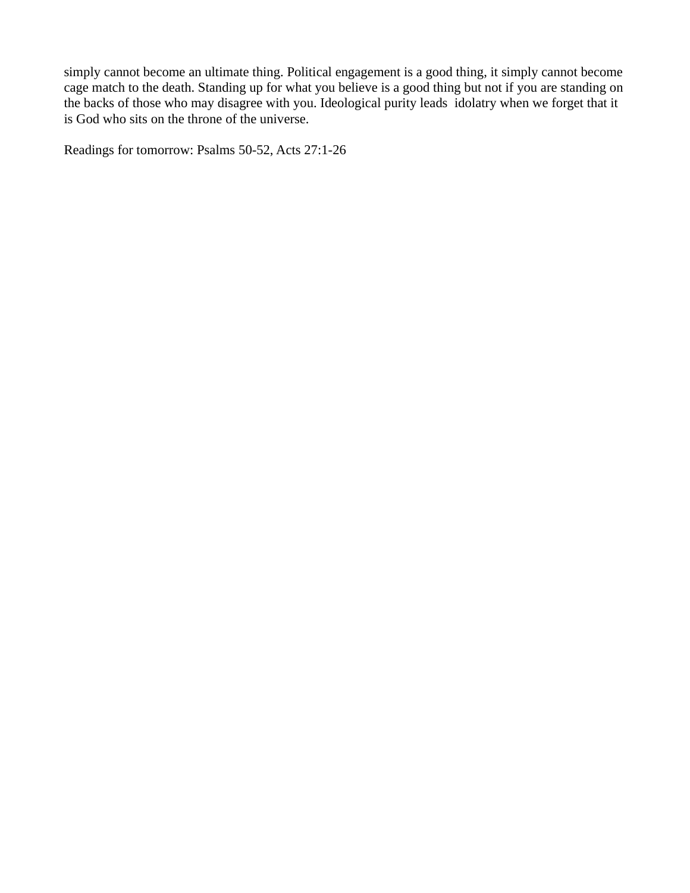simply cannot become an ultimate thing. Political engagement is a good thing, it simply cannot become cage match to the death. Standing up for what you believe is a good thing but not if you are standing on the backs of those who may disagree with you. Ideological purity leads  idolatry when we forget that it is God who sits on the throne of the universe.

Readings for tomorrow: Psalms 50-52, Acts 27:1-26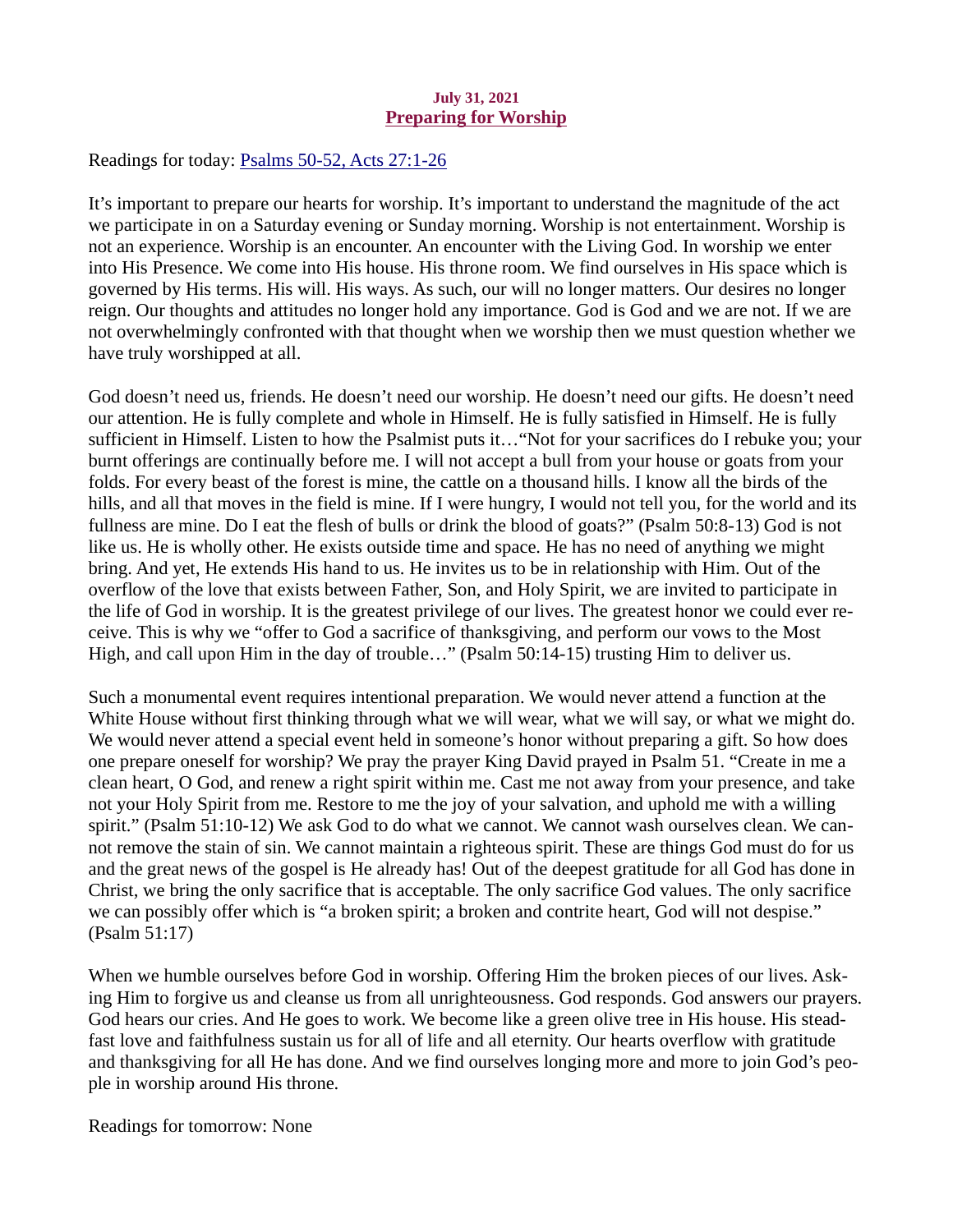**July 31, 2021**

# Preparing for Worship

Readings for today: Psalms 50-52, Acts 27:1-26

It's important to prepare our hearts for worship. It's important to understand the magnitude of the act we participate in on a Saturday evening or Sunday morning. Worship is not entertainment. Worship is not an experience. Worship is an encounter. An encounter with the Living God. In worship we enter into His Presence. We come into His house. His throne room. We find ourselves in His space which is governed by His terms. His will. His ways. As such, our will no longer matters. Our desires no longer reign. Our thoughts and attitudes no longer hold any importance. God is God and we are not. If we are not overwhelmingly confronted with that thought when we worship then we must question whether we have truly worshipped at all.

God doesn't need us, friends. He doesn't need our worship. He doesn't need our gifts. He doesn't need our attention. He is fully complete and whole in Himself. He is fully satisfied in Himself. He is fully sufficient in Himself. Listen to how the Psalmist puts it…"Not for your sacrifices do I rebuke you; your burnt offerings are continually before me. I will not accept a bull from your house or goats from your folds. For every beast of the forest is mine, the cattle on a thousand hills. I know all the birds of the hills, and all that moves in the field is mine. If I were hungry, I would not tell you, for the world and its fullness are mine. Do I eat the flesh of bulls or drink the blood of goats?" (Psalm 50:8-13) God is not like us. He is wholly other. He exists outside time and space. He has no need of anything we might bring. And yet, He extends His hand to us. He invites us to be in relationship with Him. Out of the overflow of the love that exists between Father, Son, and Holy Spirit, we are invited to participate in the life of God in worship. It is the greatest privilege of our lives. The greatest honor we could ever receive. This is why we "offer to God a sacrifice of thanksgiving, and perform our vows to the Most High, and call upon Him in the day of trouble…" (Psalm 50:14-15) trusting Him to deliver us.

Such a monumental event requires intentional preparation. We would never attend a function at the White House without first thinking through what we will wear, what we will say, or what we might do. We would never attend a special event held in someone's honor without preparing a gift. So how does one prepare oneself for worship? We pray the prayer King David prayed in Psalm 51. "Create in me a clean heart, O God, and renew a right spirit within me. Cast me not away from your presence, and take not your Holy Spirit from me. Restore to me the joy of your salvation, and uphold me with a willing spirit." (Psalm 51:10-12) We ask God to do what we cannot. We cannot wash ourselves clean. We cannot remove the stain of sin. We cannot maintain a righteous spirit. These are things God must do for us and the great news of the gospel is He already has! Out of the deepest gratitude for all God has done in Christ, we bring the only sacrifice that is acceptable. The only sacrifice God values. The only sacrifice we can possibly offer which is "a broken spirit; a broken and contrite heart, God will not despise." (Psalm 51:17)

When we humble ourselves before God in worship. Offering Him the broken pieces of our lives. Asking Him to forgive us and cleanse us from all unrighteousness. God responds. God answers our prayers. God hears our cries. And He goes to work. We become like a green olive tree in His house. His steadfast love and faithfulness sustain us for all of life and all eternity. Our hearts overflow with gratitude and thanksgiving for all He has done. And we find ourselves longing more and more to join God's people in worship around His throne.

Readings for tomorrow: None